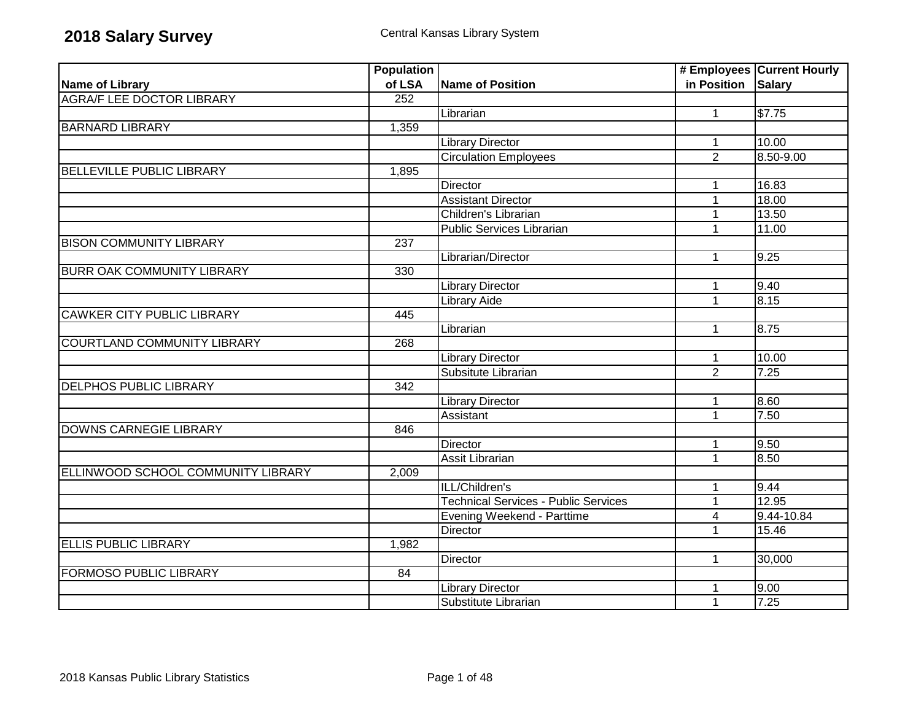# 2018 Salary Survey

Central Kansas Library System

| Name of Library | Population of LSA | Name of Position | # Employees in Position | Current Hourly Salary |
|---|---|---|---|---|
| AGRA/F LEE DOCTOR LIBRARY | 252 | | | |
| | | Librarian | 1 | $7.75 |
| BARNARD LIBRARY | 1,359 | | | |
| | | Library Director | 1 | 10.00 |
| | | Circulation Employees | 2 | 8.50-9.00 |
| BELLEVILLE PUBLIC LIBRARY | 1,895 | | | |
| | | Director | 1 | 16.83 |
| | | Assistant Director | 1 | 18.00 |
| | | Children's Librarian | 1 | 13.50 |
| | | Public Services Librarian | 1 | 11.00 |
| BISON COMMUNITY LIBRARY | 237 | | | |
| | | Librarian/Director | 1 | 9.25 |
| BURR OAK COMMUNITY LIBRARY | 330 | | | |
| | | Library Director | 1 | 9.40 |
| | | Library Aide | 1 | 8.15 |
| CAWKER CITY PUBLIC LIBRARY | 445 | | | |
| | | Librarian | 1 | 8.75 |
| COURTLAND COMMUNITY LIBRARY | 268 | | | |
| | | Library Director | 1 | 10.00 |
| | | Subsitute Librarian | 2 | 7.25 |
| DELPHOS PUBLIC LIBRARY | 342 | | | |
| | | Library Director | 1 | 8.60 |
| | | Assistant | 1 | 7.50 |
| DOWNS CARNEGIE LIBRARY | 846 | | | |
| | | Director | 1 | 9.50 |
| | | Assit Librarian | 1 | 8.50 |
| ELLINWOOD SCHOOL COMMUNITY LIBRARY | 2,009 | | | |
| | | ILL/Children's | 1 | 9.44 |
| | | Technical Services - Public Services | 1 | 12.95 |
| | | Evening Weekend - Parttime | 4 | 9.44-10.84 |
| | | Director | 1 | 15.46 |
| ELLIS PUBLIC LIBRARY | 1,982 | | | |
| | | Director | 1 | 30,000 |
| FORMOSO PUBLIC LIBRARY | 84 | | | |
| | | Library Director | 1 | 9.00 |
| | | Substitute Librarian | 1 | 7.25 |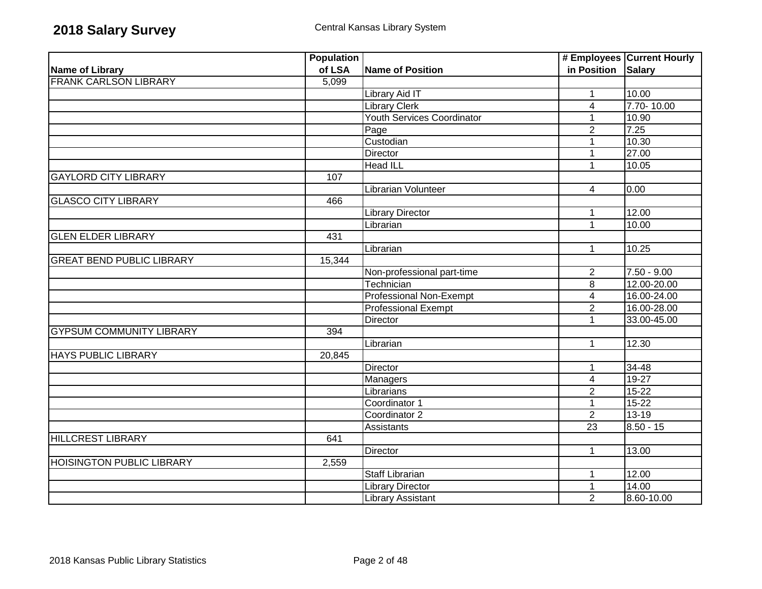# 2018 Salary Survey

Central Kansas Library System

| Name of Library | Population of LSA | Name of Position | # Employees in Position | Current Hourly Salary |
|---|---|---|---|---|
| FRANK CARLSON LIBRARY | 5,099 | | | |
| | | Library Aid IT | 1 | 10.00 |
| | | Library Clerk | 4 | 7.70- 10.00 |
| | | Youth Services Coordinator | 1 | 10.90 |
| | | Page | 2 | 7.25 |
| | | Custodian | 1 | 10.30 |
| | | Director | 1 | 27.00 |
| | | Head ILL | 1 | 10.05 |
| GAYLORD CITY LIBRARY | 107 | | | |
| | | Librarian Volunteer | 4 | 0.00 |
| GLASCO CITY LIBRARY | 466 | | | |
| | | Library Director | 1 | 12.00 |
| | | Librarian | 1 | 10.00 |
| GLEN ELDER LIBRARY | 431 | | | |
| | | Librarian | 1 | 10.25 |
| GREAT BEND PUBLIC LIBRARY | 15,344 | | | |
| | | Non-professional part-time | 2 | 7.50 - 9.00 |
| | | Technician | 8 | 12.00-20.00 |
| | | Professional Non-Exempt | 4 | 16.00-24.00 |
| | | Professional Exempt | 2 | 16.00-28.00 |
| | | Director | 1 | 33.00-45.00 |
| GYPSUM COMMUNITY LIBRARY | 394 | | | |
| | | Librarian | 1 | 12.30 |
| HAYS PUBLIC LIBRARY | 20,845 | | | |
| | | Director | 1 | 34-48 |
| | | Managers | 4 | 19-27 |
| | | Librarians | 2 | 15-22 |
| | | Coordinator 1 | 1 | 15-22 |
| | | Coordinator 2 | 2 | 13-19 |
| | | Assistants | 23 | 8.50 - 15 |
| HILLCREST LIBRARY | 641 | | | |
| | | Director | 1 | 13.00 |
| HOISINGTON PUBLIC LIBRARY | 2,559 | | | |
| | | Staff Librarian | 1 | 12.00 |
| | | Library Director | 1 | 14.00 |
| | | Library Assistant | 2 | 8.60-10.00 |

2018 Kansas Public Library Statistics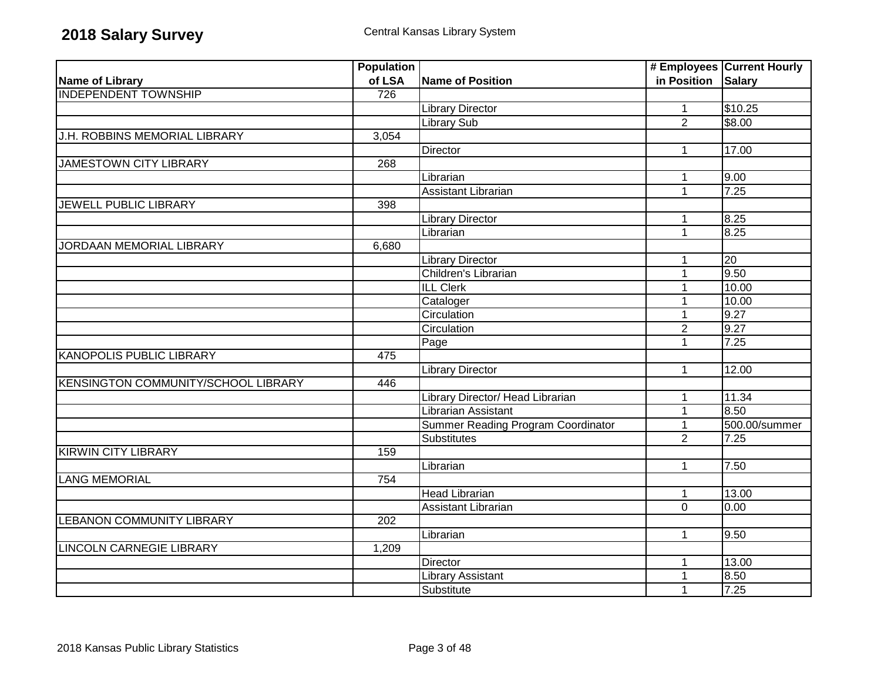## 2018 Salary Survey

Central Kansas Library System

| Name of Library | Population of LSA | Name of Position | # Employees in Position | Current Hourly Salary |
|---|---|---|---|---|
| INDEPENDENT TOWNSHIP | 726 | | | |
| | | Library Director | 1 | $10.25 |
| | | Library Sub | 2 | $8.00 |
| J.H. ROBBINS MEMORIAL LIBRARY | 3,054 | | | |
| | | Director | 1 | 17.00 |
| JAMESTOWN CITY LIBRARY | 268 | | | |
| | | Librarian | 1 | 9.00 |
| | | Assistant Librarian | 1 | 7.25 |
| JEWELL PUBLIC LIBRARY | 398 | | | |
| | | Library Director | 1 | 8.25 |
| | | Librarian | 1 | 8.25 |
| JORDAAN MEMORIAL LIBRARY | 6,680 | | | |
| | | Library Director | 1 | 20 |
| | | Children's Librarian | 1 | 9.50 |
| | | ILL Clerk | 1 | 10.00 |
| | | Cataloger | 1 | 10.00 |
| | | Circulation | 1 | 9.27 |
| | | Circulation | 2 | 9.27 |
| | | Page | 1 | 7.25 |
| KANOPOLIS PUBLIC LIBRARY | 475 | | | |
| | | Library Director | 1 | 12.00 |
| KENSINGTON COMMUNITY/SCHOOL LIBRARY | 446 | | | |
| | | Library Director/ Head Librarian | 1 | 11.34 |
| | | Librarian Assistant | 1 | 8.50 |
| | | Summer Reading Program Coordinator | 1 | 500.00/summer |
| | | Substitutes | 2 | 7.25 |
| KIRWIN CITY LIBRARY | 159 | | | |
| | | Librarian | 1 | 7.50 |
| LANG MEMORIAL | 754 | | | |
| | | Head Librarian | 1 | 13.00 |
| | | Assistant Librarian | 0 | 0.00 |
| LEBANON COMMUNITY LIBRARY | 202 | | | |
| | | Librarian | 1 | 9.50 |
| LINCOLN CARNEGIE LIBRARY | 1,209 | | | |
| | | Director | 1 | 13.00 |
| | | Library Assistant | 1 | 8.50 |
| | | Substitute | 1 | 7.25 |

2018 Kansas Public Library Statistics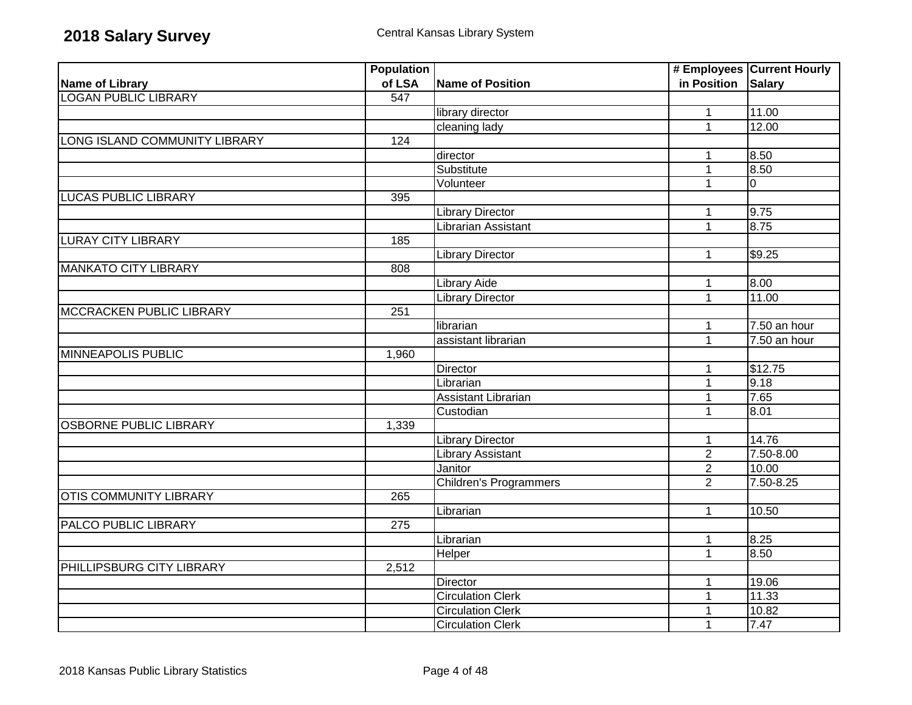# 2018 Salary Survey

Central Kansas Library System

| Name of Library | Population of LSA | Name of Position | # Employees in Position | Current Hourly Salary |
|---|---|---|---|---|
| LOGAN PUBLIC LIBRARY | 547 | | | |
| | | library director | 1 | 11.00 |
| | | cleaning lady | 1 | 12.00 |
| LONG ISLAND COMMUNITY LIBRARY | 124 | | | |
| | | director | 1 | 8.50 |
| | | Substitute | 1 | 8.50 |
| | | Volunteer | 1 | 0 |
| LUCAS PUBLIC LIBRARY | 395 | | | |
| | | Library Director | 1 | 9.75 |
| | | Librarian Assistant | 1 | 8.75 |
| LURAY CITY LIBRARY | 185 | | | |
| | | Library Director | 1 | $9.25 |
| MANKATO CITY LIBRARY | 808 | | | |
| | | Library Aide | 1 | 8.00 |
| | | Library Director | 1 | 11.00 |
| MCCRACKEN PUBLIC LIBRARY | 251 | | | |
| | | librarian | 1 | 7.50 an hour |
| | | assistant librarian | 1 | 7.50 an hour |
| MINNEAPOLIS PUBLIC | 1,960 | | | |
| | | Director | 1 | $12.75 |
| | | Librarian | 1 | 9.18 |
| | | Assistant Librarian | 1 | 7.65 |
| | | Custodian | 1 | 8.01 |
| OSBORNE PUBLIC LIBRARY | 1,339 | | | |
| | | Library Director | 1 | 14.76 |
| | | Library Assistant | 2 | 7.50-8.00 |
| | | Janitor | 2 | 10.00 |
| | | Children's Programmers | 2 | 7.50-8.25 |
| OTIS COMMUNITY LIBRARY | 265 | | | |
| | | Librarian | 1 | 10.50 |
| PALCO PUBLIC LIBRARY | 275 | | | |
| | | Librarian | 1 | 8.25 |
| | | Helper | 1 | 8.50 |
| PHILLIPSBURG CITY LIBRARY | 2,512 | | | |
| | | Director | 1 | 19.06 |
| | | Circulation Clerk | 1 | 11.33 |
| | | Circulation Clerk | 1 | 10.82 |
| | | Circulation Clerk | 1 | 7.47 |

2018 Kansas Public Library Statistics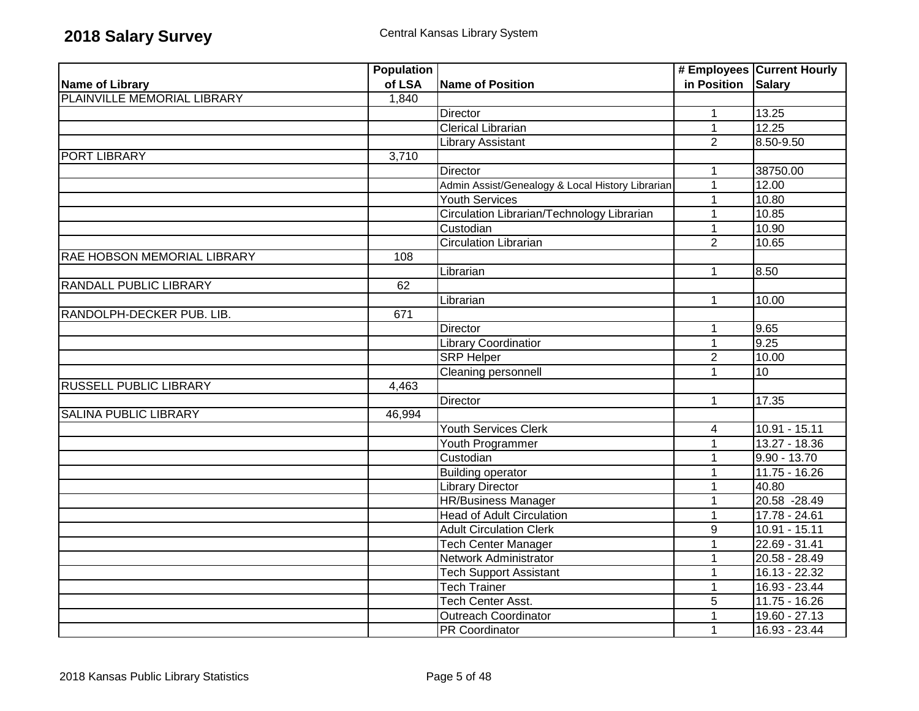# 2018 Salary Survey

Central Kansas Library System

| Name of Library | Population of LSA | Name of Position | # Employees in Position | Current Hourly Salary |
|---|---|---|---|---|
| PLAINVILLE MEMORIAL LIBRARY | 1,840 | | | |
| | | Director | 1 | 13.25 |
| | | Clerical Librarian | 1 | 12.25 |
| | | Library Assistant | 2 | 8.50-9.50 |
| PORT LIBRARY | 3,710 | | | |
| | | Director | 1 | 38750.00 |
| | | Admin Assist/Genealogy & Local History Librarian | 1 | 12.00 |
| | | Youth Services | 1 | 10.80 |
| | | Circulation Librarian/Technology Librarian | 1 | 10.85 |
| | | Custodian | 1 | 10.90 |
| | | Circulation Librarian | 2 | 10.65 |
| RAE HOBSON MEMORIAL LIBRARY | 108 | | | |
| | | Librarian | 1 | 8.50 |
| RANDALL PUBLIC LIBRARY | 62 | | | |
| | | Librarian | 1 | 10.00 |
| RANDOLPH-DECKER PUB. LIB. | 671 | | | |
| | | Director | 1 | 9.65 |
| | | Library Coordinatior | 1 | 9.25 |
| | | SRP Helper | 2 | 10.00 |
| | | Cleaning personnell | 1 | 10 |
| RUSSELL PUBLIC LIBRARY | 4,463 | | | |
| | | Director | 1 | 17.35 |
| SALINA PUBLIC LIBRARY | 46,994 | | | |
| | | Youth Services Clerk | 4 | 10.91 - 15.11 |
| | | Youth Programmer | 1 | 13.27 - 18.36 |
| | | Custodian | 1 | 9.90 - 13.70 |
| | | Building operator | 1 | 11.75 - 16.26 |
| | | Library Director | 1 | 40.80 |
| | | HR/Business Manager | 1 | 20.58 -28.49 |
| | | Head of Adult Circulation | 1 | 17.78 - 24.61 |
| | | Adult Circulation Clerk | 9 | 10.91 - 15.11 |
| | | Tech Center Manager | 1 | 22.69 - 31.41 |
| | | Network Administrator | 1 | 20.58 - 28.49 |
| | | Tech Support Assistant | 1 | 16.13 - 22.32 |
| | | Tech Trainer | 1 | 16.93 - 23.44 |
| | | Tech Center Asst. | 5 | 11.75 - 16.26 |
| | | Outreach Coordinator | 1 | 19.60 - 27.13 |
| | | PR Coordinator | 1 | 16.93 - 23.44 |

2018 Kansas Public Library Statistics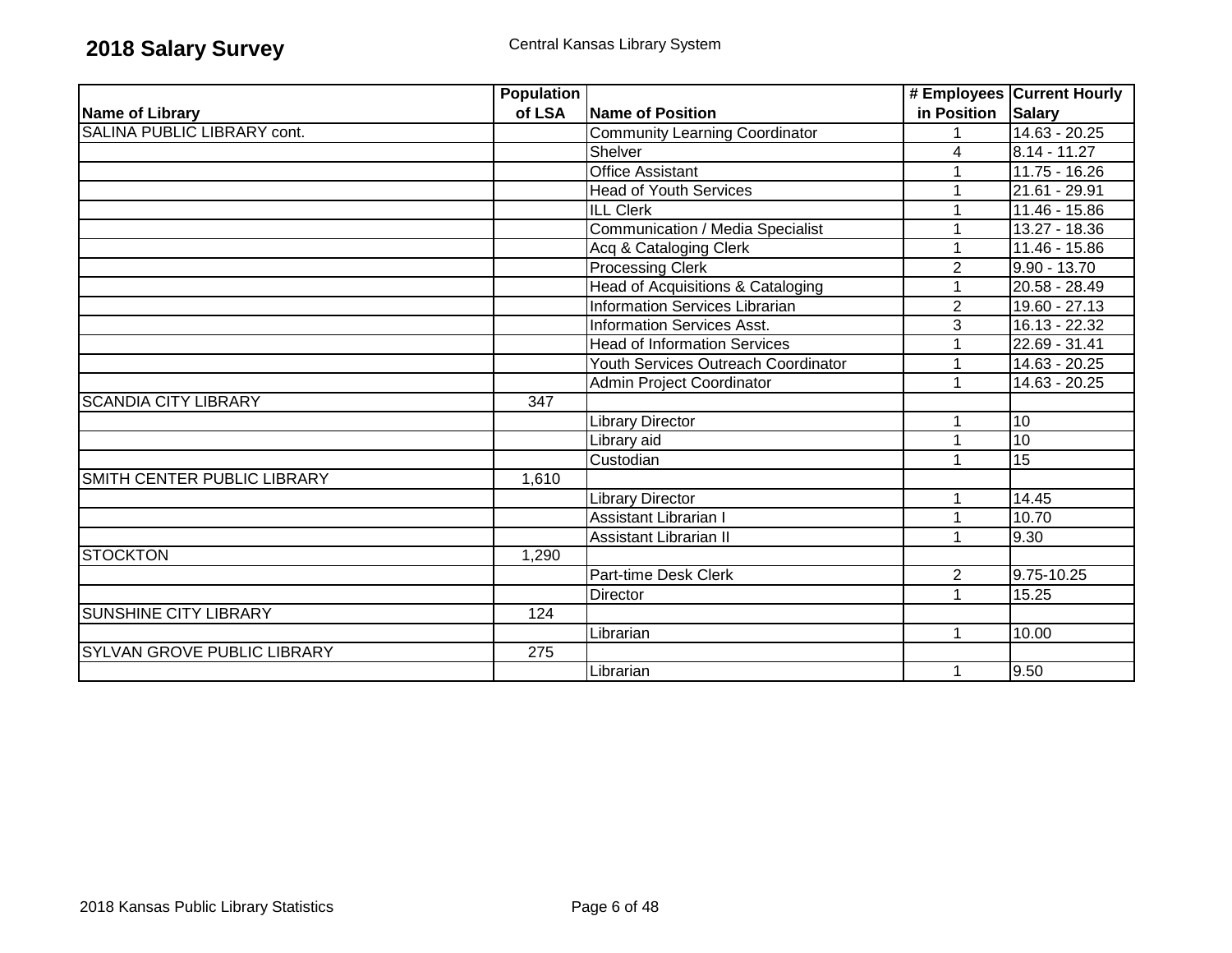# 2018 Salary Survey

Central Kansas Library System

| Name of Library | Population of LSA | Name of Position | # Employees in Position | Current Hourly Salary |
|---|---|---|---|---|
| SALINA PUBLIC LIBRARY cont. | | Community Learning Coordinator | 1 | 14.63 - 20.25 |
| | | Shelver | 4 | 8.14 - 11.27 |
| | | Office Assistant | 1 | 11.75 - 16.26 |
| | | Head of Youth Services | 1 | 21.61 - 29.91 |
| | | ILL Clerk | 1 | 11.46 - 15.86 |
| | | Communication / Media Specialist | 1 | 13.27 - 18.36 |
| | | Acq & Cataloging Clerk | 1 | 11.46 - 15.86 |
| | | Processing Clerk | 2 | 9.90 - 13.70 |
| | | Head of Acquisitions & Cataloging | 1 | 20.58 - 28.49 |
| | | Information Services Librarian | 2 | 19.60 - 27.13 |
| | | Information Services Asst. | 3 | 16.13 - 22.32 |
| | | Head of Information Services | 1 | 22.69 - 31.41 |
| | | Youth Services Outreach Coordinator | 1 | 14.63 - 20.25 |
| | | Admin Project Coordinator | 1 | 14.63 - 20.25 |
| SCANDIA CITY LIBRARY | 347 | | | |
| | | Library Director | 1 | 10 |
| | | Library aid | 1 | 10 |
| | | Custodian | 1 | 15 |
| SMITH CENTER PUBLIC LIBRARY | 1,610 | | | |
| | | Library Director | 1 | 14.45 |
| | | Assistant Librarian I | 1 | 10.70 |
| | | Assistant Librarian II | 1 | 9.30 |
| STOCKTON | 1,290 | | | |
| | | Part-time Desk Clerk | 2 | 9.75-10.25 |
| | | Director | 1 | 15.25 |
| SUNSHINE CITY LIBRARY | 124 | | | |
| | | Librarian | 1 | 10.00 |
| SYLVAN GROVE PUBLIC LIBRARY | 275 | | | |
| | | Librarian | 1 | 9.50 |

2018 Kansas Public Library Statistics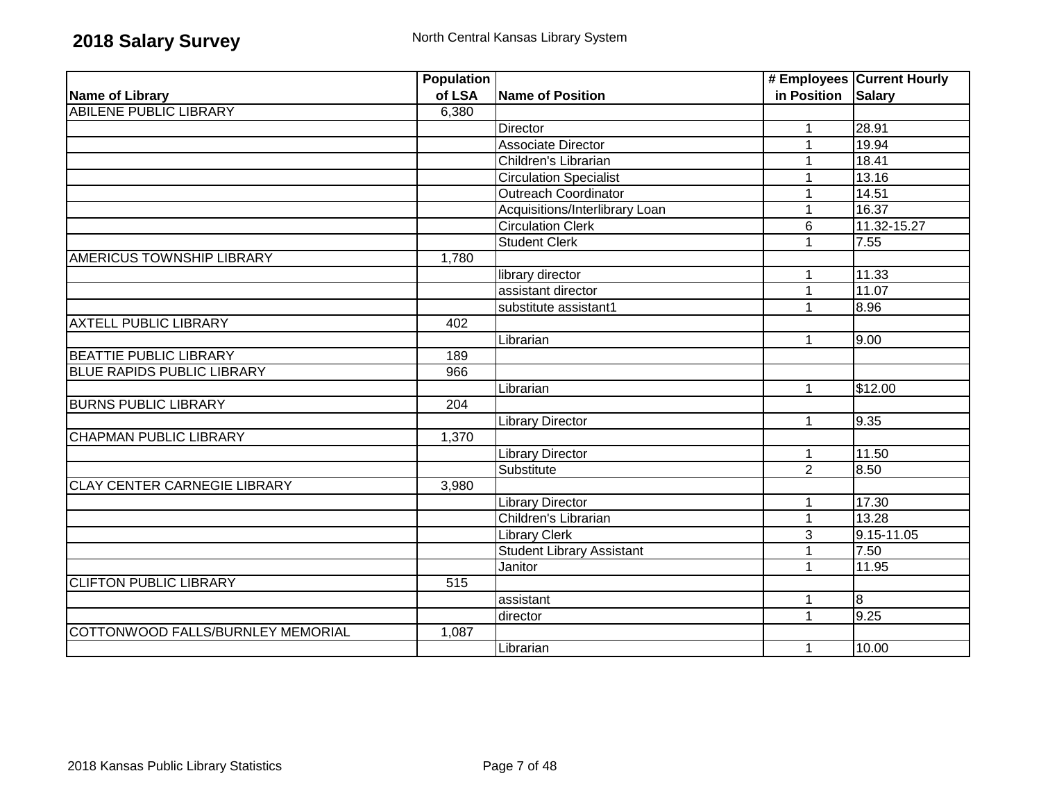# 2018 Salary Survey

North Central Kansas Library System

| Name of Library | Population of LSA | Name of Position | # Employees in Position | Current Hourly Salary |
|---|---|---|---|---|
| ABILENE PUBLIC LIBRARY | 6,380 | | | |
| | | Director | 1 | 28.91 |
| | | Associate Director | 1 | 19.94 |
| | | Children's Librarian | 1 | 18.41 |
| | | Circulation Specialist | 1 | 13.16 |
| | | Outreach Coordinator | 1 | 14.51 |
| | | Acquisitions/Interlibrary Loan | 1 | 16.37 |
| | | Circulation Clerk | 6 | 11.32-15.27 |
| | | Student Clerk | 1 | 7.55 |
| AMERICUS TOWNSHIP LIBRARY | 1,780 | | | |
| | | library director | 1 | 11.33 |
| | | assistant director | 1 | 11.07 |
| | | substitute assistant1 | 1 | 8.96 |
| AXTELL PUBLIC LIBRARY | 402 | | | |
| | | Librarian | 1 | 9.00 |
| BEATTIE PUBLIC LIBRARY | 189 | | | |
| BLUE RAPIDS PUBLIC LIBRARY | 966 | | | |
| | | Librarian | 1 | $12.00 |
| BURNS PUBLIC LIBRARY | 204 | | | |
| | | Library Director | 1 | 9.35 |
| CHAPMAN PUBLIC LIBRARY | 1,370 | | | |
| | | Library Director | 1 | 11.50 |
| | | Substitute | 2 | 8.50 |
| CLAY CENTER CARNEGIE LIBRARY | 3,980 | | | |
| | | Library Director | 1 | 17.30 |
| | | Children's Librarian | 1 | 13.28 |
| | | Library Clerk | 3 | 9.15-11.05 |
| | | Student Library Assistant | 1 | 7.50 |
| | | Janitor | 1 | 11.95 |
| CLIFTON PUBLIC LIBRARY | 515 | | | |
| | | assistant | 1 | 8 |
| | | director | 1 | 9.25 |
| COTTONWOOD FALLS/BURNLEY MEMORIAL | 1,087 | | | |
| | | Librarian | 1 | 10.00 |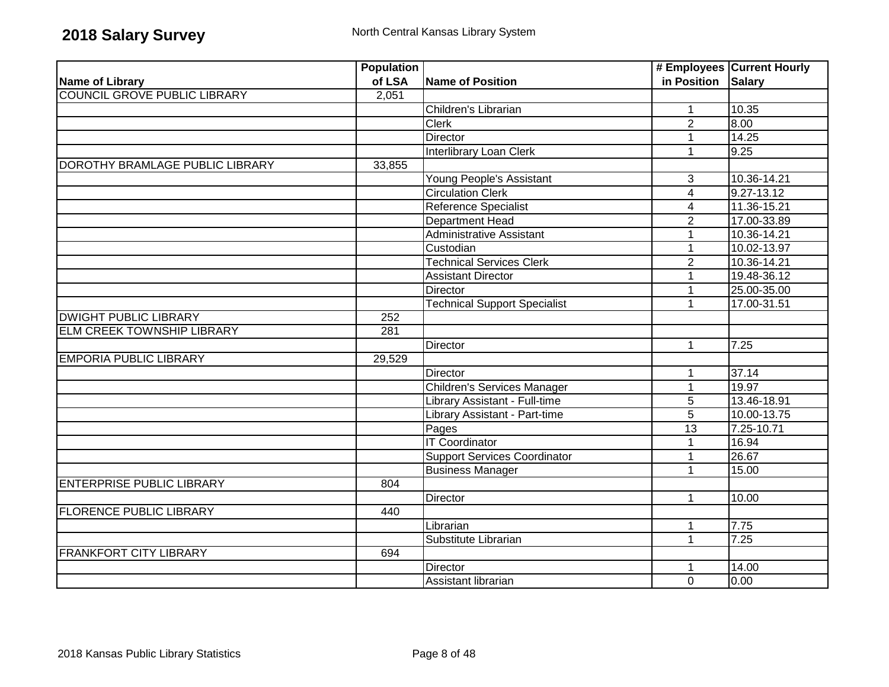**2018 Salary Survey**

North Central Kansas Library System

| Name of Library | Population of LSA | Name of Position | # Employees in Position | Current Hourly Salary |
|---|---|---|---|---|
| COUNCIL GROVE PUBLIC LIBRARY | 2,051 | | | |
| | | Children's Librarian | 1 | 10.35 |
| | | Clerk | 2 | 8.00 |
| | | Director | 1 | 14.25 |
| | | Interlibrary Loan Clerk | 1 | 9.25 |
| DOROTHY BRAMLAGE PUBLIC LIBRARY | 33,855 | | | |
| | | Young People's Assistant | 3 | 10.36-14.21 |
| | | Circulation Clerk | 4 | 9.27-13.12 |
| | | Reference Specialist | 4 | 11.36-15.21 |
| | | Department Head | 2 | 17.00-33.89 |
| | | Administrative Assistant | 1 | 10.36-14.21 |
| | | Custodian | 1 | 10.02-13.97 |
| | | Technical Services Clerk | 2 | 10.36-14.21 |
| | | Assistant Director | 1 | 19.48-36.12 |
| | | Director | 1 | 25.00-35.00 |
| | | Technical Support Specialist | 1 | 17.00-31.51 |
| DWIGHT PUBLIC LIBRARY | 252 | | | |
| ELM CREEK TOWNSHIP LIBRARY | 281 | | | |
| | | Director | 1 | 7.25 |
| EMPORIA PUBLIC LIBRARY | 29,529 | | | |
| | | Director | 1 | 37.14 |
| | | Children's Services Manager | 1 | 19.97 |
| | | Library Assistant - Full-time | 5 | 13.46-18.91 |
| | | Library Assistant - Part-time | 5 | 10.00-13.75 |
| | | Pages | 13 | 7.25-10.71 |
| | | IT Coordinator | 1 | 16.94 |
| | | Support Services Coordinator | 1 | 26.67 |
| | | Business Manager | 1 | 15.00 |
| ENTERPRISE PUBLIC LIBRARY | 804 | | | |
| | | Director | 1 | 10.00 |
| FLORENCE PUBLIC LIBRARY | 440 | | | |
| | | Librarian | 1 | 7.75 |
| | | Substitute Librarian | 1 | 7.25 |
| FRANKFORT CITY LIBRARY | 694 | | | |
| | | Director | 1 | 14.00 |
| | | Assistant librarian | 0 | 0.00 |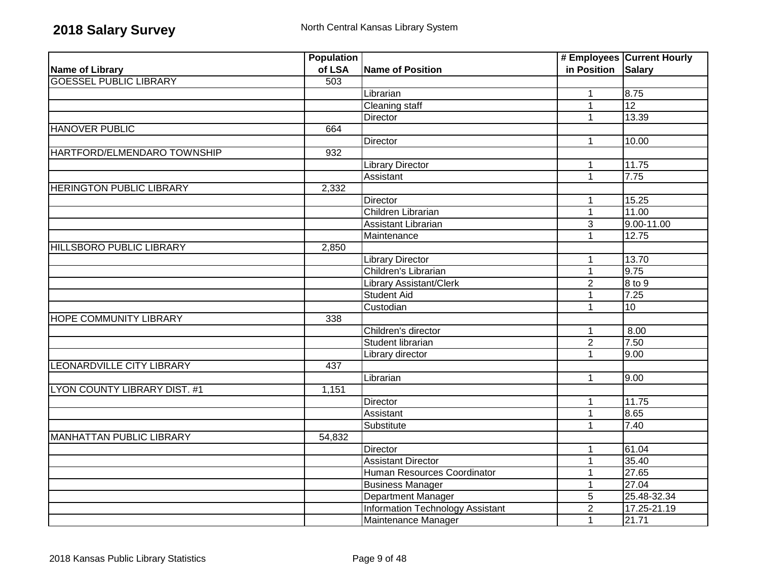# 2018 Salary Survey

North Central Kansas Library System

| Name of Library | Population of LSA | Name of Position | # Employees in Position | Current Hourly Salary |
|---|---|---|---|---|
| GOESSEL PUBLIC LIBRARY | 503 | | | |
| | | Librarian | 1 | 8.75 |
| | | Cleaning staff | 1 | 12 |
| | | Director | 1 | 13.39 |
| HANOVER PUBLIC | 664 | | | |
| | | Director | 1 | 10.00 |
| HARTFORD/ELMENDARO TOWNSHIP | 932 | | | |
| | | Library Director | 1 | 11.75 |
| | | Assistant | 1 | 7.75 |
| HERINGTON PUBLIC LIBRARY | 2,332 | | | |
| | | Director | 1 | 15.25 |
| | | Children Librarian | 1 | 11.00 |
| | | Assistant Librarian | 3 | 9.00-11.00 |
| | | Maintenance | 1 | 12.75 |
| HILLSBORO PUBLIC LIBRARY | 2,850 | | | |
| | | Library Director | 1 | 13.70 |
| | | Children's Librarian | 1 | 9.75 |
| | | Library Assistant/Clerk | 2 | 8 to 9 |
| | | Student Aid | 1 | 7.25 |
| | | Custodian | 1 | 10 |
| HOPE COMMUNITY LIBRARY | 338 | | | |
| | | Children's director | 1 | 8.00 |
| | | Student librarian | 2 | 7.50 |
| | | Library director | 1 | 9.00 |
| LEONARDVILLE CITY LIBRARY | 437 | | | |
| | | Librarian | 1 | 9.00 |
| LYON COUNTY LIBRARY DIST. #1 | 1,151 | | | |
| | | Director | 1 | 11.75 |
| | | Assistant | 1 | 8.65 |
| | | Substitute | 1 | 7.40 |
| MANHATTAN PUBLIC LIBRARY | 54,832 | | | |
| | | Director | 1 | 61.04 |
| | | Assistant Director | 1 | 35.40 |
| | | Human Resources Coordinator | 1 | 27.65 |
| | | Business Manager | 1 | 27.04 |
| | | Department Manager | 5 | 25.48-32.34 |
| | | Information Technology Assistant | 2 | 17.25-21.19 |
| | | Maintenance Manager | 1 | 21.71 |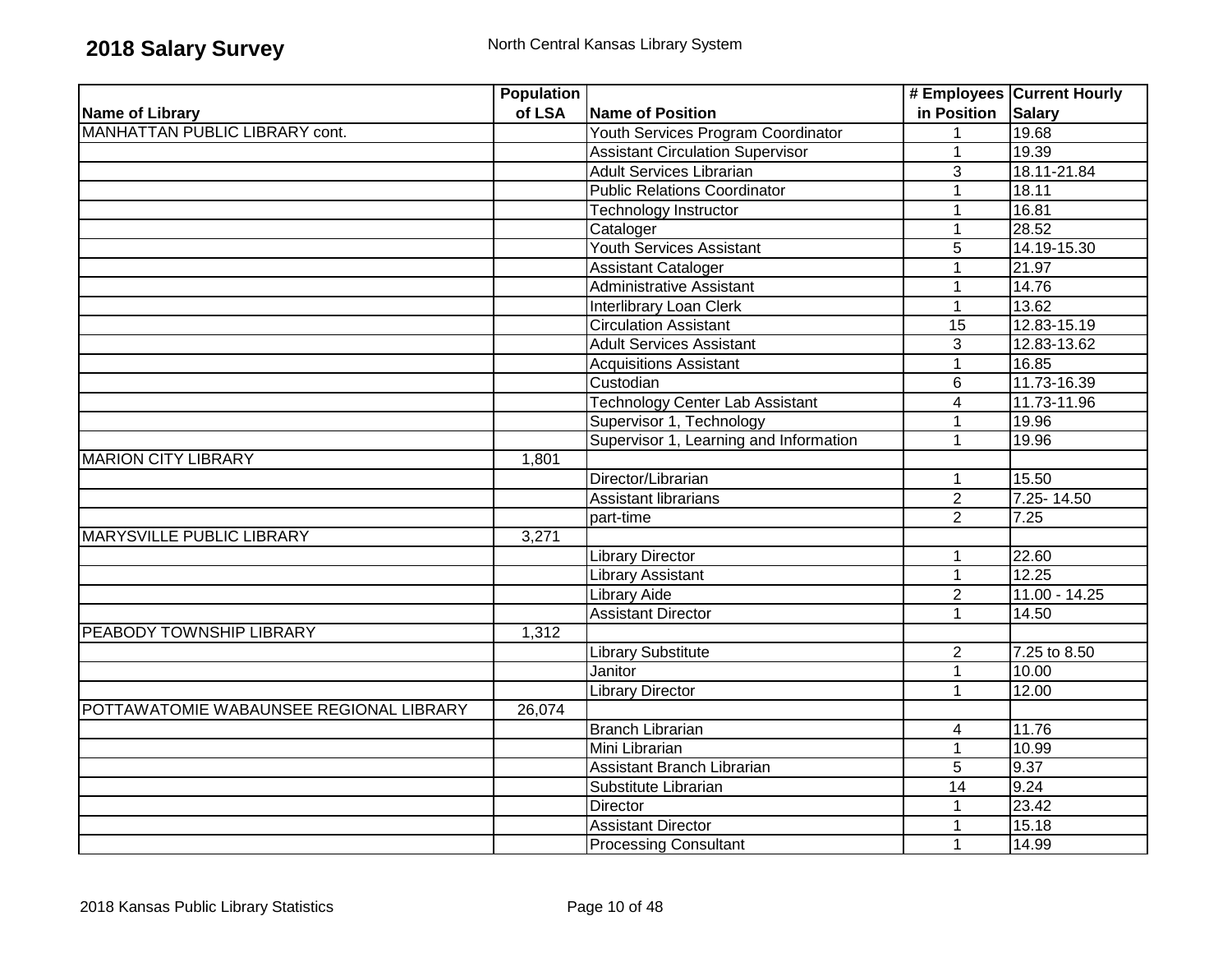# 2018 Salary Survey

North Central Kansas Library System

| Name of Library | Population of LSA | Name of Position | # Employees in Position | Current Hourly Salary |
|---|---|---|---|---|
| MANHATTAN PUBLIC LIBRARY cont. | | Youth Services Program Coordinator | 1 | 19.68 |
| | | Assistant Circulation Supervisor | 1 | 19.39 |
| | | Adult Services Librarian | 3 | 18.11-21.84 |
| | | Public Relations Coordinator | 1 | 18.11 |
| | | Technology Instructor | 1 | 16.81 |
| | | Cataloger | 1 | 28.52 |
| | | Youth Services Assistant | 5 | 14.19-15.30 |
| | | Assistant Cataloger | 1 | 21.97 |
| | | Administrative Assistant | 1 | 14.76 |
| | | Interlibrary Loan Clerk | 1 | 13.62 |
| | | Circulation Assistant | 15 | 12.83-15.19 |
| | | Adult Services Assistant | 3 | 12.83-13.62 |
| | | Acquisitions Assistant | 1 | 16.85 |
| | | Custodian | 6 | 11.73-16.39 |
| | | Technology Center Lab Assistant | 4 | 11.73-11.96 |
| | | Supervisor 1, Technology | 1 | 19.96 |
| | | Supervisor 1, Learning and Information | 1 | 19.96 |
| MARION CITY LIBRARY | 1,801 | | | |
| | | Director/Librarian | 1 | 15.50 |
| | | Assistant librarians | 2 | 7.25- 14.50 |
| | | part-time | 2 | 7.25 |
| MARYSVILLE PUBLIC LIBRARY | 3,271 | | | |
| | | Library Director | 1 | 22.60 |
| | | Library Assistant | 1 | 12.25 |
| | | Library Aide | 2 | 11.00 - 14.25 |
| | | Assistant Director | 1 | 14.50 |
| PEABODY TOWNSHIP LIBRARY | 1,312 | | | |
| | | Library Substitute | 2 | 7.25 to 8.50 |
| | | Janitor | 1 | 10.00 |
| | | Library Director | 1 | 12.00 |
| POTTAWATOMIE WABAUNSEE REGIONAL LIBRARY | 26,074 | | | |
| | | Branch Librarian | 4 | 11.76 |
| | | Mini Librarian | 1 | 10.99 |
| | | Assistant Branch Librarian | 5 | 9.37 |
| | | Substitute Librarian | 14 | 9.24 |
| | | Director | 1 | 23.42 |
| | | Assistant Director | 1 | 15.18 |
| | | Processing Consultant | 1 | 14.99 |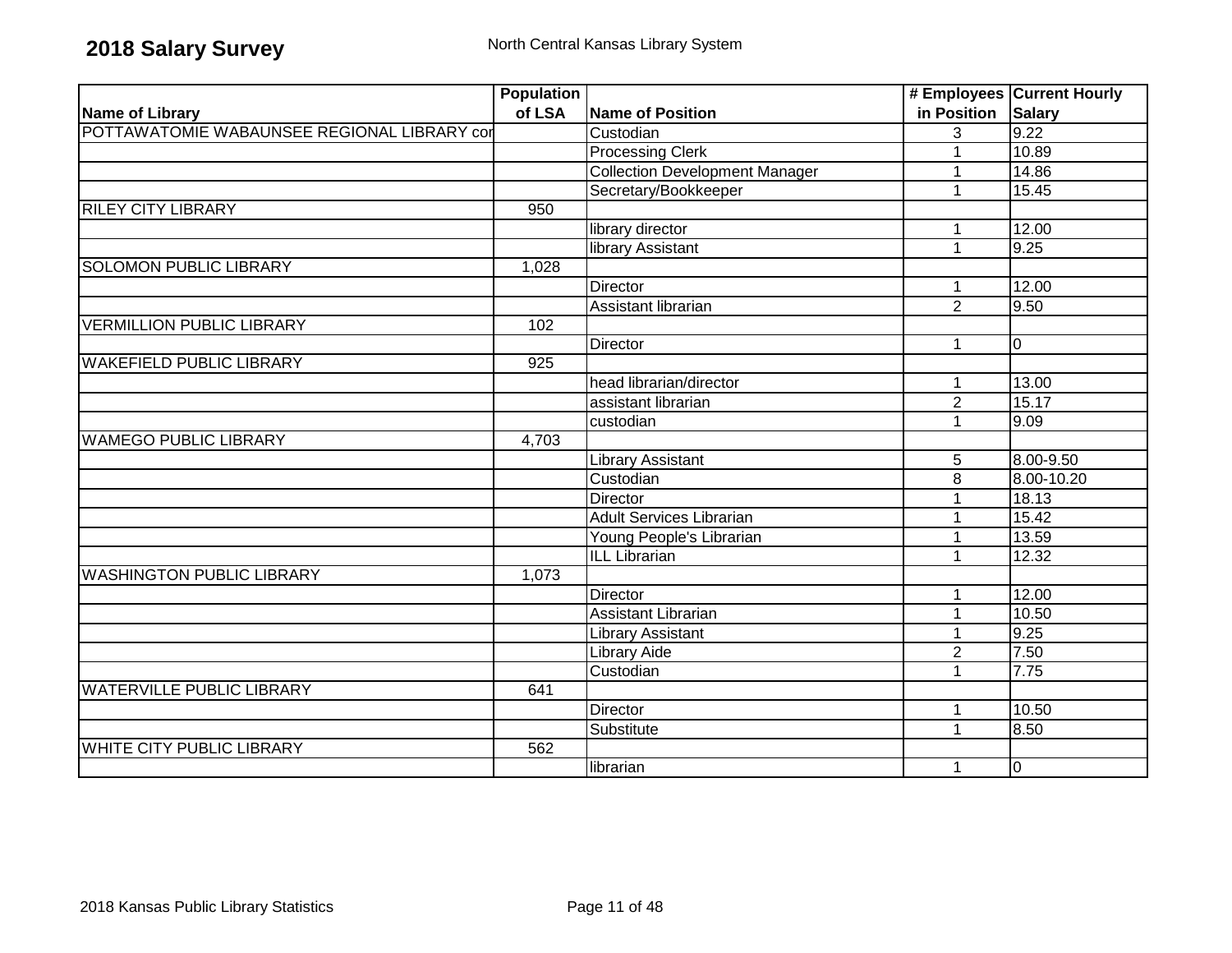## 2018 Salary Survey

North Central Kansas Library System

| Name of Library | Population of LSA | Name of Position | # Employees in Position | Current Hourly Salary |
|---|---|---|---|---|
| POTTAWATOMIE WABAUNSEE REGIONAL LIBRARY cor | | Custodian | 3 | 9.22 |
| | | Processing Clerk | 1 | 10.89 |
| | | Collection Development Manager | 1 | 14.86 |
| | | Secretary/Bookkeeper | 1 | 15.45 |
| RILEY CITY LIBRARY | 950 | | | |
| | | library director | 1 | 12.00 |
| | | library Assistant | 1 | 9.25 |
| SOLOMON PUBLIC LIBRARY | 1,028 | | | |
| | | Director | 1 | 12.00 |
| | | Assistant librarian | 2 | 9.50 |
| VERMILLION PUBLIC LIBRARY | 102 | | | |
| | | Director | 1 | 0 |
| WAKEFIELD PUBLIC LIBRARY | 925 | | | |
| | | head librarian/director | 1 | 13.00 |
| | | assistant librarian | 2 | 15.17 |
| | | custodian | 1 | 9.09 |
| WAMEGO PUBLIC LIBRARY | 4,703 | | | |
| | | Library Assistant | 5 | 8.00-9.50 |
| | | Custodian | 8 | 8.00-10.20 |
| | | Director | 1 | 18.13 |
| | | Adult Services Librarian | 1 | 15.42 |
| | | Young People's Librarian | 1 | 13.59 |
| | | ILL Librarian | 1 | 12.32 |
| WASHINGTON PUBLIC LIBRARY | 1,073 | | | |
| | | Director | 1 | 12.00 |
| | | Assistant Librarian | 1 | 10.50 |
| | | Library Assistant | 1 | 9.25 |
| | | Library Aide | 2 | 7.50 |
| | | Custodian | 1 | 7.75 |
| WATERVILLE PUBLIC LIBRARY | 641 | | | |
| | | Director | 1 | 10.50 |
| | | Substitute | 1 | 8.50 |
| WHITE CITY PUBLIC LIBRARY | 562 | | | |
| | | librarian | 1 | 0 |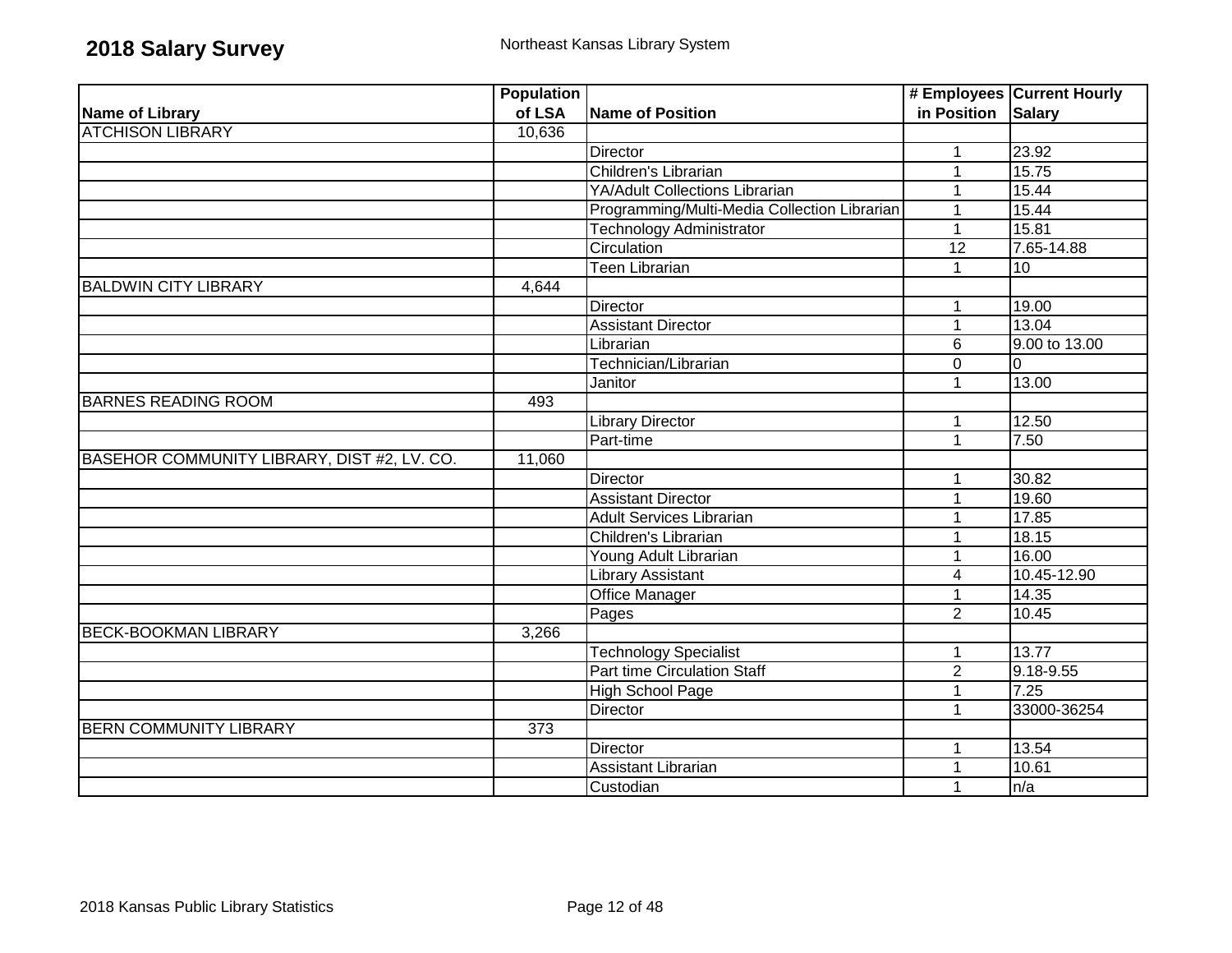# 2018 Salary Survey

Northeast Kansas Library System

| Name of Library | Population of LSA | Name of Position | # Employees in Position | Current Hourly Salary |
|---|---|---|---|---|
| ATCHISON LIBRARY | 10,636 | | | |
| | | Director | 1 | 23.92 |
| | | Children's Librarian | 1 | 15.75 |
| | | YA/Adult Collections Librarian | 1 | 15.44 |
| | | Programming/Multi-Media Collection Librarian | 1 | 15.44 |
| | | Technology Administrator | 1 | 15.81 |
| | | Circulation | 12 | 7.65-14.88 |
| | | Teen Librarian | 1 | 10 |
| BALDWIN CITY LIBRARY | 4,644 | | | |
| | | Director | 1 | 19.00 |
| | | Assistant Director | 1 | 13.04 |
| | | Librarian | 6 | 9.00 to 13.00 |
| | | Technician/Librarian | 0 | 0 |
| | | Janitor | 1 | 13.00 |
| BARNES READING ROOM | 493 | | | |
| | | Library Director | 1 | 12.50 |
| | | Part-time | 1 | 7.50 |
| BASEHOR COMMUNITY LIBRARY, DIST #2, LV. CO. | 11,060 | | | |
| | | Director | 1 | 30.82 |
| | | Assistant Director | 1 | 19.60 |
| | | Adult Services Librarian | 1 | 17.85 |
| | | Children's Librarian | 1 | 18.15 |
| | | Young Adult Librarian | 1 | 16.00 |
| | | Library Assistant | 4 | 10.45-12.90 |
| | | Office Manager | 1 | 14.35 |
| | | Pages | 2 | 10.45 |
| BECK-BOOKMAN LIBRARY | 3,266 | | | |
| | | Technology Specialist | 1 | 13.77 |
| | | Part time Circulation Staff | 2 | 9.18-9.55 |
| | | High School Page | 1 | 7.25 |
| | | Director | 1 | 33000-36254 |
| BERN COMMUNITY LIBRARY | 373 | | | |
| | | Director | 1 | 13.54 |
| | | Assistant Librarian | 1 | 10.61 |
| | | Custodian | 1 | n/a |

2018 Kansas Public Library Statistics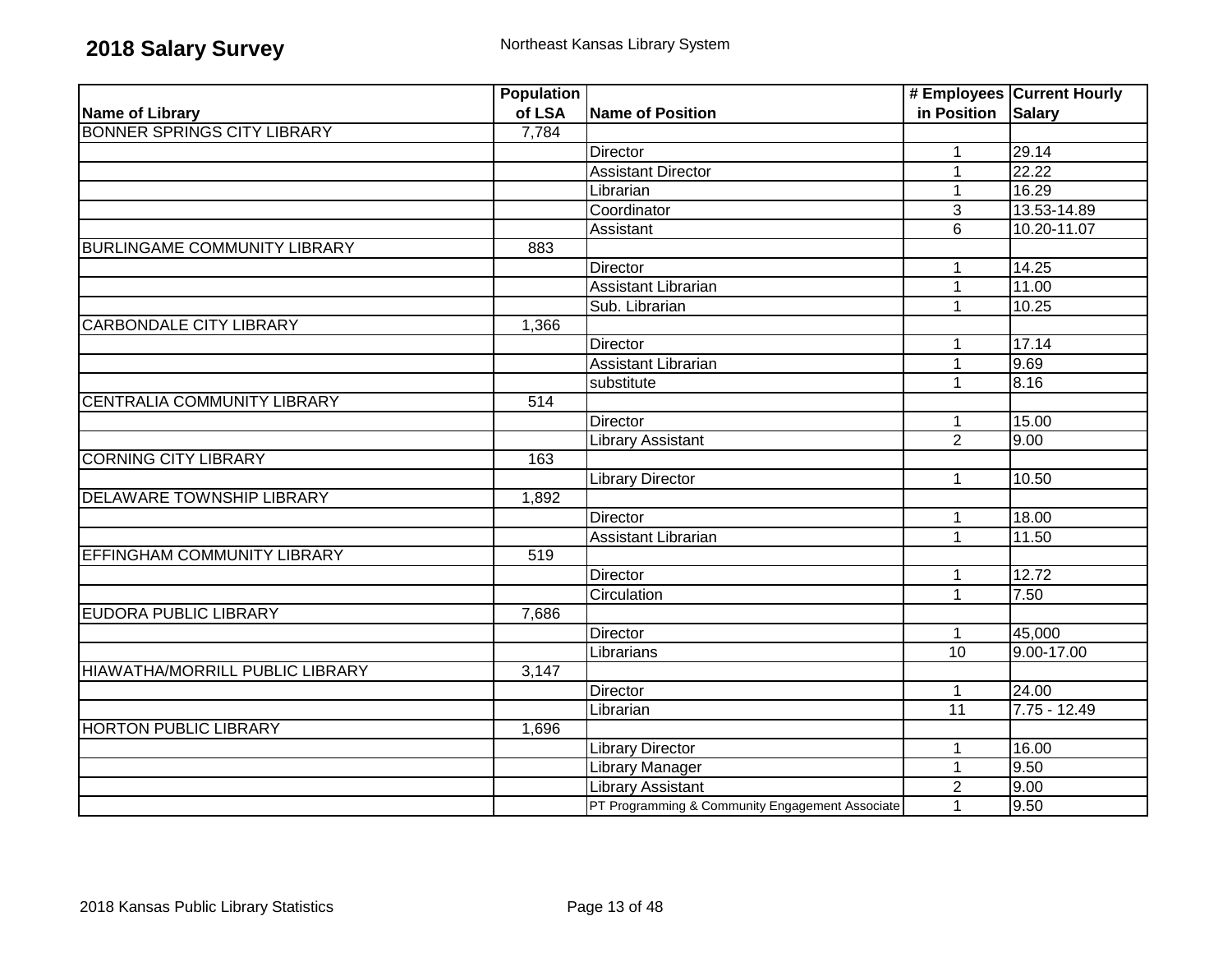# 2018 Salary Survey

Northeast Kansas Library System

| Name of Library | Population of LSA | Name of Position | # Employees in Position | Current Hourly Salary |
|---|---|---|---|---|
| BONNER SPRINGS CITY LIBRARY | 7,784 | | | |
| | | Director | 1 | 29.14 |
| | | Assistant Director | 1 | 22.22 |
| | | Librarian | 1 | 16.29 |
| | | Coordinator | 3 | 13.53-14.89 |
| | | Assistant | 6 | 10.20-11.07 |
| BURLINGAME COMMUNITY LIBRARY | 883 | | | |
| | | Director | 1 | 14.25 |
| | | Assistant Librarian | 1 | 11.00 |
| | | Sub. Librarian | 1 | 10.25 |
| CARBONDALE CITY LIBRARY | 1,366 | | | |
| | | Director | 1 | 17.14 |
| | | Assistant Librarian | 1 | 9.69 |
| | | substitute | 1 | 8.16 |
| CENTRALIA COMMUNITY LIBRARY | 514 | | | |
| | | Director | 1 | 15.00 |
| | | Library Assistant | 2 | 9.00 |
| CORNING CITY LIBRARY | 163 | | | |
| | | Library Director | 1 | 10.50 |
| DELAWARE TOWNSHIP LIBRARY | 1,892 | | | |
| | | Director | 1 | 18.00 |
| | | Assistant Librarian | 1 | 11.50 |
| EFFINGHAM COMMUNITY LIBRARY | 519 | | | |
| | | Director | 1 | 12.72 |
| | | Circulation | 1 | 7.50 |
| EUDORA PUBLIC LIBRARY | 7,686 | | | |
| | | Director | 1 | 45,000 |
| | | Librarians | 10 | 9.00-17.00 |
| HIAWATHA/MORRILL PUBLIC LIBRARY | 3,147 | | | |
| | | Director | 1 | 24.00 |
| | | Librarian | 11 | 7.75 - 12.49 |
| HORTON PUBLIC LIBRARY | 1,696 | | | |
| | | Library Director | 1 | 16.00 |
| | | Library Manager | 1 | 9.50 |
| | | Library Assistant | 2 | 9.00 |
| | | PT Programming & Community Engagement Associate | 1 | 9.50 |

2018 Kansas Public Library Statistics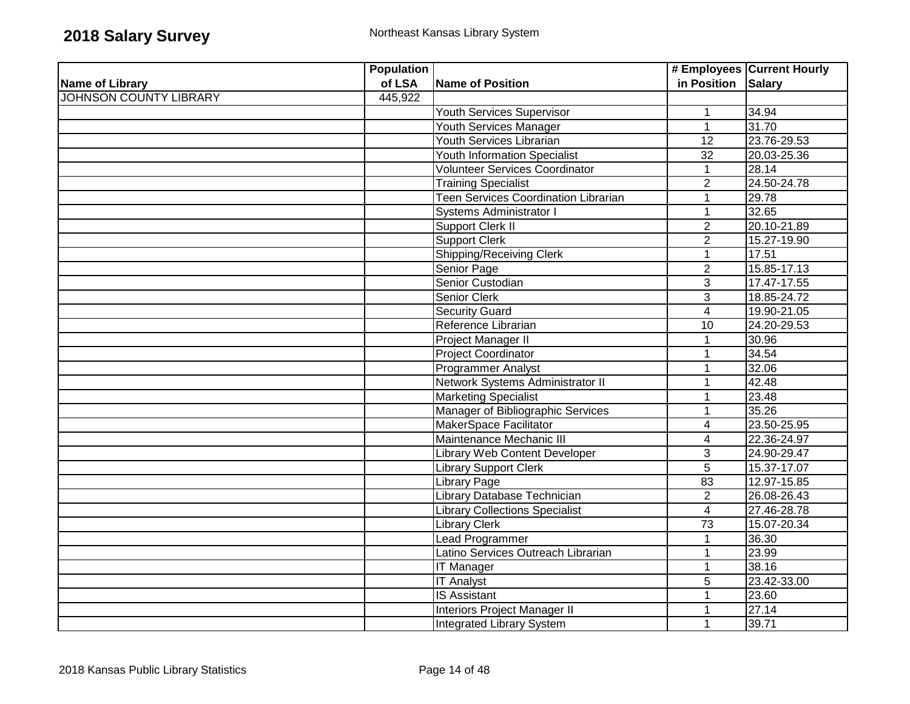# 2018 Salary Survey

Northeast Kansas Library System

| Name of Library | Population of LSA | Name of Position | # Employees in Position | Current Hourly Salary |
|---|---|---|---|---|
| JOHNSON COUNTY LIBRARY | 445,922 | | | |
| | | Youth Services Supervisor | 1 | 34.94 |
| | | Youth Services Manager | 1 | 31.70 |
| | | Youth Services Librarian | 12 | 23.76-29.53 |
| | | Youth Information Specialist | 32 | 20.03-25.36 |
| | | Volunteer Services Coordinator | 1 | 28.14 |
| | | Training Specialist | 2 | 24.50-24.78 |
| | | Teen Services Coordination Librarian | 1 | 29.78 |
| | | Systems Administrator I | 1 | 32.65 |
| | | Support Clerk II | 2 | 20.10-21.89 |
| | | Support Clerk | 2 | 15.27-19.90 |
| | | Shipping/Receiving Clerk | 1 | 17.51 |
| | | Senior Page | 2 | 15.85-17.13 |
| | | Senior Custodian | 3 | 17.47-17.55 |
| | | Senior Clerk | 3 | 18.85-24.72 |
| | | Security Guard | 4 | 19.90-21.05 |
| | | Reference Librarian | 10 | 24.20-29.53 |
| | | Project Manager II | 1 | 30.96 |
| | | Project Coordinator | 1 | 34.54 |
| | | Programmer Analyst | 1 | 32.06 |
| | | Network Systems Administrator II | 1 | 42.48 |
| | | Marketing Specialist | 1 | 23.48 |
| | | Manager of Bibliographic Services | 1 | 35.26 |
| | | MakerSpace Facilitator | 4 | 23.50-25.95 |
| | | Maintenance Mechanic III | 4 | 22.36-24.97 |
| | | Library Web Content Developer | 3 | 24.90-29.47 |
| | | Library Support Clerk | 5 | 15.37-17.07 |
| | | Library Page | 83 | 12.97-15.85 |
| | | Library Database Technician | 2 | 26.08-26.43 |
| | | Library Collections Specialist | 4 | 27.46-28.78 |
| | | Library Clerk | 73 | 15.07-20.34 |
| | | Lead Programmer | 1 | 36.30 |
| | | Latino Services Outreach Librarian | 1 | 23.99 |
| | | IT Manager | 1 | 38.16 |
| | | IT Analyst | 5 | 23.42-33.00 |
| | | IS Assistant | 1 | 23.60 |
| | | Interiors Project Manager II | 1 | 27.14 |
| | | Integrated Library System | 1 | 39.71 |

2018 Kansas Public Library Statistics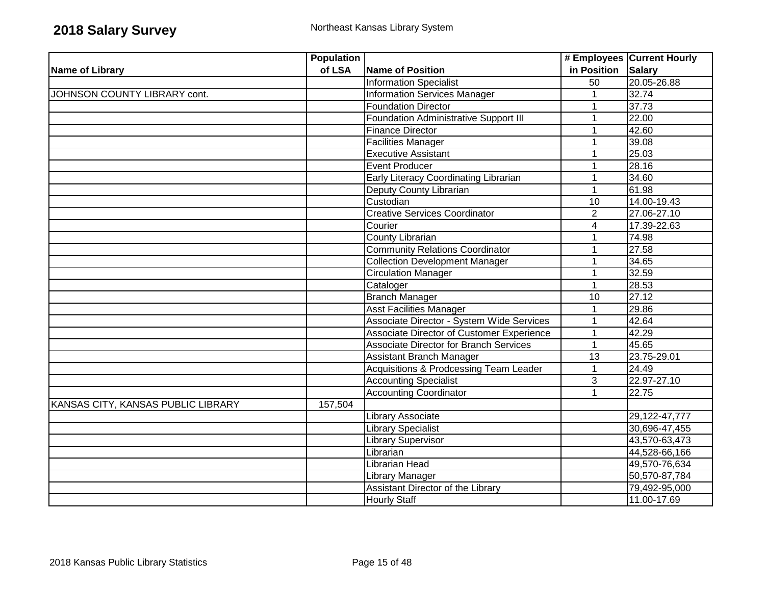# 2018 Salary Survey

Northeast Kansas Library System

| Name of Library | Population of LSA | Name of Position | # Employees in Position | Current Hourly Salary |
|---|---|---|---|---|
| | | Information Specialist | 50 | 20.05-26.88 |
| JOHNSON COUNTY LIBRARY cont. | | Information Services Manager | 1 | 32.74 |
| | | Foundation Director | 1 | 37.73 |
| | | Foundation Administrative Support III | 1 | 22.00 |
| | | Finance Director | 1 | 42.60 |
| | | Facilities Manager | 1 | 39.08 |
| | | Executive Assistant | 1 | 25.03 |
| | | Event Producer | 1 | 28.16 |
| | | Early Literacy Coordinating Librarian | 1 | 34.60 |
| | | Deputy County Librarian | 1 | 61.98 |
| | | Custodian | 10 | 14.00-19.43 |
| | | Creative Services Coordinator | 2 | 27.06-27.10 |
| | | Courier | 4 | 17.39-22.63 |
| | | County Librarian | 1 | 74.98 |
| | | Community Relations Coordinator | 1 | 27.58 |
| | | Collection Development Manager | 1 | 34.65 |
| | | Circulation Manager | 1 | 32.59 |
| | | Cataloger | 1 | 28.53 |
| | | Branch Manager | 10 | 27.12 |
| | | Asst Facilities Manager | 1 | 29.86 |
| | | Associate Director - System Wide Services | 1 | 42.64 |
| | | Associate Director of Customer Experience | 1 | 42.29 |
| | | Associate Director for Branch Services | 1 | 45.65 |
| | | Assistant Branch Manager | 13 | 23.75-29.01 |
| | | Acquisitions & Prodcessing Team Leader | 1 | 24.49 |
| | | Accounting Specialist | 3 | 22.97-27.10 |
| | | Accounting Coordinator | 1 | 22.75 |
| KANSAS CITY, KANSAS PUBLIC LIBRARY | 157,504 | | | |
| | | Library Associate | | 29,122-47,777 |
| | | Library Specialist | | 30,696-47,455 |
| | | Library Supervisor | | 43,570-63,473 |
| | | Librarian | | 44,528-66,166 |
| | | Librarian Head | | 49,570-76,634 |
| | | Library Manager | | 50,570-87,784 |
| | | Assistant Director of the Library | | 79,492-95,000 |
| | | Hourly Staff | | 11.00-17.69 |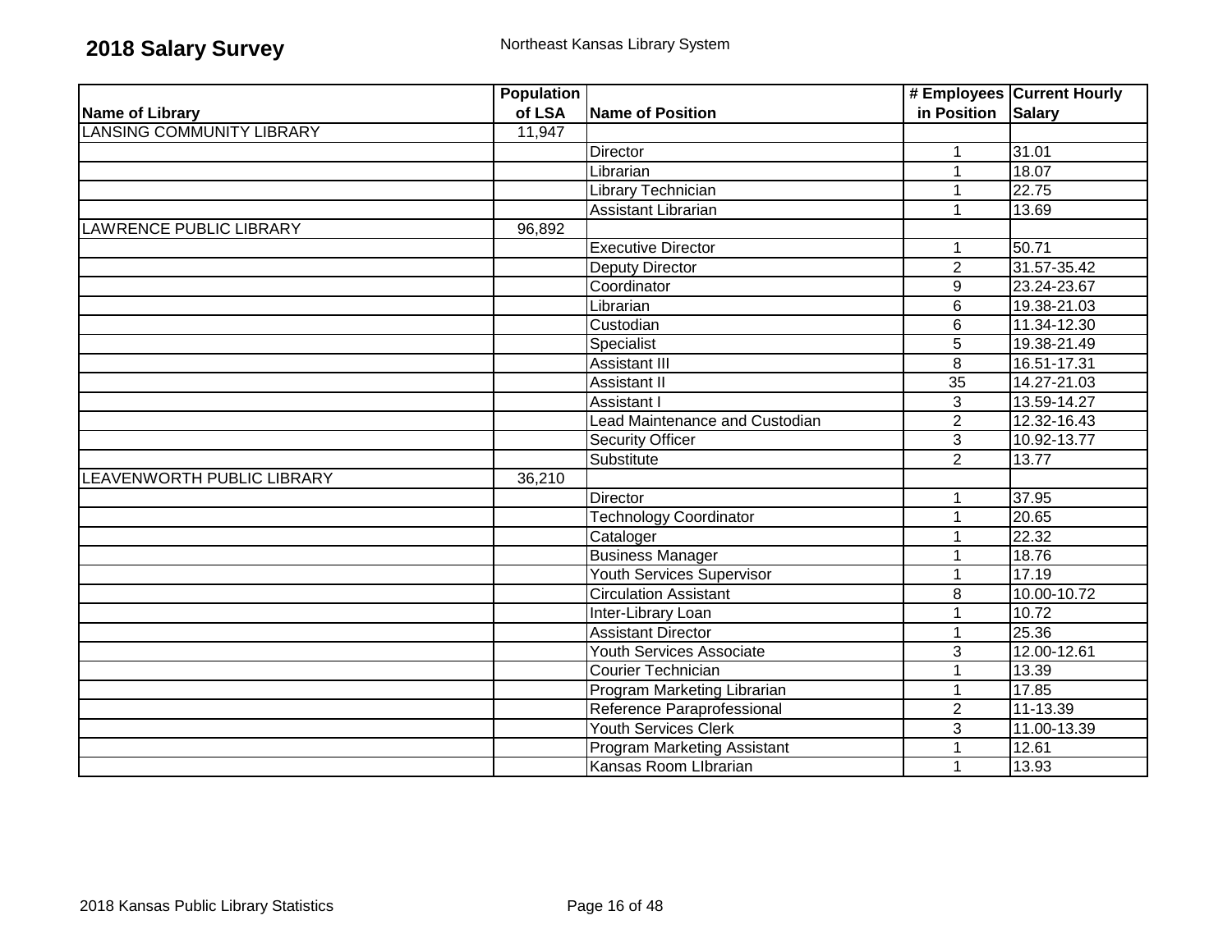# 2018 Salary Survey

Northeast Kansas Library System

| Name of Library | Population of LSA | Name of Position | # Employees in Position | Current Hourly Salary |
|---|---|---|---|---|
| LANSING COMMUNITY LIBRARY | 11,947 | | | |
| | | Director | 1 | 31.01 |
| | | Librarian | 1 | 18.07 |
| | | Library Technician | 1 | 22.75 |
| | | Assistant Librarian | 1 | 13.69 |
| LAWRENCE PUBLIC LIBRARY | 96,892 | | | |
| | | Executive Director | 1 | 50.71 |
| | | Deputy Director | 2 | 31.57-35.42 |
| | | Coordinator | 9 | 23.24-23.67 |
| | | Librarian | 6 | 19.38-21.03 |
| | | Custodian | 6 | 11.34-12.30 |
| | | Specialist | 5 | 19.38-21.49 |
| | | Assistant III | 8 | 16.51-17.31 |
| | | Assistant II | 35 | 14.27-21.03 |
| | | Assistant I | 3 | 13.59-14.27 |
| | | Lead Maintenance and Custodian | 2 | 12.32-16.43 |
| | | Security Officer | 3 | 10.92-13.77 |
| | | Substitute | 2 | 13.77 |
| LEAVENWORTH PUBLIC LIBRARY | 36,210 | | | |
| | | Director | 1 | 37.95 |
| | | Technology Coordinator | 1 | 20.65 |
| | | Cataloger | 1 | 22.32 |
| | | Business Manager | 1 | 18.76 |
| | | Youth Services Supervisor | 1 | 17.19 |
| | | Circulation Assistant | 8 | 10.00-10.72 |
| | | Inter-Library Loan | 1 | 10.72 |
| | | Assistant Director | 1 | 25.36 |
| | | Youth Services Associate | 3 | 12.00-12.61 |
| | | Courier Technician | 1 | 13.39 |
| | | Program Marketing Librarian | 1 | 17.85 |
| | | Reference Paraprofessional | 2 | 11-13.39 |
| | | Youth Services Clerk | 3 | 11.00-13.39 |
| | | Program Marketing Assistant | 1 | 12.61 |
| | | Kansas Room LIbrarian | 1 | 13.93 |

2018 Kansas Public Library Statistics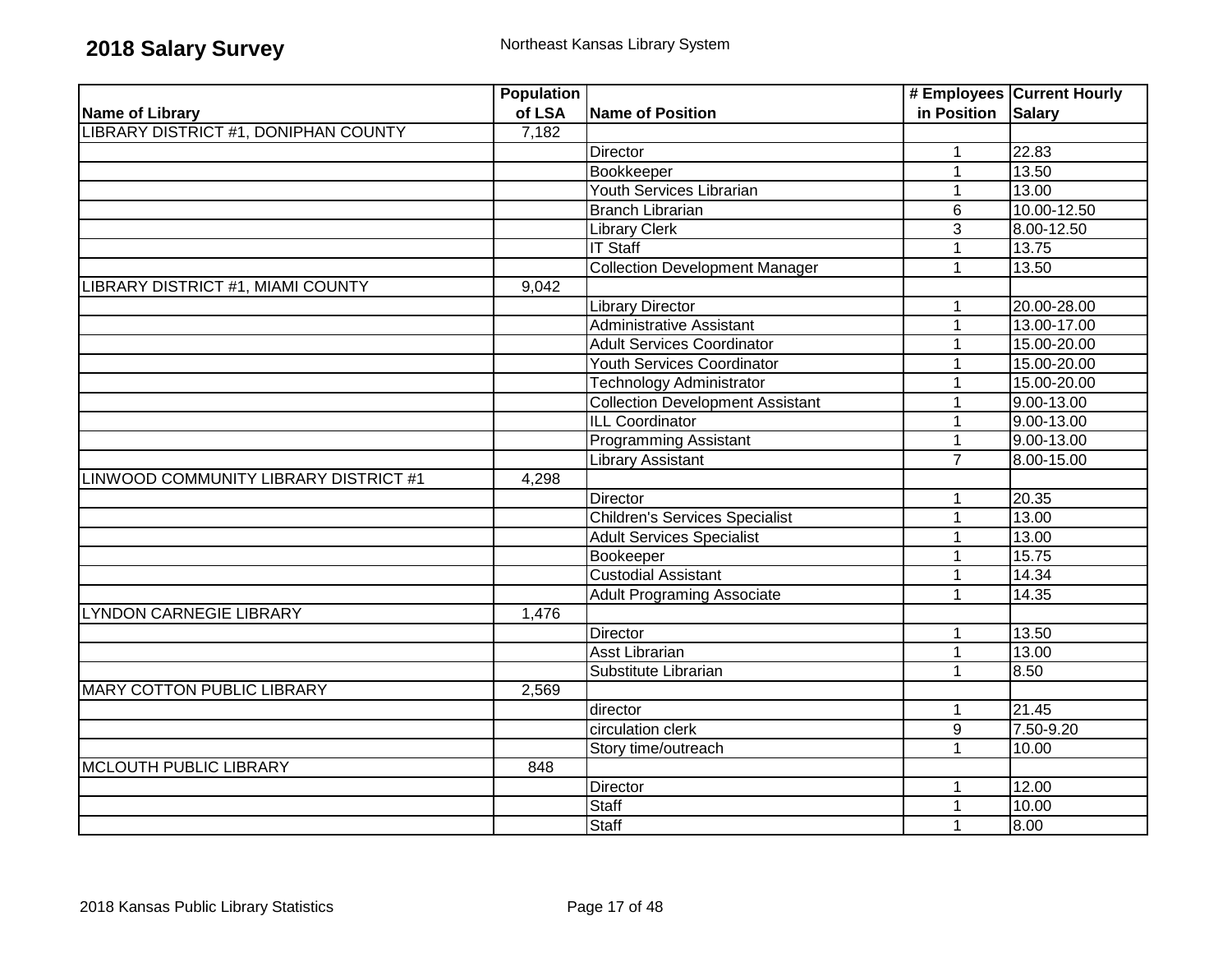# 2018 Salary Survey

Northeast Kansas Library System

| Name of Library | Population of LSA | Name of Position | # Employees in Position | Current Hourly Salary |
|---|---|---|---|---|
| LIBRARY DISTRICT #1, DONIPHAN COUNTY | 7,182 | | | |
| | | Director | 1 | 22.83 |
| | | Bookkeeper | 1 | 13.50 |
| | | Youth Services Librarian | 1 | 13.00 |
| | | Branch Librarian | 6 | 10.00-12.50 |
| | | Library Clerk | 3 | 8.00-12.50 |
| | | IT Staff | 1 | 13.75 |
| | | Collection Development Manager | 1 | 13.50 |
| LIBRARY DISTRICT #1, MIAMI COUNTY | 9,042 | | | |
| | | Library Director | 1 | 20.00-28.00 |
| | | Administrative Assistant | 1 | 13.00-17.00 |
| | | Adult Services Coordinator | 1 | 15.00-20.00 |
| | | Youth Services Coordinator | 1 | 15.00-20.00 |
| | | Technology Administrator | 1 | 15.00-20.00 |
| | | Collection Development Assistant | 1 | 9.00-13.00 |
| | | ILL Coordinator | 1 | 9.00-13.00 |
| | | Programming Assistant | 1 | 9.00-13.00 |
| | | Library Assistant | 7 | 8.00-15.00 |
| LINWOOD COMMUNITY LIBRARY DISTRICT #1 | 4,298 | | | |
| | | Director | 1 | 20.35 |
| | | Children's Services Specialist | 1 | 13.00 |
| | | Adult Services Specialist | 1 | 13.00 |
| | | Bookeeper | 1 | 15.75 |
| | | Custodial Assistant | 1 | 14.34 |
| | | Adult Programing Associate | 1 | 14.35 |
| LYNDON CARNEGIE LIBRARY | 1,476 | | | |
| | | Director | 1 | 13.50 |
| | | Asst Librarian | 1 | 13.00 |
| | | Substitute Librarian | 1 | 8.50 |
| MARY COTTON PUBLIC LIBRARY | 2,569 | | | |
| | | director | 1 | 21.45 |
| | | circulation clerk | 9 | 7.50-9.20 |
| | | Story time/outreach | 1 | 10.00 |
| MCLOUTH PUBLIC LIBRARY | 848 | | | |
| | | Director | 1 | 12.00 |
| | | Staff | 1 | 10.00 |
| | | Staff | 1 | 8.00 |

2018 Kansas Public Library Statistics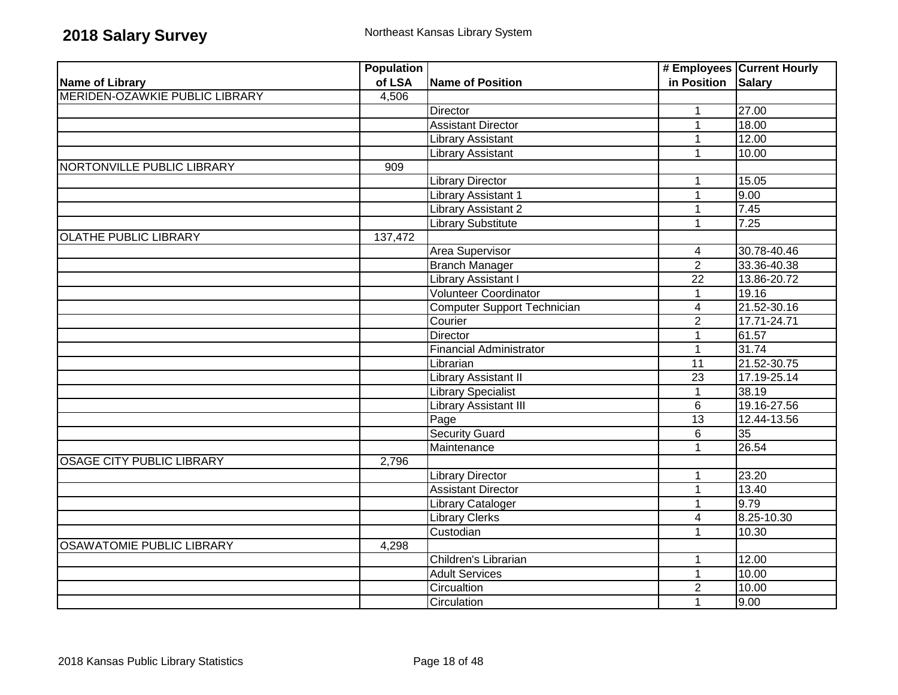# 2018 Salary Survey

Northeast Kansas Library System

| Name of Library | Population of LSA | Name of Position | # Employees in Position | Current Hourly Salary |
|---|---|---|---|---|
| MERIDEN-OZAWKIE PUBLIC LIBRARY | 4,506 | | | |
| | | Director | 1 | 27.00 |
| | | Assistant Director | 1 | 18.00 |
| | | Library Assistant | 1 | 12.00 |
| | | Library Assistant | 1 | 10.00 |
| NORTONVILLE PUBLIC LIBRARY | 909 | | | |
| | | Library Director | 1 | 15.05 |
| | | Library Assistant 1 | 1 | 9.00 |
| | | Library Assistant 2 | 1 | 7.45 |
| | | Library Substitute | 1 | 7.25 |
| OLATHE PUBLIC LIBRARY | 137,472 | | | |
| | | Area Supervisor | 4 | 30.78-40.46 |
| | | Branch Manager | 2 | 33.36-40.38 |
| | | Library Assistant I | 22 | 13.86-20.72 |
| | | Volunteer Coordinator | 1 | 19.16 |
| | | Computer Support Technician | 4 | 21.52-30.16 |
| | | Courier | 2 | 17.71-24.71 |
| | | Director | 1 | 61.57 |
| | | Financial Administrator | 1 | 31.74 |
| | | Librarian | 11 | 21.52-30.75 |
| | | Library Assistant II | 23 | 17.19-25.14 |
| | | Library Specialist | 1 | 38.19 |
| | | Library Assistant III | 6 | 19.16-27.56 |
| | | Page | 13 | 12.44-13.56 |
| | | Security Guard | 6 | 35 |
| | | Maintenance | 1 | 26.54 |
| OSAGE CITY PUBLIC LIBRARY | 2,796 | | | |
| | | Library Director | 1 | 23.20 |
| | | Assistant Director | 1 | 13.40 |
| | | Library Cataloger | 1 | 9.79 |
| | | Library Clerks | 4 | 8.25-10.30 |
| | | Custodian | 1 | 10.30 |
| OSAWATOMIE PUBLIC LIBRARY | 4,298 | | | |
| | | Children's Librarian | 1 | 12.00 |
| | | Adult Services | 1 | 10.00 |
| | | Circualtion | 2 | 10.00 |
| | | Circulation | 1 | 9.00 |

2018 Kansas Public Library Statistics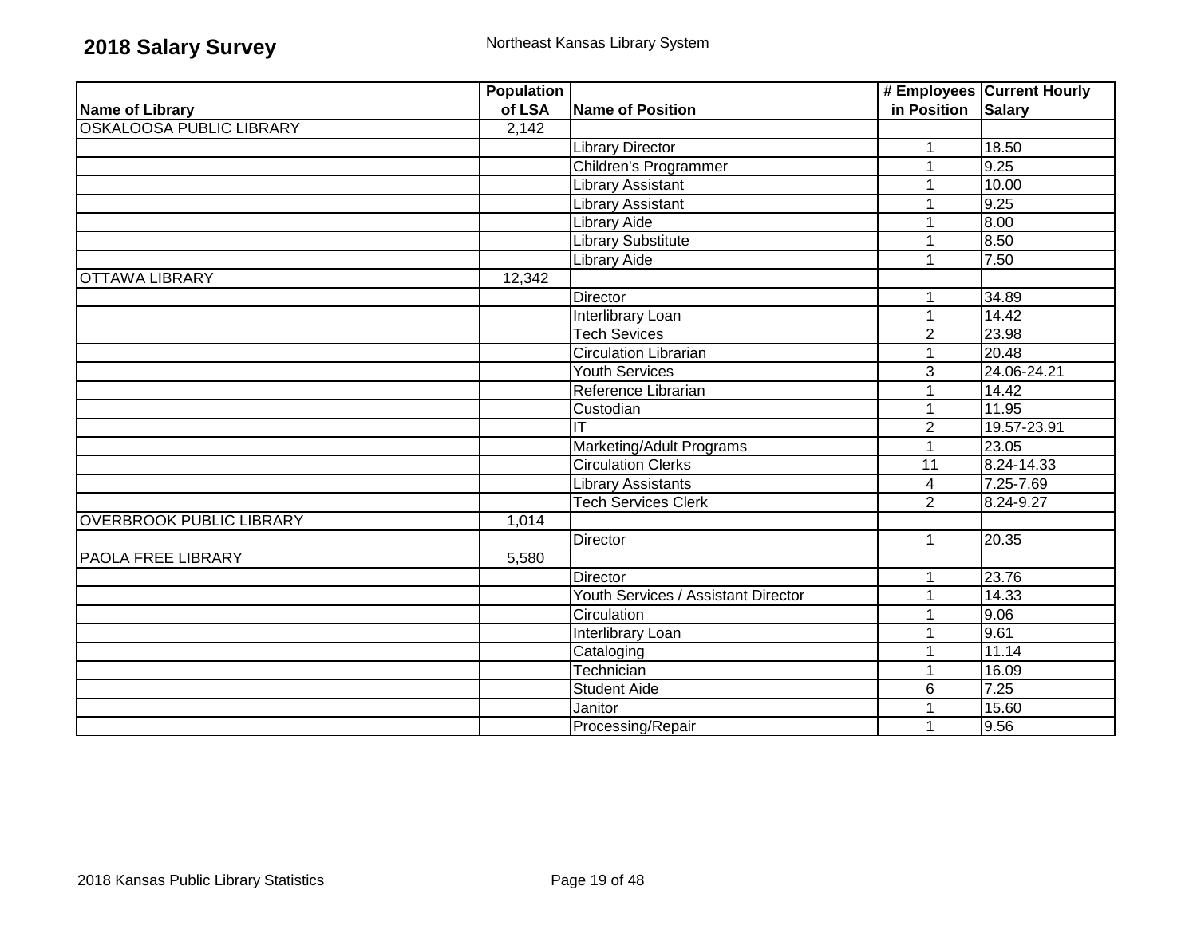# 2018 Salary Survey

Northeast Kansas Library System

| Name of Library | Population of LSA | Name of Position | # Employees in Position | Current Hourly Salary |
|---|---|---|---|---|
| OSKALOOSA PUBLIC LIBRARY | 2,142 | | | |
| | | Library Director | 1 | 18.50 |
| | | Children's Programmer | 1 | 9.25 |
| | | Library Assistant | 1 | 10.00 |
| | | Library Assistant | 1 | 9.25 |
| | | Library Aide | 1 | 8.00 |
| | | Library Substitute | 1 | 8.50 |
| | | Library Aide | 1 | 7.50 |
| OTTAWA LIBRARY | 12,342 | | | |
| | | Director | 1 | 34.89 |
| | | Interlibrary Loan | 1 | 14.42 |
| | | Tech Sevices | 2 | 23.98 |
| | | Circulation Librarian | 1 | 20.48 |
| | | Youth Services | 3 | 24.06-24.21 |
| | | Reference Librarian | 1 | 14.42 |
| | | Custodian | 1 | 11.95 |
| | | IT | 2 | 19.57-23.91 |
| | | Marketing/Adult Programs | 1 | 23.05 |
| | | Circulation Clerks | 11 | 8.24-14.33 |
| | | Library Assistants | 4 | 7.25-7.69 |
| | | Tech Services Clerk | 2 | 8.24-9.27 |
| OVERBROOK PUBLIC LIBRARY | 1,014 | | | |
| | | Director | 1 | 20.35 |
| PAOLA FREE LIBRARY | 5,580 | | | |
| | | Director | 1 | 23.76 |
| | | Youth Services / Assistant Director | 1 | 14.33 |
| | | Circulation | 1 | 9.06 |
| | | Interlibrary Loan | 1 | 9.61 |
| | | Cataloging | 1 | 11.14 |
| | | Technician | 1 | 16.09 |
| | | Student Aide | 6 | 7.25 |
| | | Janitor | 1 | 15.60 |
| | | Processing/Repair | 1 | 9.56 |

2018 Kansas Public Library Statistics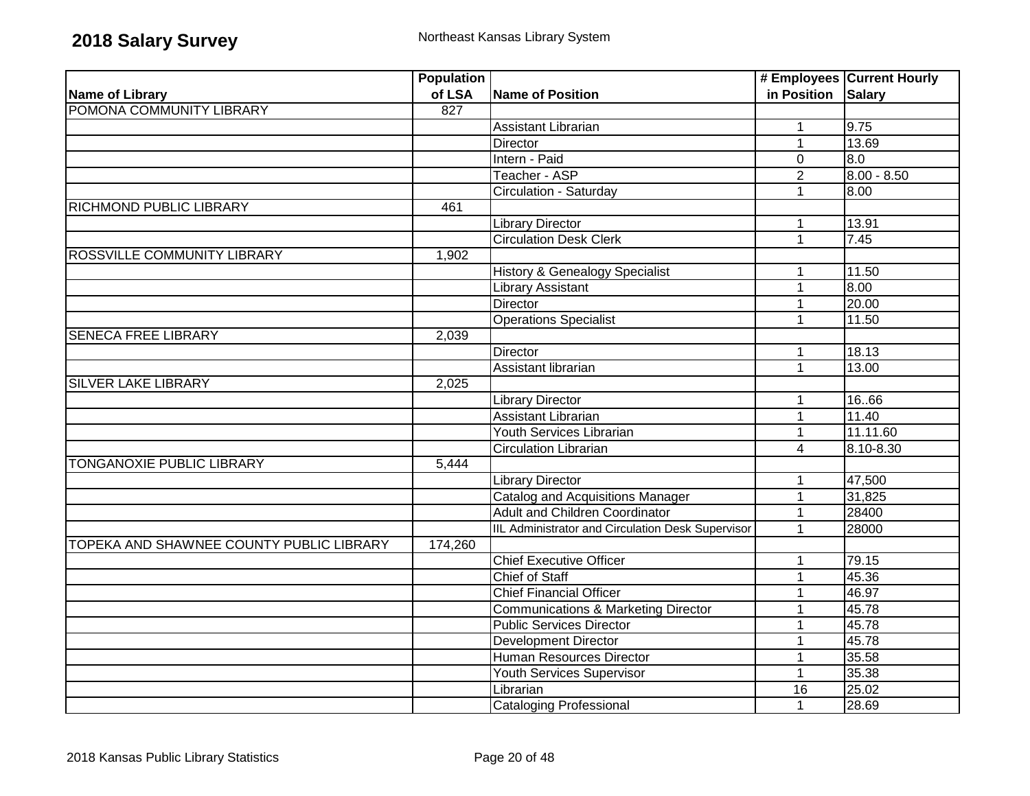# 2018 Salary Survey

Northeast Kansas Library System

| Name of Library | Population of LSA | Name of Position | # Employees in Position | Current Hourly Salary |
|---|---|---|---|---|
| POMONA COMMUNITY LIBRARY | 827 | | | |
| | | Assistant Librarian | 1 | 9.75 |
| | | Director | 1 | 13.69 |
| | | Intern - Paid | 0 | 8.0 |
| | | Teacher - ASP | 2 | 8.00 - 8.50 |
| | | Circulation - Saturday | 1 | 8.00 |
| RICHMOND PUBLIC LIBRARY | 461 | | | |
| | | Library Director | 1 | 13.91 |
| | | Circulation Desk Clerk | 1 | 7.45 |
| ROSSVILLE COMMUNITY LIBRARY | 1,902 | | | |
| | | History & Genealogy Specialist | 1 | 11.50 |
| | | Library Assistant | 1 | 8.00 |
| | | Director | 1 | 20.00 |
| | | Operations Specialist | 1 | 11.50 |
| SENECA FREE LIBRARY | 2,039 | | | |
| | | Director | 1 | 18.13 |
| | | Assistant librarian | 1 | 13.00 |
| SILVER LAKE LIBRARY | 2,025 | | | |
| | | Library Director | 1 | 16..66 |
| | | Assistant Librarian | 1 | 11.40 |
| | | Youth Services Librarian | 1 | 11.11.60 |
| | | Circulation Librarian | 4 | 8.10-8.30 |
| TONGANOXIE PUBLIC LIBRARY | 5,444 | | | |
| | | Library Director | 1 | 47,500 |
| | | Catalog and Acquisitions Manager | 1 | 31,825 |
| | | Adult and Children Coordinator | 1 | 28400 |
| | | IIL Administrator and Circulation Desk Supervisor | 1 | 28000 |
| TOPEKA AND SHAWNEE COUNTY PUBLIC LIBRARY | 174,260 | | | |
| | | Chief Executive Officer | 1 | 79.15 |
| | | Chief of Staff | 1 | 45.36 |
| | | Chief Financial Officer | 1 | 46.97 |
| | | Communications & Marketing Director | 1 | 45.78 |
| | | Public Services Director | 1 | 45.78 |
| | | Development Director | 1 | 45.78 |
| | | Human Resources Director | 1 | 35.58 |
| | | Youth Services Supervisor | 1 | 35.38 |
| | | Librarian | 16 | 25.02 |
| | | Cataloging Professional | 1 | 28.69 |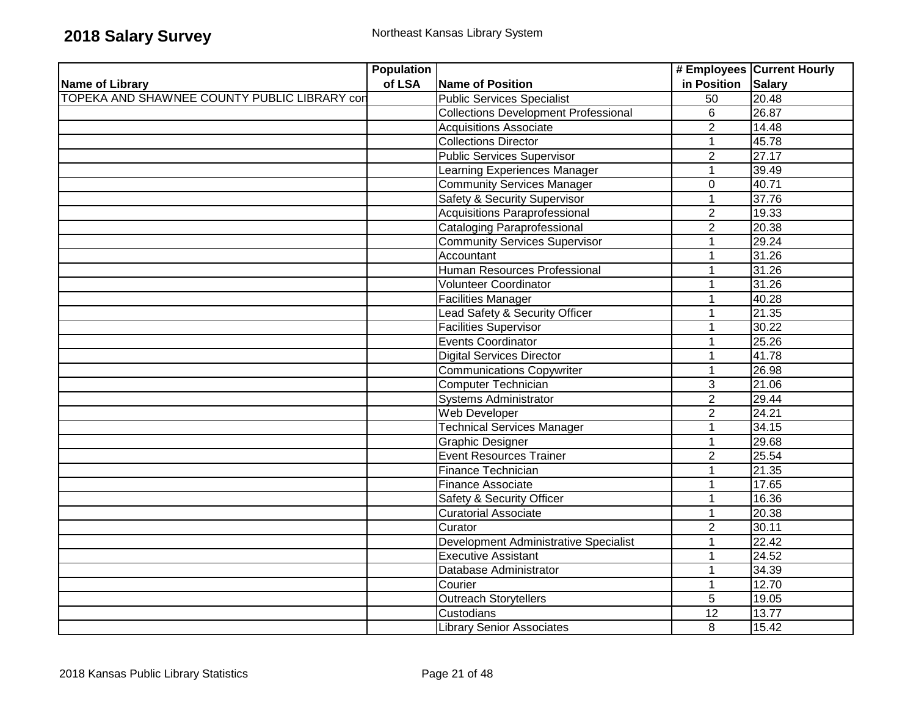# 2018 Salary Survey

Northeast Kansas Library System

| Name of Library | Population of LSA | Name of Position | # Employees in Position | Current Hourly Salary |
|---|---|---|---|---|
| TOPEKA AND SHAWNEE COUNTY PUBLIC LIBRARY con | | Public Services Specialist | 50 | 20.48 |
| | | Collections Development Professional | 6 | 26.87 |
| | | Acquisitions Associate | 2 | 14.48 |
| | | Collections Director | 1 | 45.78 |
| | | Public Services Supervisor | 2 | 27.17 |
| | | Learning Experiences Manager | 1 | 39.49 |
| | | Community Services Manager | 0 | 40.71 |
| | | Safety & Security Supervisor | 1 | 37.76 |
| | | Acquisitions Paraprofessional | 2 | 19.33 |
| | | Cataloging Paraprofessional | 2 | 20.38 |
| | | Community Services Supervisor | 1 | 29.24 |
| | | Accountant | 1 | 31.26 |
| | | Human Resources Professional | 1 | 31.26 |
| | | Volunteer Coordinator | 1 | 31.26 |
| | | Facilities Manager | 1 | 40.28 |
| | | Lead Safety & Security Officer | 1 | 21.35 |
| | | Facilities Supervisor | 1 | 30.22 |
| | | Events Coordinator | 1 | 25.26 |
| | | Digital Services Director | 1 | 41.78 |
| | | Communications Copywriter | 1 | 26.98 |
| | | Computer Technician | 3 | 21.06 |
| | | Systems Administrator | 2 | 29.44 |
| | | Web Developer | 2 | 24.21 |
| | | Technical Services Manager | 1 | 34.15 |
| | | Graphic Designer | 1 | 29.68 |
| | | Event Resources Trainer | 2 | 25.54 |
| | | Finance Technician | 1 | 21.35 |
| | | Finance Associate | 1 | 17.65 |
| | | Safety & Security Officer | 1 | 16.36 |
| | | Curatorial Associate | 1 | 20.38 |
| | | Curator | 2 | 30.11 |
| | | Development Administrative Specialist | 1 | 22.42 |
| | | Executive Assistant | 1 | 24.52 |
| | | Database Administrator | 1 | 34.39 |
| | | Courier | 1 | 12.70 |
| | | Outreach Storytellers | 5 | 19.05 |
| | | Custodians | 12 | 13.77 |
| | | Library Senior Associates | 8 | 15.42 |

2018 Kansas Public Library Statistics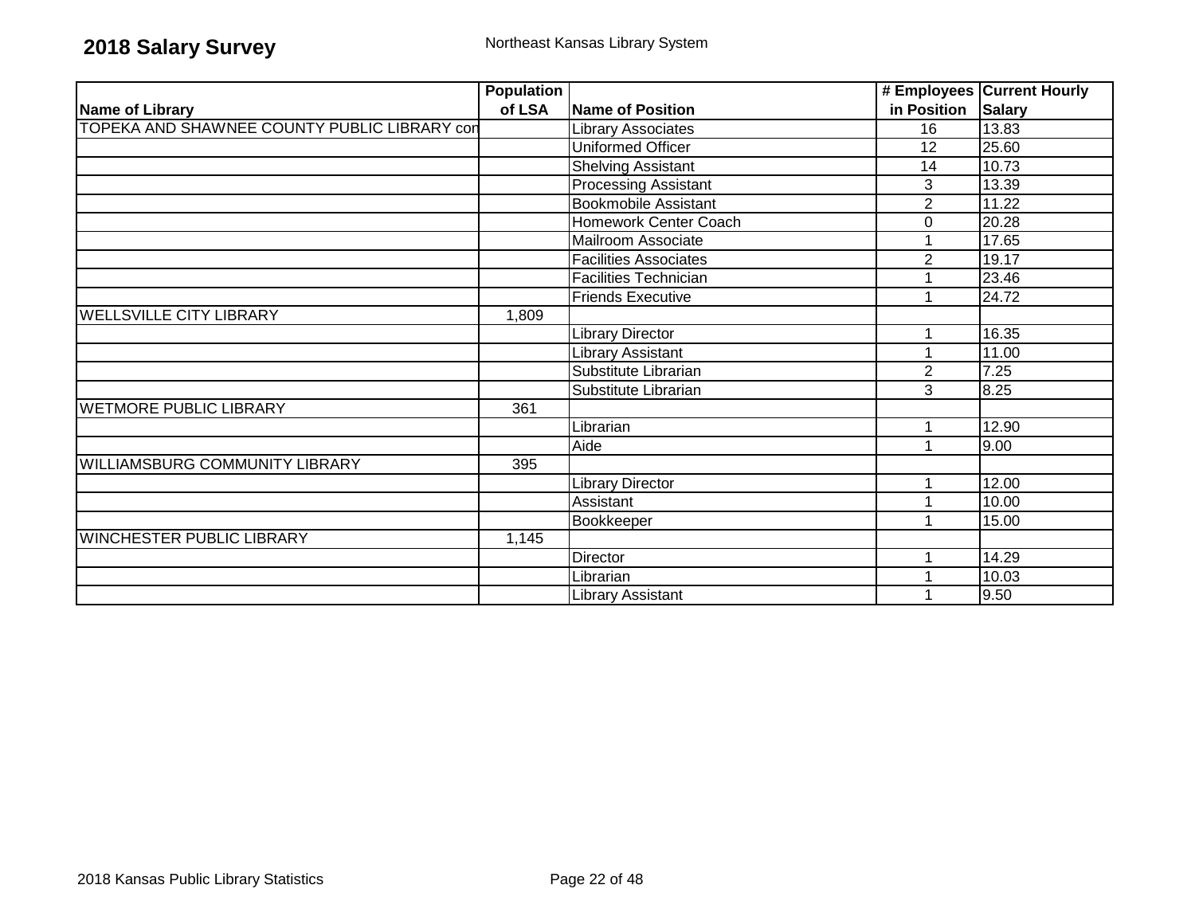# 2018 Salary Survey

Northeast Kansas Library System

| Name of Library | Population of LSA | Name of Position | # Employees in Position | Current Hourly Salary |
|---|---|---|---|---|
| TOPEKA AND SHAWNEE COUNTY PUBLIC LIBRARY con | | Library Associates | 16 | 13.83 |
| | | Uniformed Officer | 12 | 25.60 |
| | | Shelving Assistant | 14 | 10.73 |
| | | Processing Assistant | 3 | 13.39 |
| | | Bookmobile Assistant | 2 | 11.22 |
| | | Homework Center Coach | 0 | 20.28 |
| | | Mailroom Associate | 1 | 17.65 |
| | | Facilities Associates | 2 | 19.17 |
| | | Facilities Technician | 1 | 23.46 |
| | | Friends Executive | 1 | 24.72 |
| WELLSVILLE CITY LIBRARY | 1,809 | | | |
| | | Library Director | 1 | 16.35 |
| | | Library Assistant | 1 | 11.00 |
| | | Substitute Librarian | 2 | 7.25 |
| | | Substitute Librarian | 3 | 8.25 |
| WETMORE PUBLIC LIBRARY | 361 | | | |
| | | Librarian | 1 | 12.90 |
| | | Aide | 1 | 9.00 |
| WILLIAMSBURG COMMUNITY LIBRARY | 395 | | | |
| | | Library Director | 1 | 12.00 |
| | | Assistant | 1 | 10.00 |
| | | Bookkeeper | 1 | 15.00 |
| WINCHESTER PUBLIC LIBRARY | 1,145 | | | |
| | | Director | 1 | 14.29 |
| | | Librarian | 1 | 10.03 |
| | | Library Assistant | 1 | 9.50 |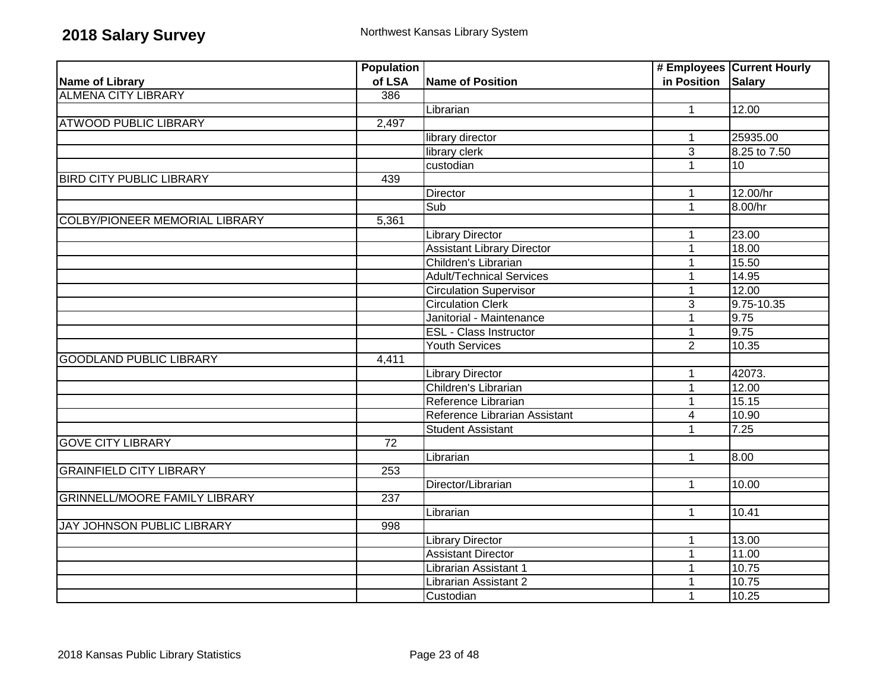# 2018 Salary Survey

Northwest Kansas Library System

| Name of Library | Population of LSA | Name of Position | # Employees in Position | Current Hourly Salary |
|---|---|---|---|---|
| ALMENA CITY LIBRARY | 386 | | | |
| | | Librarian | 1 | 12.00 |
| ATWOOD PUBLIC LIBRARY | 2,497 | | | |
| | | library director | 1 | 25935.00 |
| | | library clerk | 3 | 8.25 to 7.50 |
| | | custodian | 1 | 10 |
| BIRD CITY PUBLIC LIBRARY | 439 | | | |
| | | Director | 1 | 12.00/hr |
| | | Sub | 1 | 8.00/hr |
| COLBY/PIONEER MEMORIAL LIBRARY | 5,361 | | | |
| | | Library Director | 1 | 23.00 |
| | | Assistant Library Director | 1 | 18.00 |
| | | Children's Librarian | 1 | 15.50 |
| | | Adult/Technical Services | 1 | 14.95 |
| | | Circulation Supervisor | 1 | 12.00 |
| | | Circulation Clerk | 3 | 9.75-10.35 |
| | | Janitorial - Maintenance | 1 | 9.75 |
| | | ESL - Class Instructor | 1 | 9.75 |
| | | Youth Services | 2 | 10.35 |
| GOODLAND PUBLIC LIBRARY | 4,411 | | | |
| | | Library Director | 1 | 42073. |
| | | Children's Librarian | 1 | 12.00 |
| | | Reference Librarian | 1 | 15.15 |
| | | Reference Librarian Assistant | 4 | 10.90 |
| | | Student Assistant | 1 | 7.25 |
| GOVE CITY LIBRARY | 72 | | | |
| | | Librarian | 1 | 8.00 |
| GRAINFIELD CITY LIBRARY | 253 | | | |
| | | Director/Librarian | 1 | 10.00 |
| GRINNELL/MOORE FAMILY LIBRARY | 237 | | | |
| | | Librarian | 1 | 10.41 |
| JAY JOHNSON PUBLIC LIBRARY | 998 | | | |
| | | Library Director | 1 | 13.00 |
| | | Assistant Director | 1 | 11.00 |
| | | Librarian Assistant 1 | 1 | 10.75 |
| | | Librarian Assistant 2 | 1 | 10.75 |
| | | Custodian | 1 | 10.25 |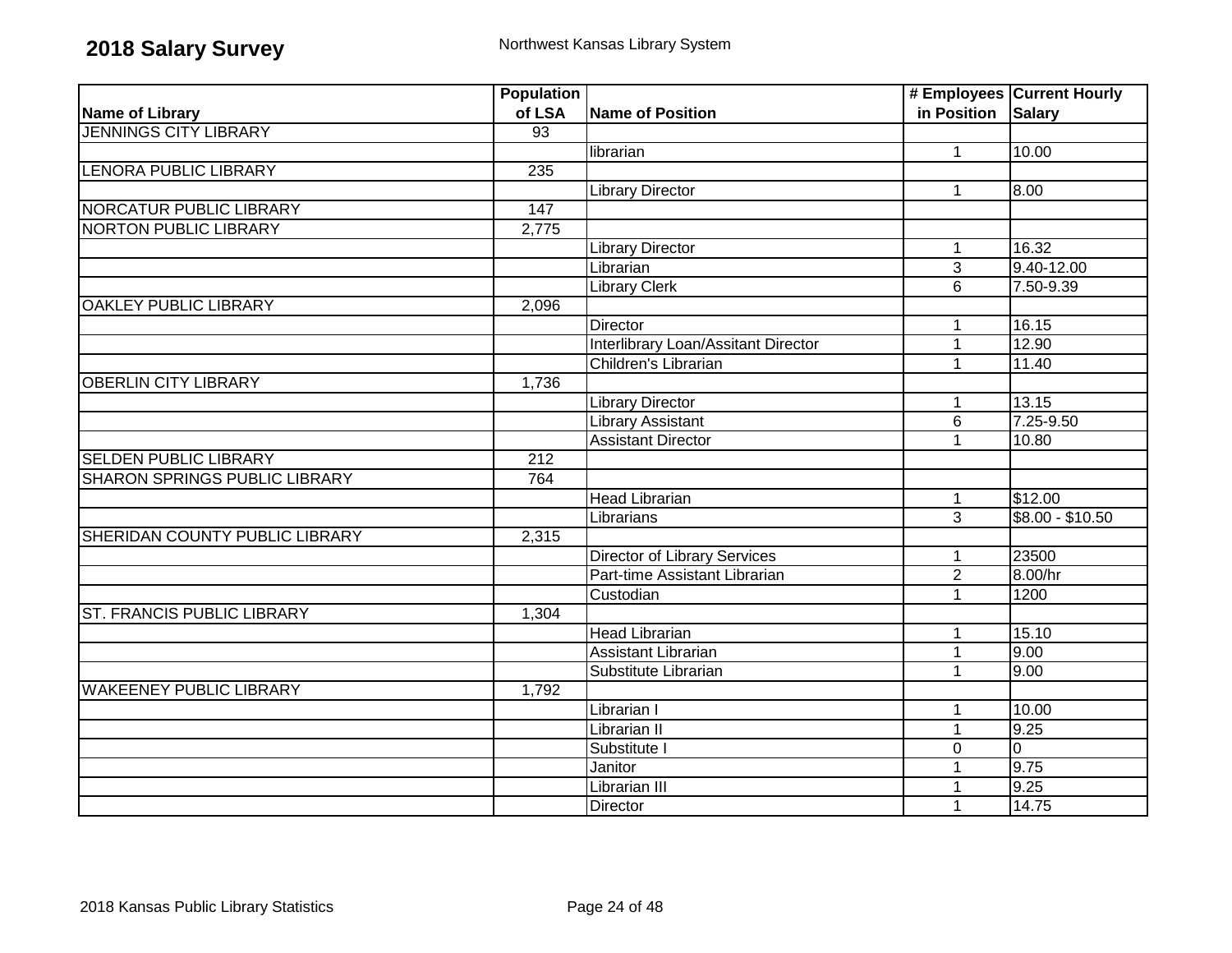# 2018 Salary Survey

Northwest Kansas Library System

| Name of Library | Population of LSA | Name of Position | # Employees in Position | Current Hourly Salary |
|---|---|---|---|---|
| JENNINGS CITY LIBRARY | 93 | | | |
| | | librarian | 1 | 10.00 |
| LENORA PUBLIC LIBRARY | 235 | | | |
| | | Library Director | 1 | 8.00 |
| NORCATUR PUBLIC LIBRARY | 147 | | | |
| NORTON PUBLIC LIBRARY | 2,775 | | | |
| | | Library Director | 1 | 16.32 |
| | | Librarian | 3 | 9.40-12.00 |
| | | Library Clerk | 6 | 7.50-9.39 |
| OAKLEY PUBLIC LIBRARY | 2,096 | | | |
| | | Director | 1 | 16.15 |
| | | Interlibrary Loan/Assitant Director | 1 | 12.90 |
| | | Children's Librarian | 1 | 11.40 |
| OBERLIN CITY LIBRARY | 1,736 | | | |
| | | Library Director | 1 | 13.15 |
| | | Library Assistant | 6 | 7.25-9.50 |
| | | Assistant Director | 1 | 10.80 |
| SELDEN PUBLIC LIBRARY | 212 | | | |
| SHARON SPRINGS PUBLIC LIBRARY | 764 | | | |
| | | Head Librarian | 1 | $12.00 |
| | | Librarians | 3 | $8.00 - $10.50 |
| SHERIDAN COUNTY PUBLIC LIBRARY | 2,315 | | | |
| | | Director of Library Services | 1 | 23500 |
| | | Part-time Assistant Librarian | 2 | 8.00/hr |
| | | Custodian | 1 | 1200 |
| ST. FRANCIS PUBLIC LIBRARY | 1,304 | | | |
| | | Head Librarian | 1 | 15.10 |
| | | Assistant Librarian | 1 | 9.00 |
| | | Substitute Librarian | 1 | 9.00 |
| WAKEENEY PUBLIC LIBRARY | 1,792 | | | |
| | | Librarian I | 1 | 10.00 |
| | | Librarian II | 1 | 9.25 |
| | | Substitute I | 0 | 0 |
| | | Janitor | 1 | 9.75 |
| | | Librarian III | 1 | 9.25 |
| | | Director | 1 | 14.75 |

2018 Kansas Public Library Statistics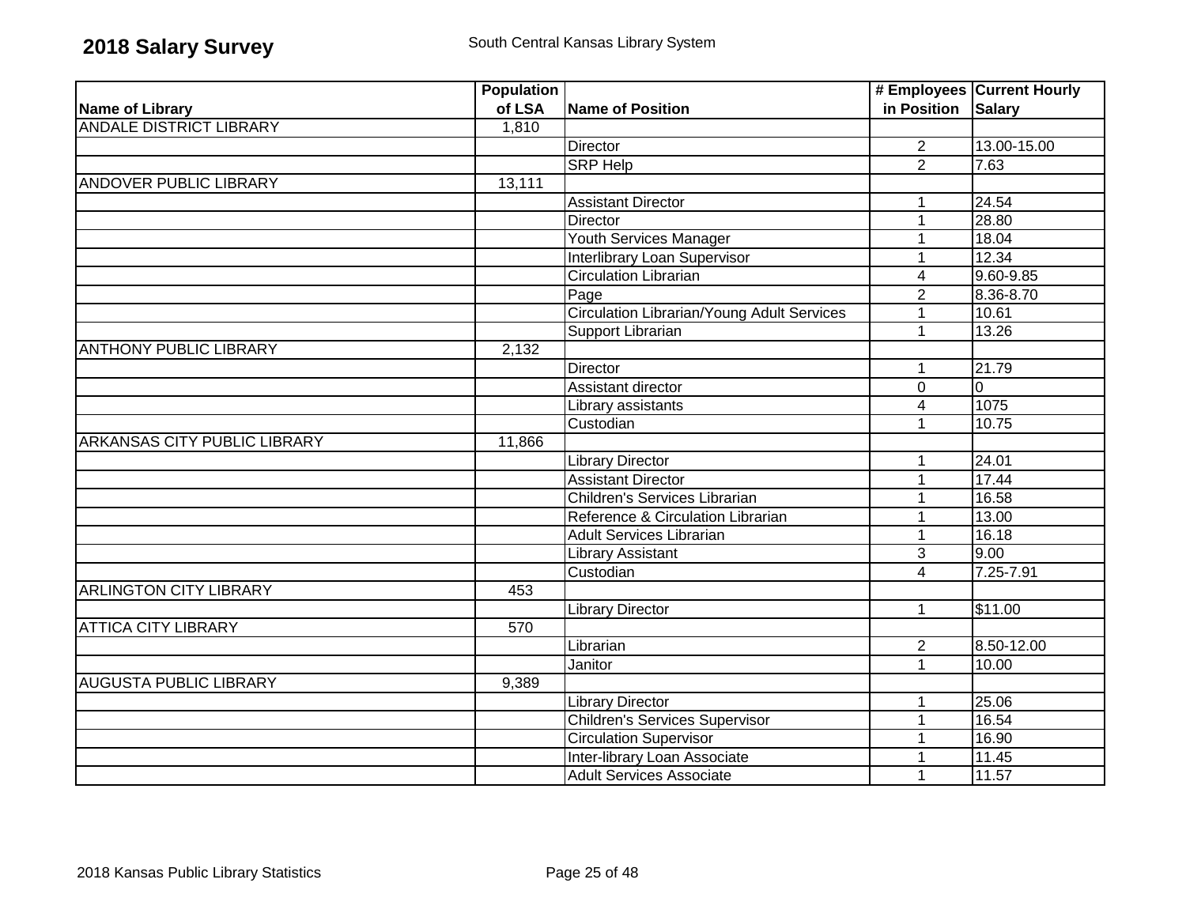# 2018 Salary Survey

South Central Kansas Library System

| Name of Library | Population of LSA | Name of Position | # Employees in Position | Current Hourly Salary |
|---|---|---|---|---|
| ANDALE DISTRICT LIBRARY | 1,810 | | | |
| | | Director | 2 | 13.00-15.00 |
| | | SRP Help | 2 | 7.63 |
| ANDOVER PUBLIC LIBRARY | 13,111 | | | |
| | | Assistant Director | 1 | 24.54 |
| | | Director | 1 | 28.80 |
| | | Youth Services Manager | 1 | 18.04 |
| | | Interlibrary Loan Supervisor | 1 | 12.34 |
| | | Circulation Librarian | 4 | 9.60-9.85 |
| | | Page | 2 | 8.36-8.70 |
| | | Circulation Librarian/Young Adult Services | 1 | 10.61 |
| | | Support Librarian | 1 | 13.26 |
| ANTHONY PUBLIC LIBRARY | 2,132 | | | |
| | | Director | 1 | 21.79 |
| | | Assistant director | 0 | 0 |
| | | Library assistants | 4 | 1075 |
| | | Custodian | 1 | 10.75 |
| ARKANSAS CITY PUBLIC LIBRARY | 11,866 | | | |
| | | Library Director | 1 | 24.01 |
| | | Assistant Director | 1 | 17.44 |
| | | Children's Services Librarian | 1 | 16.58 |
| | | Reference & Circulation Librarian | 1 | 13.00 |
| | | Adult Services Librarian | 1 | 16.18 |
| | | Library Assistant | 3 | 9.00 |
| | | Custodian | 4 | 7.25-7.91 |
| ARLINGTON CITY LIBRARY | 453 | | | |
| | | Library Director | 1 | $11.00 |
| ATTICA CITY LIBRARY | 570 | | | |
| | | Librarian | 2 | 8.50-12.00 |
| | | Janitor | 1 | 10.00 |
| AUGUSTA PUBLIC LIBRARY | 9,389 | | | |
| | | Library Director | 1 | 25.06 |
| | | Children's Services Supervisor | 1 | 16.54 |
| | | Circulation Supervisor | 1 | 16.90 |
| | | Inter-library Loan Associate | 1 | 11.45 |
| | | Adult Services Associate | 1 | 11.57 |

2018 Kansas Public Library Statistics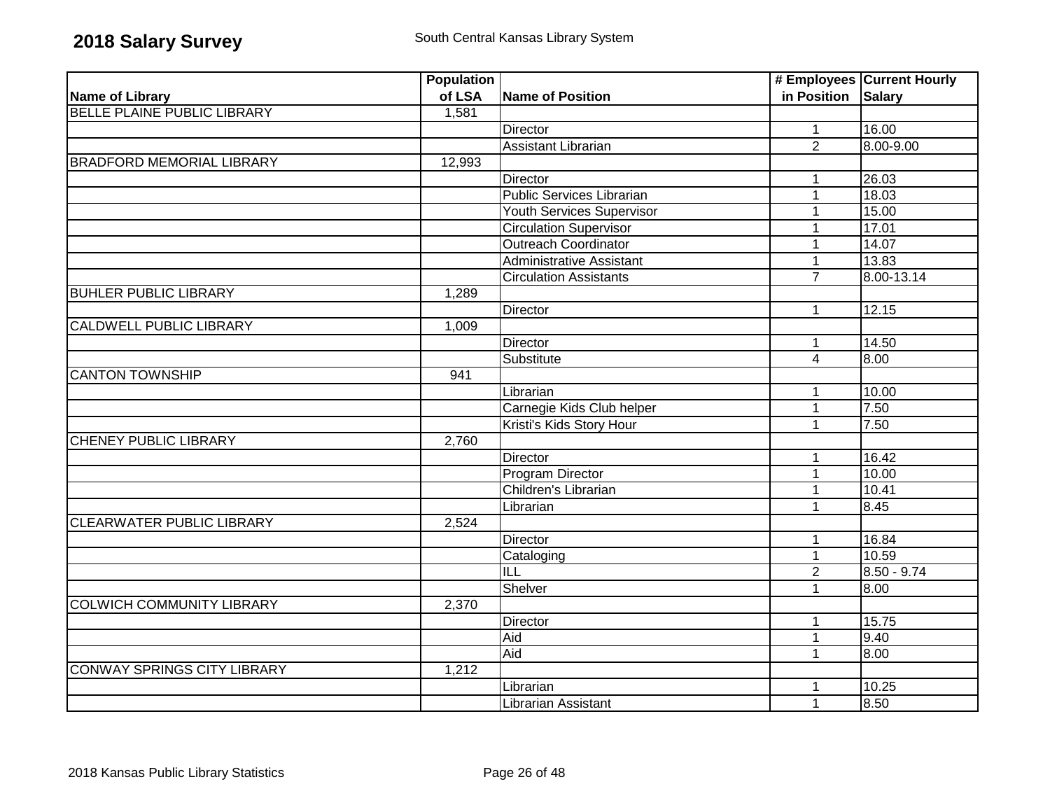# 2018 Salary Survey

South Central Kansas Library System

| Name of Library | Population of LSA | Name of Position | # Employees in Position | Current Hourly Salary |
|---|---|---|---|---|
| BELLE PLAINE PUBLIC LIBRARY | 1,581 | | | |
| | | Director | 1 | 16.00 |
| | | Assistant Librarian | 2 | 8.00-9.00 |
| BRADFORD MEMORIAL LIBRARY | 12,993 | | | |
| | | Director | 1 | 26.03 |
| | | Public Services Librarian | 1 | 18.03 |
| | | Youth Services Supervisor | 1 | 15.00 |
| | | Circulation Supervisor | 1 | 17.01 |
| | | Outreach Coordinator | 1 | 14.07 |
| | | Administrative Assistant | 1 | 13.83 |
| | | Circulation Assistants | 7 | 8.00-13.14 |
| BUHLER PUBLIC LIBRARY | 1,289 | | | |
| | | Director | 1 | 12.15 |
| CALDWELL PUBLIC LIBRARY | 1,009 | | | |
| | | Director | 1 | 14.50 |
| | | Substitute | 4 | 8.00 |
| CANTON TOWNSHIP | 941 | | | |
| | | Librarian | 1 | 10.00 |
| | | Carnegie Kids Club helper | 1 | 7.50 |
| | | Kristi's Kids Story Hour | 1 | 7.50 |
| CHENEY PUBLIC LIBRARY | 2,760 | | | |
| | | Director | 1 | 16.42 |
| | | Program Director | 1 | 10.00 |
| | | Children's Librarian | 1 | 10.41 |
| | | Librarian | 1 | 8.45 |
| CLEARWATER PUBLIC LIBRARY | 2,524 | | | |
| | | Director | 1 | 16.84 |
| | | Cataloging | 1 | 10.59 |
| | | ILL | 2 | 8.50 - 9.74 |
| | | Shelver | 1 | 8.00 |
| COLWICH COMMUNITY LIBRARY | 2,370 | | | |
| | | Director | 1 | 15.75 |
| | | Aid | 1 | 9.40 |
| | | Aid | 1 | 8.00 |
| CONWAY SPRINGS CITY LIBRARY | 1,212 | | | |
| | | Librarian | 1 | 10.25 |
| | | Librarian Assistant | 1 | 8.50 |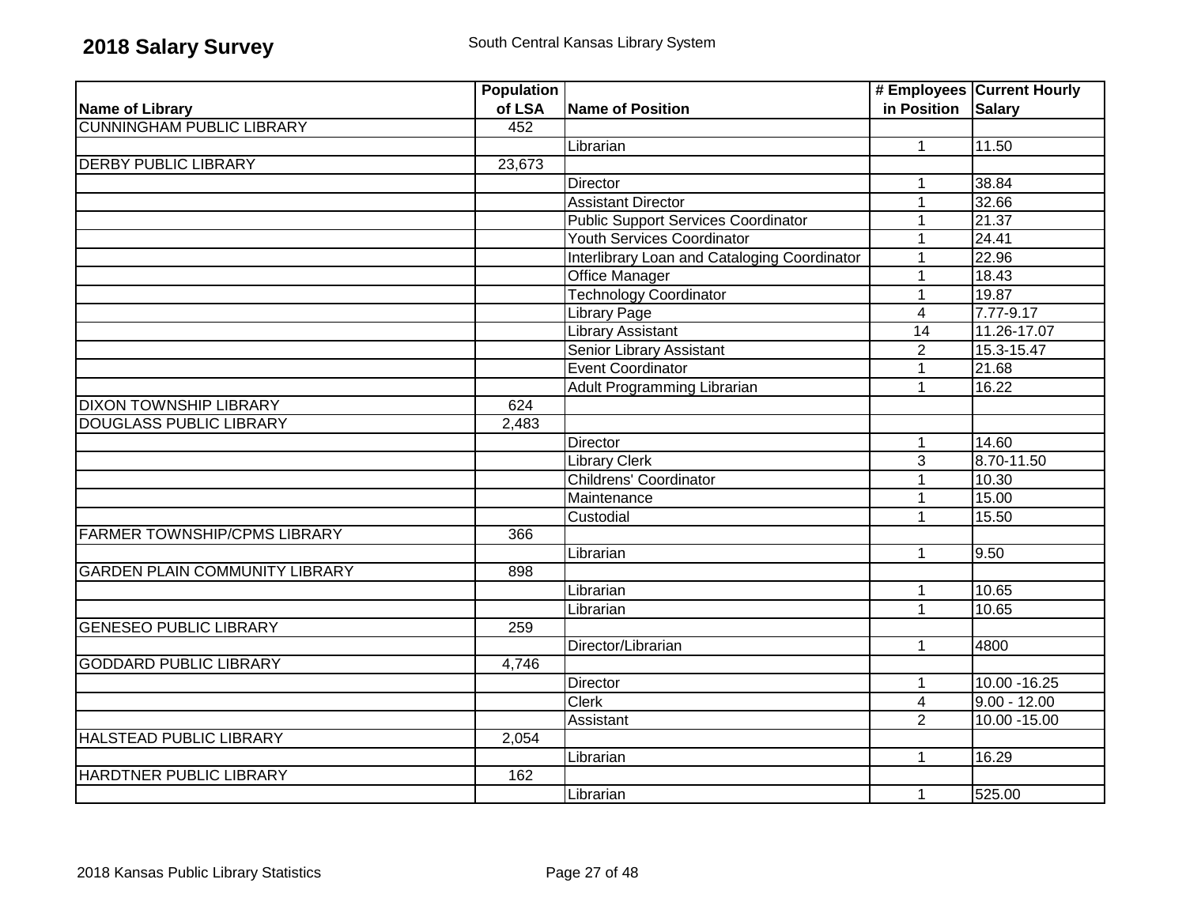# 2018 Salary Survey

South Central Kansas Library System

| Name of Library | Population of LSA | Name of Position | # Employees in Position | Current Hourly Salary |
|---|---|---|---|---|
| CUNNINGHAM PUBLIC LIBRARY | 452 | | | |
| | | Librarian | 1 | 11.50 |
| DERBY PUBLIC LIBRARY | 23,673 | | | |
| | | Director | 1 | 38.84 |
| | | Assistant Director | 1 | 32.66 |
| | | Public Support Services Coordinator | 1 | 21.37 |
| | | Youth Services Coordinator | 1 | 24.41 |
| | | Interlibrary Loan and Cataloging Coordinator | 1 | 22.96 |
| | | Office Manager | 1 | 18.43 |
| | | Technology Coordinator | 1 | 19.87 |
| | | Library Page | 4 | 7.77-9.17 |
| | | Library Assistant | 14 | 11.26-17.07 |
| | | Senior Library Assistant | 2 | 15.3-15.47 |
| | | Event Coordinator | 1 | 21.68 |
| | | Adult Programming Librarian | 1 | 16.22 |
| DIXON TOWNSHIP LIBRARY | 624 | | | |
| DOUGLASS PUBLIC LIBRARY | 2,483 | | | |
| | | Director | 1 | 14.60 |
| | | Library Clerk | 3 | 8.70-11.50 |
| | | Childrens' Coordinator | 1 | 10.30 |
| | | Maintenance | 1 | 15.00 |
| | | Custodial | 1 | 15.50 |
| FARMER TOWNSHIP/CPMS LIBRARY | 366 | | | |
| | | Librarian | 1 | 9.50 |
| GARDEN PLAIN COMMUNITY LIBRARY | 898 | | | |
| | | Librarian | 1 | 10.65 |
| | | Librarian | 1 | 10.65 |
| GENESEO PUBLIC LIBRARY | 259 | | | |
| | | Director/Librarian | 1 | 4800 |
| GODDARD PUBLIC LIBRARY | 4,746 | | | |
| | | Director | 1 | 10.00 -16.25 |
| | | Clerk | 4 | 9.00 - 12.00 |
| | | Assistant | 2 | 10.00 -15.00 |
| HALSTEAD PUBLIC LIBRARY | 2,054 | | | |
| | | Librarian | 1 | 16.29 |
| HARDTNER PUBLIC LIBRARY | 162 | | | |
| | | Librarian | 1 | 525.00 |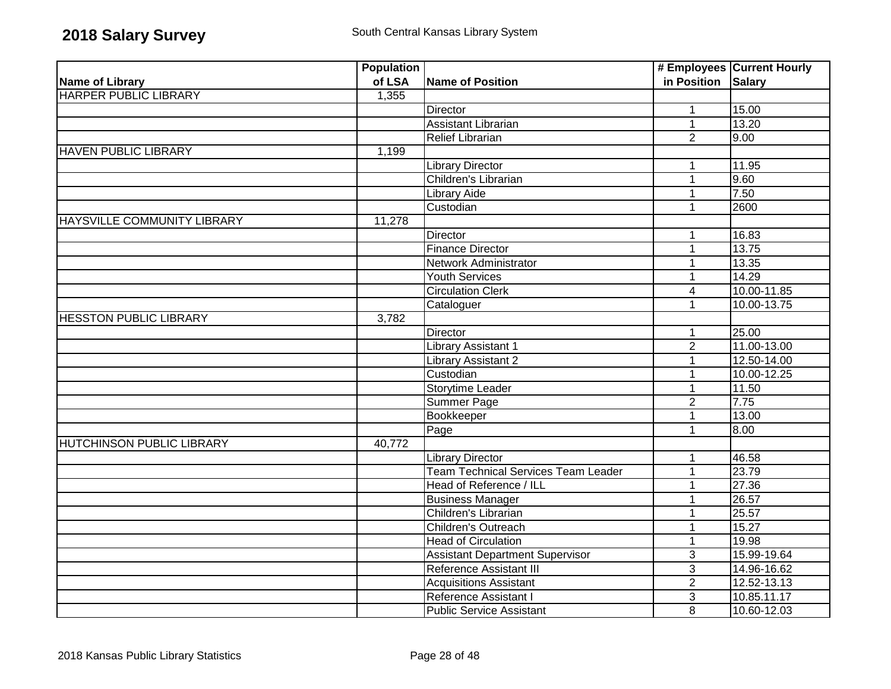# 2018 Salary Survey

South Central Kansas Library System

| Name of Library | Population of LSA | Name of Position | # Employees in Position | Current Hourly Salary |
|---|---|---|---|---|
| HARPER PUBLIC LIBRARY | 1,355 | | | |
| | | Director | 1 | 15.00 |
| | | Assistant Librarian | 1 | 13.20 |
| | | Relief Librarian | 2 | 9.00 |
| HAVEN PUBLIC LIBRARY | 1,199 | | | |
| | | Library Director | 1 | 11.95 |
| | | Children's Librarian | 1 | 9.60 |
| | | Library Aide | 1 | 7.50 |
| | | Custodian | 1 | 2600 |
| HAYSVILLE COMMUNITY LIBRARY | 11,278 | | | |
| | | Director | 1 | 16.83 |
| | | Finance Director | 1 | 13.75 |
| | | Network Administrator | 1 | 13.35 |
| | | Youth Services | 1 | 14.29 |
| | | Circulation Clerk | 4 | 10.00-11.85 |
| | | Cataloguer | 1 | 10.00-13.75 |
| HESSTON PUBLIC LIBRARY | 3,782 | | | |
| | | Director | 1 | 25.00 |
| | | Library Assistant 1 | 2 | 11.00-13.00 |
| | | Library Assistant 2 | 1 | 12.50-14.00 |
| | | Custodian | 1 | 10.00-12.25 |
| | | Storytime Leader | 1 | 11.50 |
| | | Summer Page | 2 | 7.75 |
| | | Bookkeeper | 1 | 13.00 |
| | | Page | 1 | 8.00 |
| HUTCHINSON PUBLIC LIBRARY | 40,772 | | | |
| | | Library Director | 1 | 46.58 |
| | | Team Technical Services Team Leader | 1 | 23.79 |
| | | Head of Reference / ILL | 1 | 27.36 |
| | | Business Manager | 1 | 26.57 |
| | | Children's Librarian | 1 | 25.57 |
| | | Children's Outreach | 1 | 15.27 |
| | | Head of Circulation | 1 | 19.98 |
| | | Assistant Department Supervisor | 3 | 15.99-19.64 |
| | | Reference Assistant III | 3 | 14.96-16.62 |
| | | Acquisitions Assistant | 2 | 12.52-13.13 |
| | | Reference Assistant I | 3 | 10.85.11.17 |
| | | Public Service Assistant | 8 | 10.60-12.03 |

2018 Kansas Public Library Statistics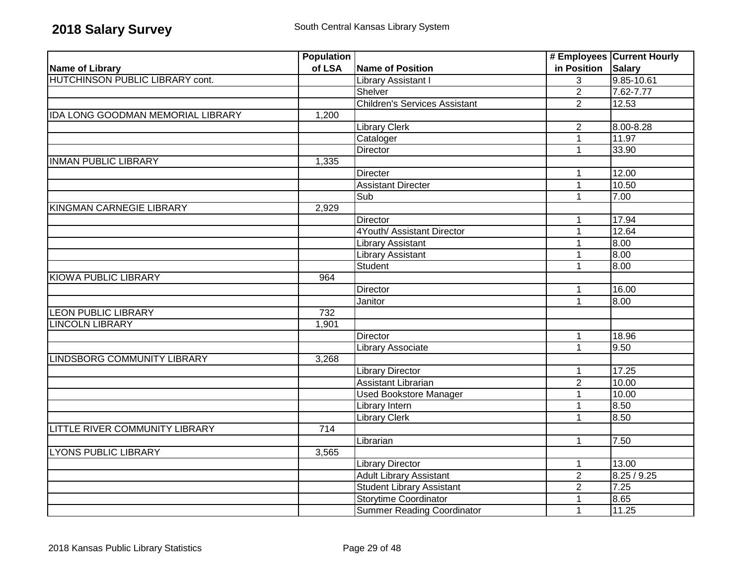**2018 Salary Survey** South Central Kansas Library System

| Name of Library | Population of LSA | Name of Position | # Employees in Position | Current Hourly Salary |
|---|---|---|---|---|
| HUTCHINSON PUBLIC LIBRARY cont. | | Library Assistant I | 3 | 9.85-10.61 |
| | | Shelver | 2 | 7.62-7.77 |
| | | Children's Services Assistant | 2 | 12.53 |
| IDA LONG GOODMAN MEMORIAL LIBRARY | 1,200 | | | |
| | | Library Clerk | 2 | 8.00-8.28 |
| | | Cataloger | 1 | 11.97 |
| | | Director | 1 | 33.90 |
| INMAN PUBLIC LIBRARY | 1,335 | | | |
| | | Directer | 1 | 12.00 |
| | | Assistant Directer | 1 | 10.50 |
| | | Sub | 1 | 7.00 |
| KINGMAN CARNEGIE LIBRARY | 2,929 | | | |
| | | Director | 1 | 17.94 |
| | | 4Youth/ Assistant Director | 1 | 12.64 |
| | | Library Assistant | 1 | 8.00 |
| | | Library Assistant | 1 | 8.00 |
| | | Student | 1 | 8.00 |
| KIOWA PUBLIC LIBRARY | 964 | | | |
| | | Director | 1 | 16.00 |
| | | Janitor | 1 | 8.00 |
| LEON PUBLIC LIBRARY | 732 | | | |
| LINCOLN LIBRARY | 1,901 | | | |
| | | Director | 1 | 18.96 |
| | | Library Associate | 1 | 9.50 |
| LINDSBORG COMMUNITY LIBRARY | 3,268 | | | |
| | | Library Director | 1 | 17.25 |
| | | Assistant Librarian | 2 | 10.00 |
| | | Used Bookstore Manager | 1 | 10.00 |
| | | Library Intern | 1 | 8.50 |
| | | Library Clerk | 1 | 8.50 |
| LITTLE RIVER COMMUNITY LIBRARY | 714 | | | |
| | | Librarian | 1 | 7.50 |
| LYONS PUBLIC LIBRARY | 3,565 | | | |
| | | Library Director | 1 | 13.00 |
| | | Adult Library Assistant | 2 | 8.25 / 9.25 |
| | | Student Library Assistant | 2 | 7.25 |
| | | Storytime Coordinator | 1 | 8.65 |
| | | Summer Reading Coordinator | 1 | 11.25 |

2018 Kansas Public Library Statistics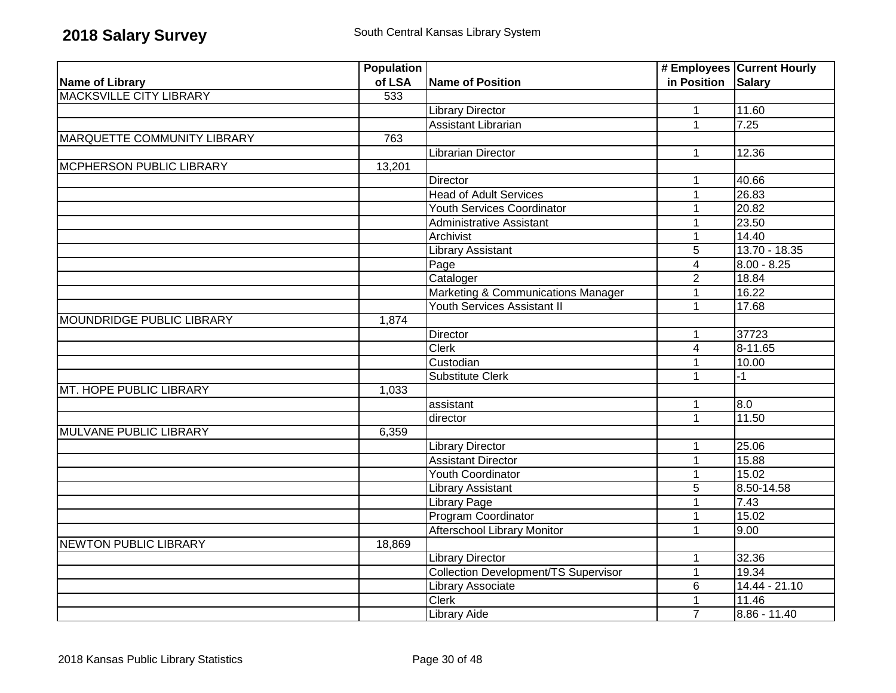# 2018 Salary Survey

South Central Kansas Library System

| Name of Library | Population of LSA | Name of Position | # Employees in Position | Current Hourly Salary |
|---|---|---|---|---|
| MACKSVILLE CITY LIBRARY | 533 | | | |
| | | Library Director | 1 | 11.60 |
| | | Assistant Librarian | 1 | 7.25 |
| MARQUETTE COMMUNITY LIBRARY | 763 | | | |
| | | Librarian Director | 1 | 12.36 |
| MCPHERSON PUBLIC LIBRARY | 13,201 | | | |
| | | Director | 1 | 40.66 |
| | | Head of Adult Services | 1 | 26.83 |
| | | Youth Services Coordinator | 1 | 20.82 |
| | | Administrative Assistant | 1 | 23.50 |
| | | Archivist | 1 | 14.40 |
| | | Library Assistant | 5 | 13.70 - 18.35 |
| | | Page | 4 | 8.00 - 8.25 |
| | | Cataloger | 2 | 18.84 |
| | | Marketing & Communications Manager | 1 | 16.22 |
| | | Youth Services Assistant II | 1 | 17.68 |
| MOUNDRIDGE PUBLIC LIBRARY | 1,874 | | | |
| | | Director | 1 | 37723 |
| | | Clerk | 4 | 8-11.65 |
| | | Custodian | 1 | 10.00 |
| | | Substitute Clerk | 1 | -1 |
| MT. HOPE PUBLIC LIBRARY | 1,033 | | | |
| | | assistant | 1 | 8.0 |
| | | director | 1 | 11.50 |
| MULVANE PUBLIC LIBRARY | 6,359 | | | |
| | | Library Director | 1 | 25.06 |
| | | Assistant Director | 1 | 15.88 |
| | | Youth Coordinator | 1 | 15.02 |
| | | Library Assistant | 5 | 8.50-14.58 |
| | | Library Page | 1 | 7.43 |
| | | Program Coordinator | 1 | 15.02 |
| | | Afterschool Library Monitor | 1 | 9.00 |
| NEWTON PUBLIC LIBRARY | 18,869 | | | |
| | | Library Director | 1 | 32.36 |
| | | Collection Development/TS Supervisor | 1 | 19.34 |
| | | Library Associate | 6 | 14.44 - 21.10 |
| | | Clerk | 1 | 11.46 |
| | | Library Aide | 7 | 8.86 - 11.40 |

2018 Kansas Public Library Statistics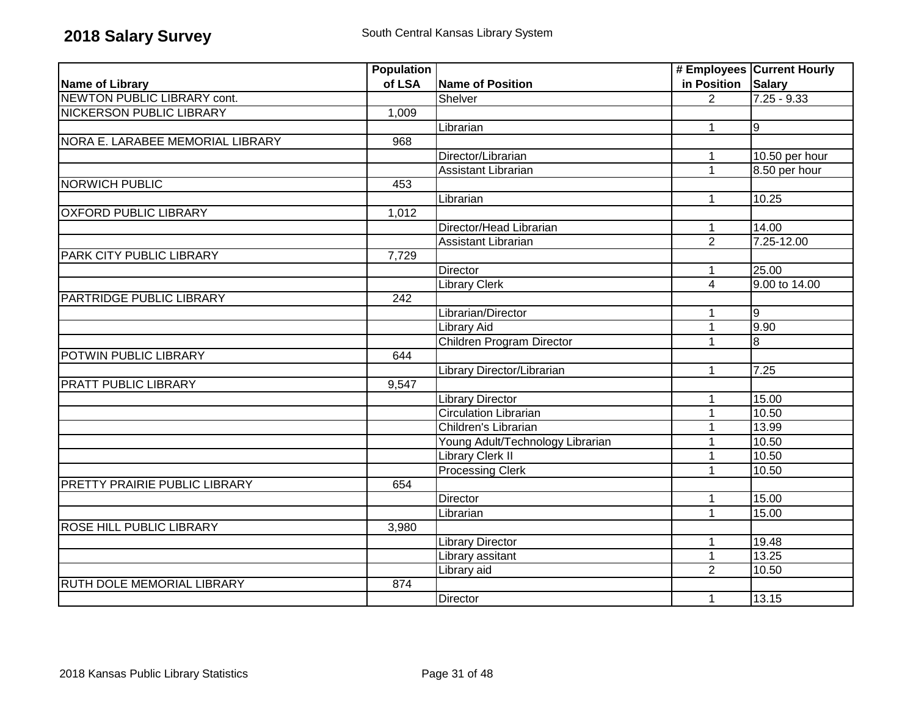**2018 Salary Survey** South Central Kansas Library System

| Name of Library | Population of LSA | Name of Position | # Employees in Position | Current Hourly Salary |
|---|---|---|---|---|
| NEWTON PUBLIC LIBRARY cont. | | Shelver | 2 | 7.25 - 9.33 |
| NICKERSON PUBLIC LIBRARY | 1,009 | | | |
| | | Librarian | 1 | 9 |
| NORA E. LARABEE MEMORIAL LIBRARY | 968 | | | |
| | | Director/Librarian | 1 | 10.50 per hour |
| | | Assistant Librarian | 1 | 8.50 per hour |
| NORWICH PUBLIC | 453 | | | |
| | | Librarian | 1 | 10.25 |
| OXFORD PUBLIC LIBRARY | 1,012 | | | |
| | | Director/Head Librarian | 1 | 14.00 |
| | | Assistant Librarian | 2 | 7.25-12.00 |
| PARK CITY PUBLIC LIBRARY | 7,729 | | | |
| | | Director | 1 | 25.00 |
| | | Library Clerk | 4 | 9.00 to 14.00 |
| PARTRIDGE PUBLIC LIBRARY | 242 | | | |
| | | Librarian/Director | 1 | 9 |
| | | Library Aid | 1 | 9.90 |
| | | Children Program Director | 1 | 8 |
| POTWIN PUBLIC LIBRARY | 644 | | | |
| | | Library Director/Librarian | 1 | 7.25 |
| PRATT PUBLIC LIBRARY | 9,547 | | | |
| | | Library Director | 1 | 15.00 |
| | | Circulation Librarian | 1 | 10.50 |
| | | Children's Librarian | 1 | 13.99 |
| | | Young Adult/Technology Librarian | 1 | 10.50 |
| | | Library Clerk II | 1 | 10.50 |
| | | Processing Clerk | 1 | 10.50 |
| PRETTY PRAIRIE PUBLIC LIBRARY | 654 | | | |
| | | Director | 1 | 15.00 |
| | | Librarian | 1 | 15.00 |
| ROSE HILL PUBLIC LIBRARY | 3,980 | | | |
| | | Library Director | 1 | 19.48 |
| | | Library assitant | 1 | 13.25 |
| | | Library aid | 2 | 10.50 |
| RUTH DOLE MEMORIAL LIBRARY | 874 | | | |
| | | Director | 1 | 13.15 |

2018 Kansas Public Library Statistics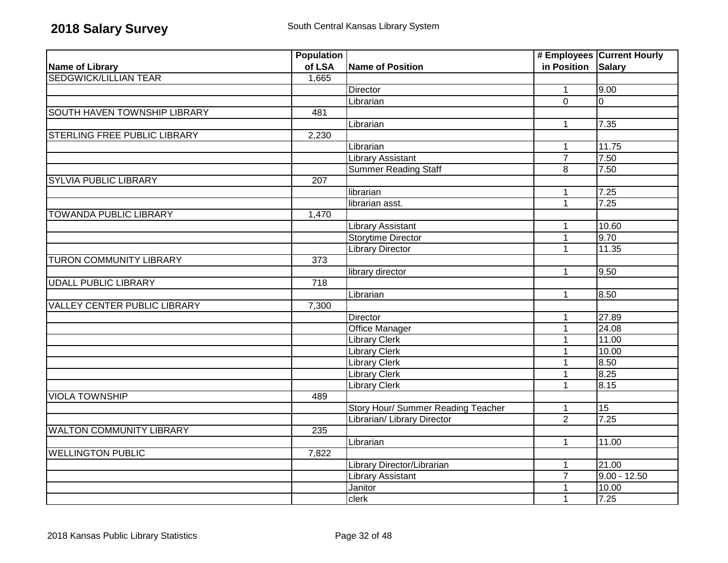# 2018 Salary Survey

South Central Kansas Library System

| Name of Library | Population of LSA | Name of Position | # Employees in Position | Current Hourly Salary |
|---|---|---|---|---|
| SEDGWICK/LILLIAN TEAR | 1,665 | | | |
| | | Director | 1 | 9.00 |
| | | Librarian | 0 | 0 |
| SOUTH HAVEN TOWNSHIP LIBRARY | 481 | | | |
| | | Librarian | 1 | 7.35 |
| STERLING FREE PUBLIC LIBRARY | 2,230 | | | |
| | | Librarian | 1 | 11.75 |
| | | Library Assistant | 7 | 7.50 |
| | | Summer Reading Staff | 8 | 7.50 |
| SYLVIA PUBLIC LIBRARY | 207 | | | |
| | | librarian | 1 | 7.25 |
| | | librarian asst. | 1 | 7.25 |
| TOWANDA PUBLIC LIBRARY | 1,470 | | | |
| | | Library Assistant | 1 | 10.60 |
| | | Storytime Director | 1 | 9.70 |
| | | Library Director | 1 | 11.35 |
| TURON COMMUNITY LIBRARY | 373 | | | |
| | | library director | 1 | 9.50 |
| UDALL PUBLIC LIBRARY | 718 | | | |
| | | Librarian | 1 | 8.50 |
| VALLEY CENTER PUBLIC LIBRARY | 7,300 | | | |
| | | Director | 1 | 27.89 |
| | | Office Manager | 1 | 24.08 |
| | | Library Clerk | 1 | 11.00 |
| | | Library Clerk | 1 | 10.00 |
| | | Library Clerk | 1 | 8.50 |
| | | Library Clerk | 1 | 8.25 |
| | | Library Clerk | 1 | 8.15 |
| VIOLA TOWNSHIP | 489 | | | |
| | | Story Hour/ Summer Reading Teacher | 1 | 15 |
| | | Librarian/ Library Director | 2 | 7.25 |
| WALTON COMMUNITY LIBRARY | 235 | | | |
| | | Librarian | 1 | 11.00 |
| WELLINGTON PUBLIC | 7,822 | | | |
| | | Library Director/Librarian | 1 | 21.00 |
| | | Library Assistant | 7 | 9.00 - 12.50 |
| | | Janitor | 1 | 10.00 |
| | | clerk | 1 | 7.25 |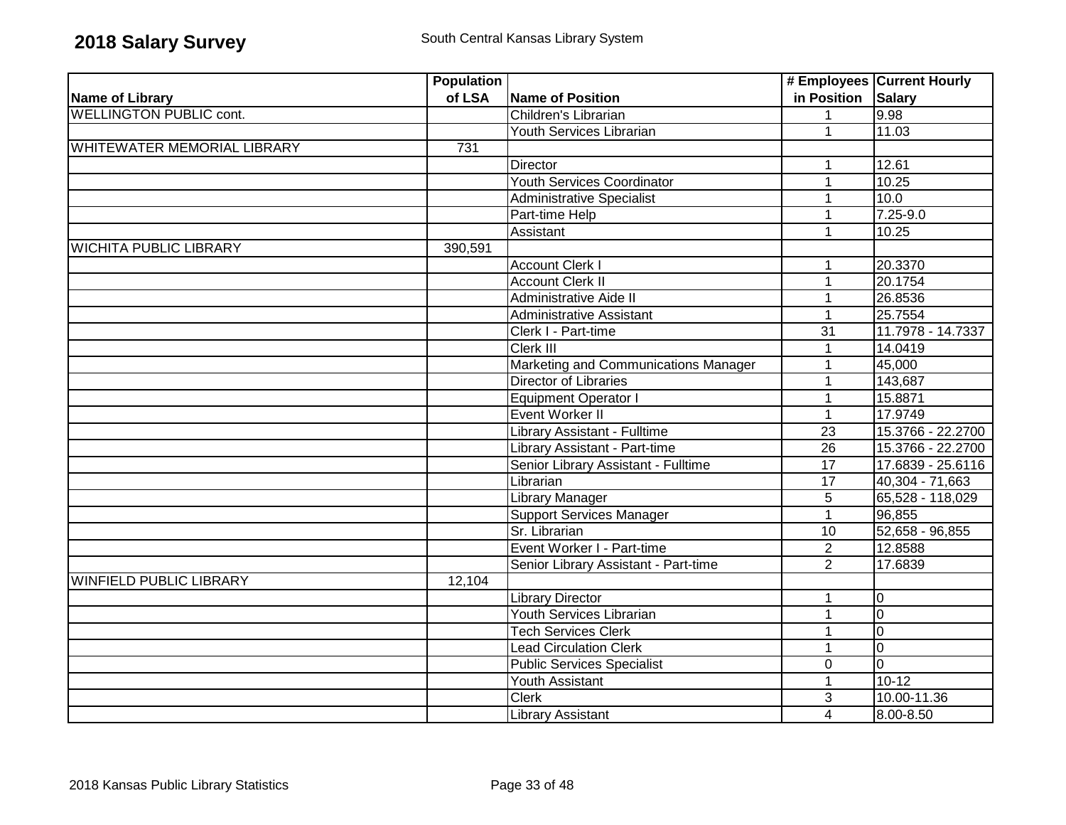# 2018 Salary Survey

South Central Kansas Library System

| Name of Library | Population of LSA | Name of Position | # Employees in Position | Current Hourly Salary |
|---|---|---|---|---|
| WELLINGTON PUBLIC cont. | | Children's Librarian | 1 | 9.98 |
| | | Youth Services Librarian | 1 | 11.03 |
| WHITEWATER MEMORIAL LIBRARY | 731 | | | |
| | | Director | 1 | 12.61 |
| | | Youth Services Coordinator | 1 | 10.25 |
| | | Administrative Specialist | 1 | 10.0 |
| | | Part-time Help | 1 | 7.25-9.0 |
| | | Assistant | 1 | 10.25 |
| WICHITA PUBLIC LIBRARY | 390,591 | | | |
| | | Account Clerk I | 1 | 20.3370 |
| | | Account Clerk II | 1 | 20.1754 |
| | | Administrative Aide II | 1 | 26.8536 |
| | | Administrative Assistant | 1 | 25.7554 |
| | | Clerk I - Part-time | 31 | 11.7978 - 14.7337 |
| | | Clerk III | 1 | 14.0419 |
| | | Marketing and Communications Manager | 1 | 45,000 |
| | | Director of Libraries | 1 | 143,687 |
| | | Equipment Operator I | 1 | 15.8871 |
| | | Event Worker II | 1 | 17.9749 |
| | | Library Assistant - Fulltime | 23 | 15.3766 - 22.2700 |
| | | Library Assistant - Part-time | 26 | 15.3766 - 22.2700 |
| | | Senior Library Assistant - Fulltime | 17 | 17.6839 - 25.6116 |
| | | Librarian | 17 | 40,304 - 71,663 |
| | | Library Manager | 5 | 65,528 - 118,029 |
| | | Support Services Manager | 1 | 96,855 |
| | | Sr. Librarian | 10 | 52,658 - 96,855 |
| | | Event Worker I - Part-time | 2 | 12.8588 |
| | | Senior Library Assistant - Part-time | 2 | 17.6839 |
| WINFIELD PUBLIC LIBRARY | 12,104 | | | |
| | | Library Director | 1 | 0 |
| | | Youth Services Librarian | 1 | 0 |
| | | Tech Services Clerk | 1 | 0 |
| | | Lead Circulation Clerk | 1 | 0 |
| | | Public Services Specialist | 0 | 0 |
| | | Youth Assistant | 1 | 10-12 |
| | | Clerk | 3 | 10.00-11.36 |
| | | Library Assistant | 4 | 8.00-8.50 |

2018 Kansas Public Library Statistics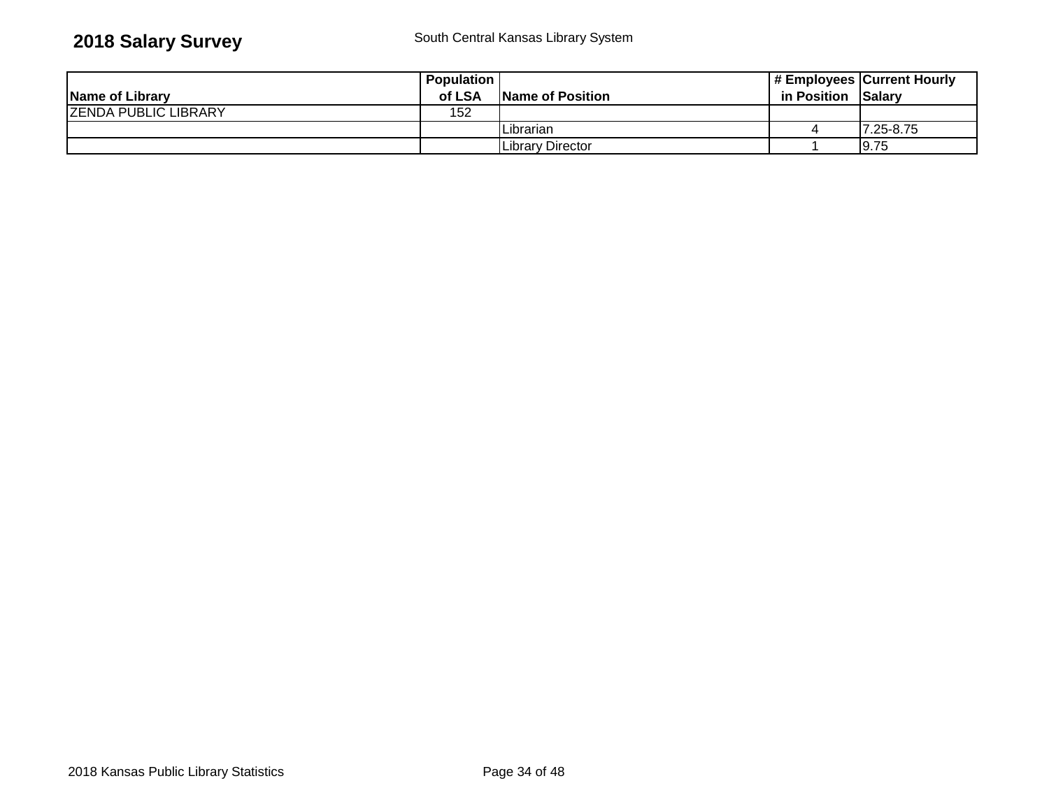**2018 Salary Survey** South Central Kansas Library System

| Name of Library | Population of LSA | Name of Position | # Employees in Position | Current Hourly Salary |
|---|---|---|---|---|
| ZENDA PUBLIC LIBRARY | 152 | | | |
| | | Librarian | 4 | 7.25-8.75 |
| | | Library Director | 1 | 9.75 |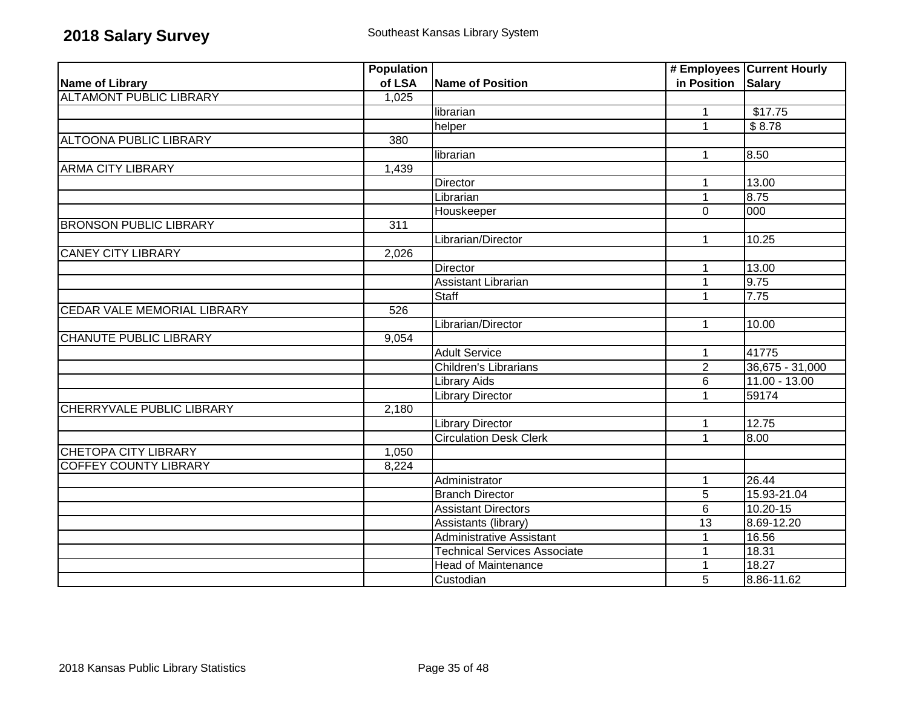# 2018 Salary Survey

Southeast Kansas Library System

| Name of Library | Population of LSA | Name of Position | # Employees in Position | Current Hourly Salary |
|---|---|---|---|---|
| ALTAMONT PUBLIC LIBRARY | 1,025 | | | |
| | | librarian | 1 | $17.75 |
| | | helper | 1 | $ 8.78 |
| ALTOONA PUBLIC LIBRARY | 380 | | | |
| | | librarian | 1 | 8.50 |
| ARMA CITY LIBRARY | 1,439 | | | |
| | | Director | 1 | 13.00 |
| | | Librarian | 1 | 8.75 |
| | | Houskeeper | 0 | 000 |
| BRONSON PUBLIC LIBRARY | 311 | | | |
| | | Librarian/Director | 1 | 10.25 |
| CANEY CITY LIBRARY | 2,026 | | | |
| | | Director | 1 | 13.00 |
| | | Assistant Librarian | 1 | 9.75 |
| | | Staff | 1 | 7.75 |
| CEDAR VALE MEMORIAL LIBRARY | 526 | | | |
| | | Librarian/Director | 1 | 10.00 |
| CHANUTE PUBLIC LIBRARY | 9,054 | | | |
| | | Adult Service | 1 | 41775 |
| | | Children's Librarians | 2 | 36,675 - 31,000 |
| | | Library Aids | 6 | 11.00 - 13.00 |
| | | Library Director | 1 | 59174 |
| CHERRYVALE PUBLIC LIBRARY | 2,180 | | | |
| | | Library Director | 1 | 12.75 |
| | | Circulation Desk Clerk | 1 | 8.00 |
| CHETOPA CITY LIBRARY | 1,050 | | | |
| COFFEY COUNTY LIBRARY | 8,224 | | | |
| | | Administrator | 1 | 26.44 |
| | | Branch Director | 5 | 15.93-21.04 |
| | | Assistant Directors | 6 | 10.20-15 |
| | | Assistants (library) | 13 | 8.69-12.20 |
| | | Administrative Assistant | 1 | 16.56 |
| | | Technical Services Associate | 1 | 18.31 |
| | | Head of Maintenance | 1 | 18.27 |
| | | Custodian | 5 | 8.86-11.62 |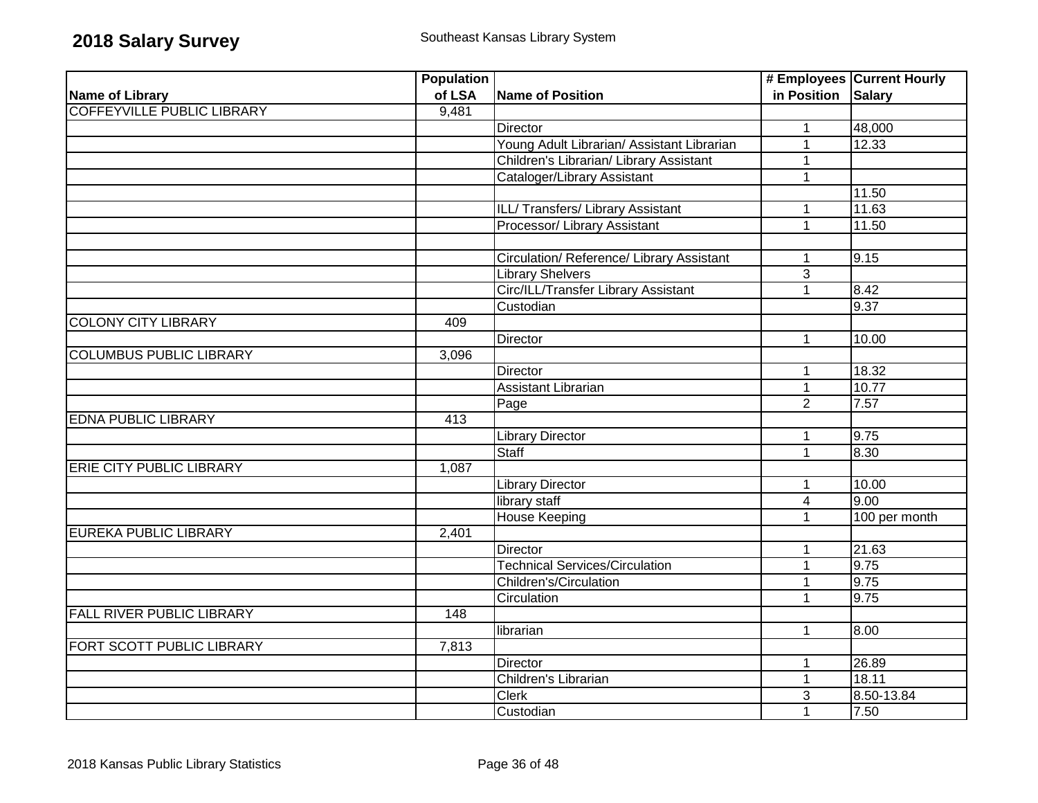# 2018 Salary Survey

Southeast Kansas Library System

| Name of Library | Population of LSA | Name of Position | # Employees in Position | Current Hourly Salary |
|---|---|---|---|---|
| COFFEYVILLE PUBLIC LIBRARY | 9,481 | | | |
| | | Director | 1 | 48,000 |
| | | Young Adult Librarian/ Assistant Librarian | 1 | 12.33 |
| | | Children's Librarian/ Library Assistant | 1 | |
| | | Cataloger/Library Assistant | 1 | |
| | | | | 11.50 |
| | | ILL/ Transfers/ Library Assistant | 1 | 11.63 |
| | | Processor/ Library Assistant | 1 | 11.50 |
| | | | | |
| | | Circulation/ Reference/ Library Assistant | 1 | 9.15 |
| | | Library Shelvers | 3 | |
| | | Circ/ILL/Transfer Library Assistant | 1 | 8.42 |
| | | Custodian | | 9.37 |
| COLONY CITY LIBRARY | 409 | | | |
| | | Director | 1 | 10.00 |
| COLUMBUS PUBLIC LIBRARY | 3,096 | | | |
| | | Director | 1 | 18.32 |
| | | Assistant Librarian | 1 | 10.77 |
| | | Page | 2 | 7.57 |
| EDNA PUBLIC LIBRARY | 413 | | | |
| | | Library Director | 1 | 9.75 |
| | | Staff | 1 | 8.30 |
| ERIE CITY PUBLIC LIBRARY | 1,087 | | | |
| | | Library Director | 1 | 10.00 |
| | | library staff | 4 | 9.00 |
| | | House Keeping | 1 | 100 per month |
| EUREKA PUBLIC LIBRARY | 2,401 | | | |
| | | Director | 1 | 21.63 |
| | | Technical Services/Circulation | 1 | 9.75 |
| | | Children's/Circulation | 1 | 9.75 |
| | | Circulation | 1 | 9.75 |
| FALL RIVER PUBLIC LIBRARY | 148 | | | |
| | | librarian | 1 | 8.00 |
| FORT SCOTT PUBLIC LIBRARY | 7,813 | | | |
| | | Director | 1 | 26.89 |
| | | Children's Librarian | 1 | 18.11 |
| | | Clerk | 3 | 8.50-13.84 |
| | | Custodian | 1 | 7.50 |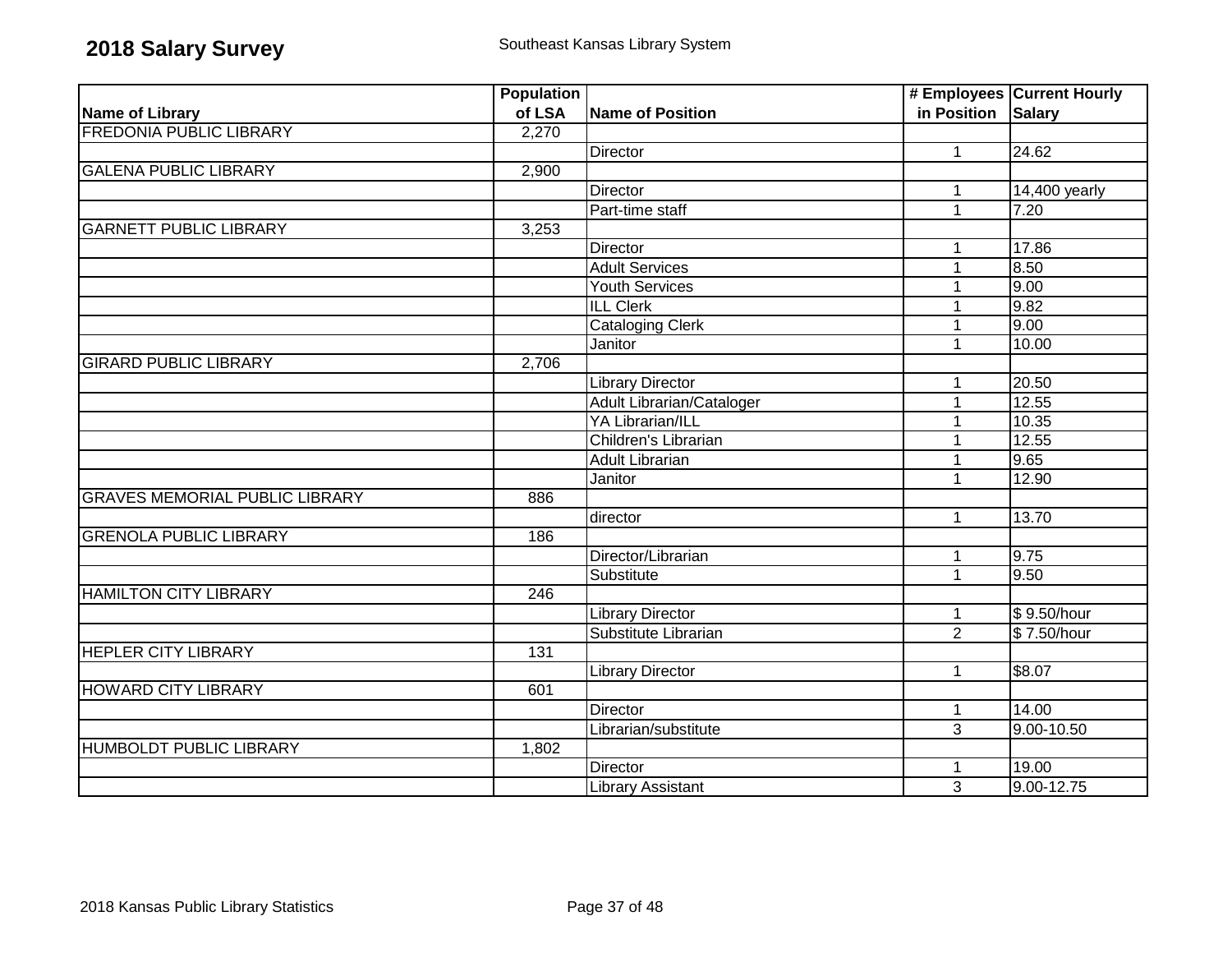# 2018 Salary Survey

Southeast Kansas Library System

| Name of Library | Population of LSA | Name of Position | # Employees in Position | Current Hourly Salary |
|---|---|---|---|---|
| FREDONIA PUBLIC LIBRARY | 2,270 | | | |
| | | Director | 1 | 24.62 |
| GALENA PUBLIC LIBRARY | 2,900 | | | |
| | | Director | 1 | 14,400 yearly |
| | | Part-time staff | 1 | 7.20 |
| GARNETT PUBLIC LIBRARY | 3,253 | | | |
| | | Director | 1 | 17.86 |
| | | Adult Services | 1 | 8.50 |
| | | Youth Services | 1 | 9.00 |
| | | ILL Clerk | 1 | 9.82 |
| | | Cataloging Clerk | 1 | 9.00 |
| | | Janitor | 1 | 10.00 |
| GIRARD PUBLIC LIBRARY | 2,706 | | | |
| | | Library Director | 1 | 20.50 |
| | | Adult Librarian/Cataloger | 1 | 12.55 |
| | | YA Librarian/ILL | 1 | 10.35 |
| | | Children's Librarian | 1 | 12.55 |
| | | Adult Librarian | 1 | 9.65 |
| | | Janitor | 1 | 12.90 |
| GRAVES MEMORIAL PUBLIC LIBRARY | 886 | | | |
| | | director | 1 | 13.70 |
| GRENOLA PUBLIC LIBRARY | 186 | | | |
| | | Director/Librarian | 1 | 9.75 |
| | | Substitute | 1 | 9.50 |
| HAMILTON CITY LIBRARY | 246 | | | |
| | | Library Director | 1 | $ 9.50/hour |
| | | Substitute Librarian | 2 | $ 7.50/hour |
| HEPLER CITY LIBRARY | 131 | | | |
| | | Library Director | 1 | $8.07 |
| HOWARD CITY LIBRARY | 601 | | | |
| | | Director | 1 | 14.00 |
| | | Librarian/substitute | 3 | 9.00-10.50 |
| HUMBOLDT PUBLIC LIBRARY | 1,802 | | | |
| | | Director | 1 | 19.00 |
| | | Library Assistant | 3 | 9.00-12.75 |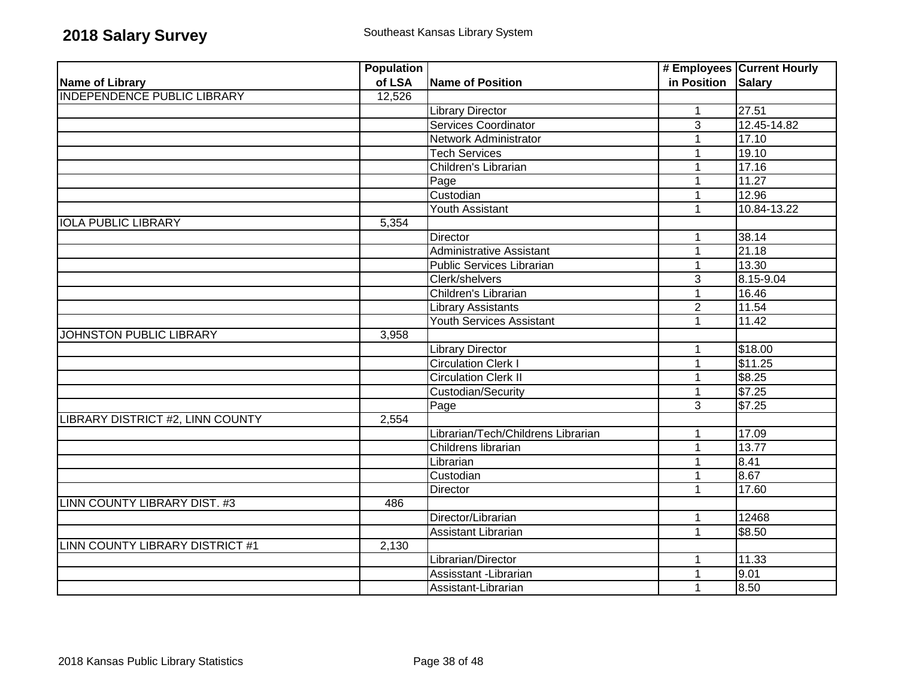# 2018 Salary Survey

Southeast Kansas Library System

| Name of Library | Population of LSA | Name of Position | # Employees in Position | Current Hourly Salary |
|---|---|---|---|---|
| INDEPENDENCE PUBLIC LIBRARY | 12,526 | | | |
| | | Library Director | 1 | 27.51 |
| | | Services Coordinator | 3 | 12.45-14.82 |
| | | Network Administrator | 1 | 17.10 |
| | | Tech Services | 1 | 19.10 |
| | | Children's Librarian | 1 | 17.16 |
| | | Page | 1 | 11.27 |
| | | Custodian | 1 | 12.96 |
| | | Youth Assistant | 1 | 10.84-13.22 |
| IOLA PUBLIC LIBRARY | 5,354 | | | |
| | | Director | 1 | 38.14 |
| | | Administrative Assistant | 1 | 21.18 |
| | | Public Services Librarian | 1 | 13.30 |
| | | Clerk/shelvers | 3 | 8.15-9.04 |
| | | Children's Librarian | 1 | 16.46 |
| | | Library Assistants | 2 | 11.54 |
| | | Youth Services Assistant | 1 | 11.42 |
| JOHNSTON PUBLIC LIBRARY | 3,958 | | | |
| | | Library Director | 1 | $18.00 |
| | | Circulation Clerk I | 1 | $11.25 |
| | | Circulation Clerk II | 1 | $8.25 |
| | | Custodian/Security | 1 | $7.25 |
| | | Page | 3 | $7.25 |
| LIBRARY DISTRICT #2, LINN COUNTY | 2,554 | | | |
| | | Librarian/Tech/Childrens Librarian | 1 | 17.09 |
| | | Childrens librarian | 1 | 13.77 |
| | | Librarian | 1 | 8.41 |
| | | Custodian | 1 | 8.67 |
| | | Director | 1 | 17.60 |
| LINN COUNTY LIBRARY DIST. #3 | 486 | | | |
| | | Director/Librarian | 1 | 12468 |
| | | Assistant Librarian | 1 | $8.50 |
| LINN COUNTY LIBRARY DISTRICT #1 | 2,130 | | | |
| | | Librarian/Director | 1 | 11.33 |
| | | Assisstant -Librarian | 1 | 9.01 |
| | | Assistant-Librarian | 1 | 8.50 |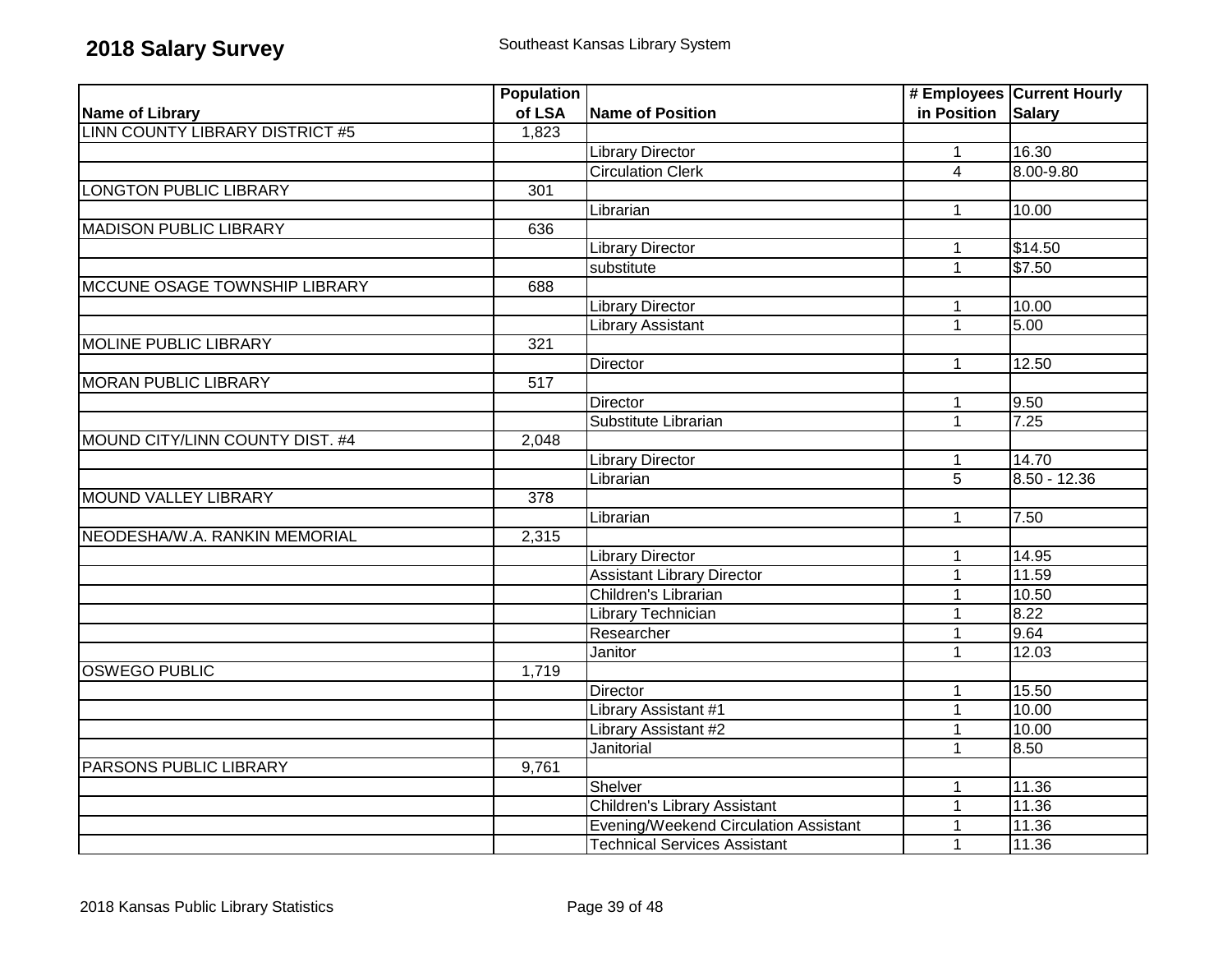# 2018 Salary Survey

Southeast Kansas Library System

| Name of Library | Population of LSA | Name of Position | # Employees in Position | Current Hourly Salary |
|---|---|---|---|---|
| LINN COUNTY LIBRARY DISTRICT #5 | 1,823 | | | |
| | | Library Director | 1 | 16.30 |
| | | Circulation Clerk | 4 | 8.00-9.80 |
| LONGTON PUBLIC LIBRARY | 301 | | | |
| | | Librarian | 1 | 10.00 |
| MADISON PUBLIC LIBRARY | 636 | | | |
| | | Library Director | 1 | $14.50 |
| | | substitute | 1 | $7.50 |
| MCCUNE OSAGE TOWNSHIP LIBRARY | 688 | | | |
| | | Library Director | 1 | 10.00 |
| | | Library Assistant | 1 | 5.00 |
| MOLINE PUBLIC LIBRARY | 321 | | | |
| | | Director | 1 | 12.50 |
| MORAN PUBLIC LIBRARY | 517 | | | |
| | | Director | 1 | 9.50 |
| | | Substitute Librarian | 1 | 7.25 |
| MOUND CITY/LINN COUNTY DIST. #4 | 2,048 | | | |
| | | Library Director | 1 | 14.70 |
| | | Librarian | 5 | 8.50 - 12.36 |
| MOUND VALLEY LIBRARY | 378 | | | |
| | | Librarian | 1 | 7.50 |
| NEODESHA/W.A. RANKIN MEMORIAL | 2,315 | | | |
| | | Library Director | 1 | 14.95 |
| | | Assistant Library Director | 1 | 11.59 |
| | | Children's Librarian | 1 | 10.50 |
| | | Library Technician | 1 | 8.22 |
| | | Researcher | 1 | 9.64 |
| | | Janitor | 1 | 12.03 |
| OSWEGO PUBLIC | 1,719 | | | |
| | | Director | 1 | 15.50 |
| | | Library Assistant #1 | 1 | 10.00 |
| | | Library Assistant #2 | 1 | 10.00 |
| | | Janitorial | 1 | 8.50 |
| PARSONS PUBLIC LIBRARY | 9,761 | | | |
| | | Shelver | 1 | 11.36 |
| | | Children's Library Assistant | 1 | 11.36 |
| | | Evening/Weekend Circulation Assistant | 1 | 11.36 |
| | | Technical Services Assistant | 1 | 11.36 |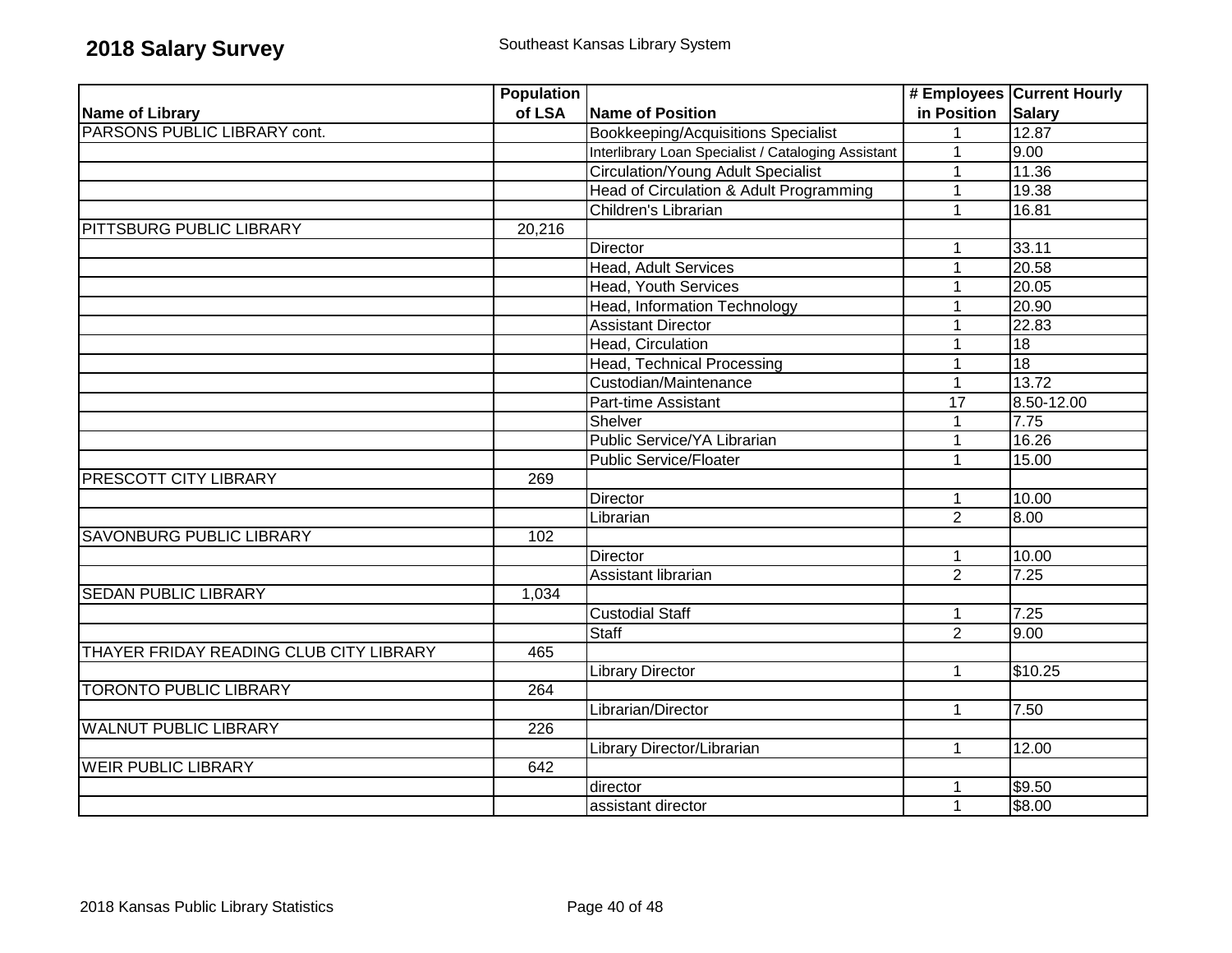# 2018 Salary Survey

Southeast Kansas Library System

| Name of Library | Population of LSA | Name of Position | # Employees in Position | Current Hourly Salary |
|---|---|---|---|---|
| PARSONS PUBLIC LIBRARY cont. | | Bookkeeping/Acquisitions Specialist | 1 | 12.87 |
| | | Interlibrary Loan Specialist / Cataloging Assistant | 1 | 9.00 |
| | | Circulation/Young Adult Specialist | 1 | 11.36 |
| | | Head of Circulation & Adult Programming | 1 | 19.38 |
| | | Children's Librarian | 1 | 16.81 |
| PITTSBURG PUBLIC LIBRARY | 20,216 | | | |
| | | Director | 1 | 33.11 |
| | | Head, Adult Services | 1 | 20.58 |
| | | Head, Youth Services | 1 | 20.05 |
| | | Head, Information Technology | 1 | 20.90 |
| | | Assistant Director | 1 | 22.83 |
| | | Head, Circulation | 1 | 18 |
| | | Head, Technical Processing | 1 | 18 |
| | | Custodian/Maintenance | 1 | 13.72 |
| | | Part-time Assistant | 17 | 8.50-12.00 |
| | | Shelver | 1 | 7.75 |
| | | Public Service/YA Librarian | 1 | 16.26 |
| | | Public Service/Floater | 1 | 15.00 |
| PRESCOTT CITY LIBRARY | 269 | | | |
| | | Director | 1 | 10.00 |
| | | Librarian | 2 | 8.00 |
| SAVONBURG PUBLIC LIBRARY | 102 | | | |
| | | Director | 1 | 10.00 |
| | | Assistant librarian | 2 | 7.25 |
| SEDAN PUBLIC LIBRARY | 1,034 | | | |
| | | Custodial Staff | 1 | 7.25 |
| | | Staff | 2 | 9.00 |
| THAYER FRIDAY READING CLUB CITY LIBRARY | 465 | | | |
| | | Library Director | 1 | $10.25 |
| TORONTO PUBLIC LIBRARY | 264 | | | |
| | | Librarian/Director | 1 | 7.50 |
| WALNUT PUBLIC LIBRARY | 226 | | | |
| | | Library Director/Librarian | 1 | 12.00 |
| WEIR PUBLIC LIBRARY | 642 | | | |
| | | director | 1 | $9.50 |
| | | assistant director | 1 | $8.00 |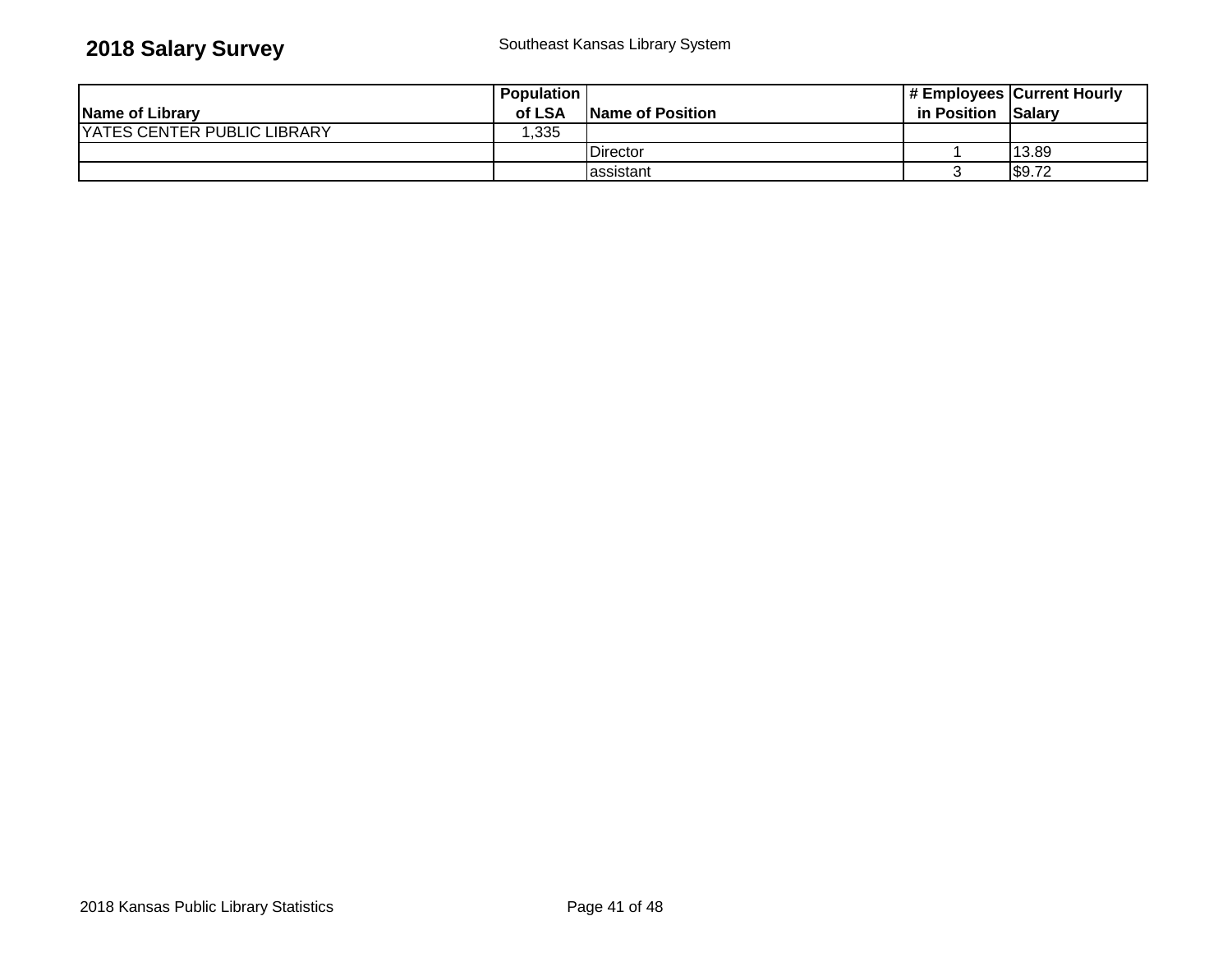## 2018 Salary Survey

Southeast Kansas Library System

| Name of Library | Population of LSA | Name of Position | # Employees in Position | Current Hourly Salary |
|---|---|---|---|---|
| YATES CENTER PUBLIC LIBRARY | 1,335 | | | |
| | | Director | 1 | 13.89 |
| | | assistant | 3 | $9.72 |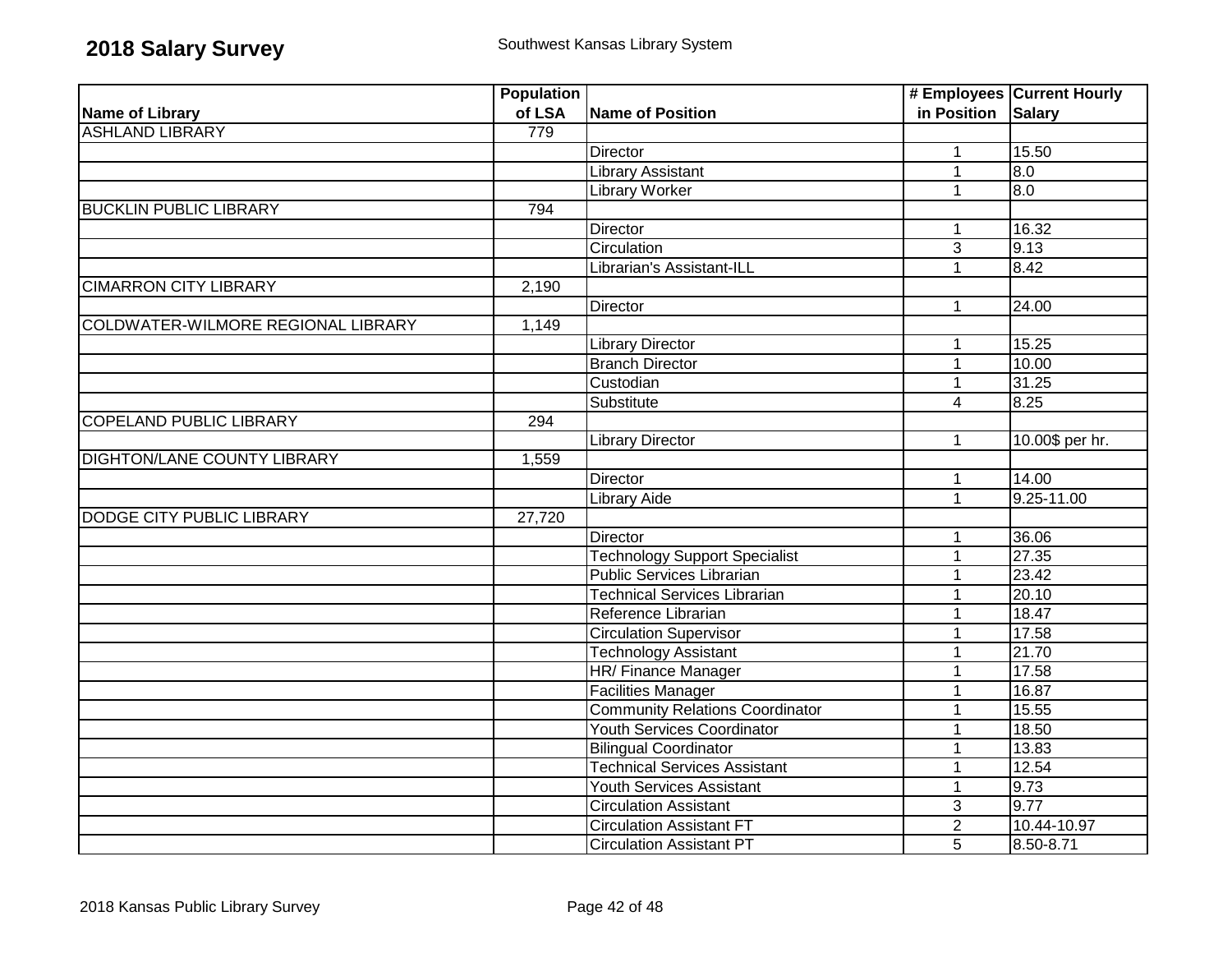# 2018 Salary Survey

Southwest Kansas Library System

| Name of Library | Population of LSA | Name of Position | # Employees in Position | Current Hourly Salary |
|---|---|---|---|---|
| ASHLAND LIBRARY | 779 | | | |
| | | Director | 1 | 15.50 |
| | | Library Assistant | 1 | 8.0 |
| | | Library Worker | 1 | 8.0 |
| BUCKLIN PUBLIC LIBRARY | 794 | | | |
| | | Director | 1 | 16.32 |
| | | Circulation | 3 | 9.13 |
| | | Librarian's Assistant-ILL | 1 | 8.42 |
| CIMARRON CITY LIBRARY | 2,190 | | | |
| | | Director | 1 | 24.00 |
| COLDWATER-WILMORE REGIONAL LIBRARY | 1,149 | | | |
| | | Library Director | 1 | 15.25 |
| | | Branch Director | 1 | 10.00 |
| | | Custodian | 1 | 31.25 |
| | | Substitute | 4 | 8.25 |
| COPELAND PUBLIC LIBRARY | 294 | | | |
| | | Library Director | 1 | 10.00$ per hr. |
| DIGHTON/LANE COUNTY LIBRARY | 1,559 | | | |
| | | Director | 1 | 14.00 |
| | | Library Aide | 1 | 9.25-11.00 |
| DODGE CITY PUBLIC LIBRARY | 27,720 | | | |
| | | Director | 1 | 36.06 |
| | | Technology Support Specialist | 1 | 27.35 |
| | | Public Services Librarian | 1 | 23.42 |
| | | Technical Services Librarian | 1 | 20.10 |
| | | Reference Librarian | 1 | 18.47 |
| | | Circulation Supervisor | 1 | 17.58 |
| | | Technology Assistant | 1 | 21.70 |
| | | HR/ Finance Manager | 1 | 17.58 |
| | | Facilities Manager | 1 | 16.87 |
| | | Community Relations Coordinator | 1 | 15.55 |
| | | Youth Services Coordinator | 1 | 18.50 |
| | | Bilingual Coordinator | 1 | 13.83 |
| | | Technical Services Assistant | 1 | 12.54 |
| | | Youth Services Assistant | 1 | 9.73 |
| | | Circulation Assistant | 3 | 9.77 |
| | | Circulation Assistant FT | 2 | 10.44-10.97 |
| | | Circulation Assistant PT | 5 | 8.50-8.71 |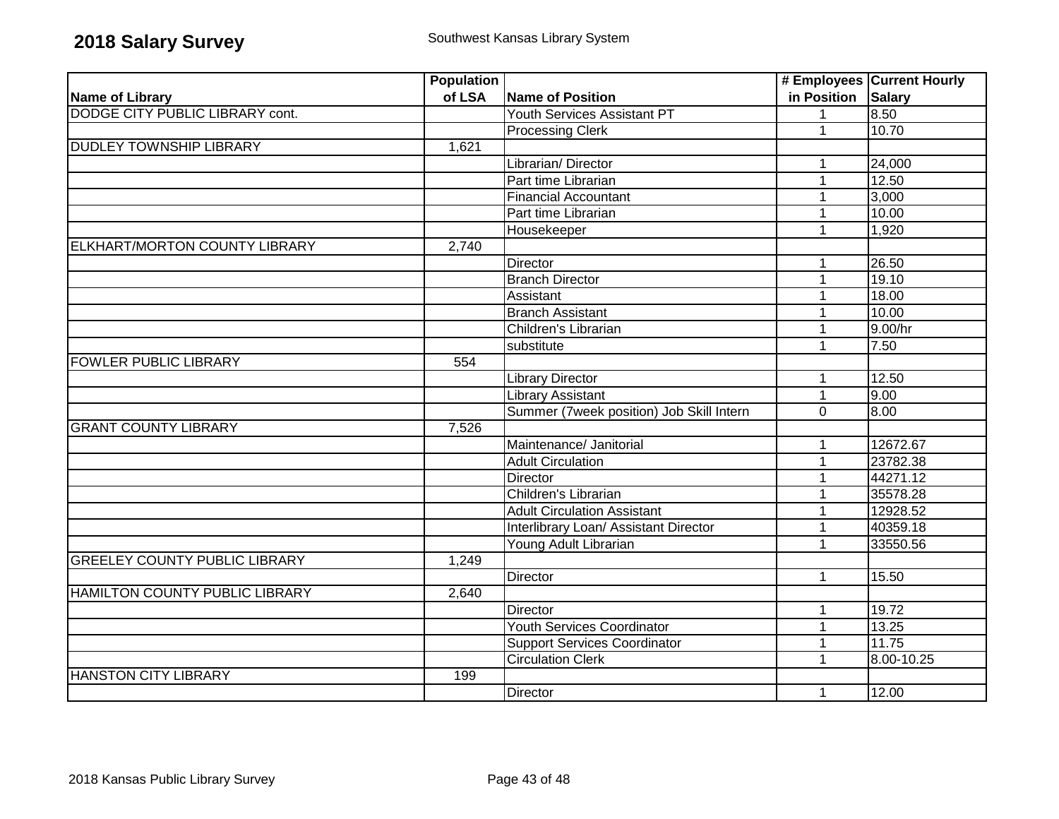# 2018 Salary Survey

Southwest Kansas Library System

| Name of Library | Population of LSA | Name of Position | # Employees in Position | Current Hourly Salary |
|---|---|---|---|---|
| DODGE CITY PUBLIC LIBRARY cont. | | Youth Services Assistant PT | 1 | 8.50 |
| | | Processing Clerk | 1 | 10.70 |
| DUDLEY TOWNSHIP LIBRARY | 1,621 | | | |
| | | Librarian/ Director | 1 | 24,000 |
| | | Part time Librarian | 1 | 12.50 |
| | | Financial Accountant | 1 | 3,000 |
| | | Part time Librarian | 1 | 10.00 |
| | | Housekeeper | 1 | 1,920 |
| ELKHART/MORTON COUNTY LIBRARY | 2,740 | | | |
| | | Director | 1 | 26.50 |
| | | Branch Director | 1 | 19.10 |
| | | Assistant | 1 | 18.00 |
| | | Branch Assistant | 1 | 10.00 |
| | | Children's Librarian | 1 | 9.00/hr |
| | | substitute | 1 | 7.50 |
| FOWLER PUBLIC LIBRARY | 554 | | | |
| | | Library Director | 1 | 12.50 |
| | | Library Assistant | 1 | 9.00 |
| | | Summer (7week position) Job Skill Intern | 0 | 8.00 |
| GRANT COUNTY LIBRARY | 7,526 | | | |
| | | Maintenance/ Janitorial | 1 | 12672.67 |
| | | Adult Circulation | 1 | 23782.38 |
| | | Director | 1 | 44271.12 |
| | | Children's Librarian | 1 | 35578.28 |
| | | Adult Circulation Assistant | 1 | 12928.52 |
| | | Interlibrary Loan/ Assistant Director | 1 | 40359.18 |
| | | Young Adult Librarian | 1 | 33550.56 |
| GREELEY COUNTY PUBLIC LIBRARY | 1,249 | | | |
| | | Director | 1 | 15.50 |
| HAMILTON COUNTY PUBLIC LIBRARY | 2,640 | | | |
| | | Director | 1 | 19.72 |
| | | Youth Services Coordinator | 1 | 13.25 |
| | | Support Services Coordinator | 1 | 11.75 |
| | | Circulation Clerk | 1 | 8.00-10.25 |
| HANSTON CITY LIBRARY | 199 | | | |
| | | Director | 1 | 12.00 |

2018 Kansas Public Library Survey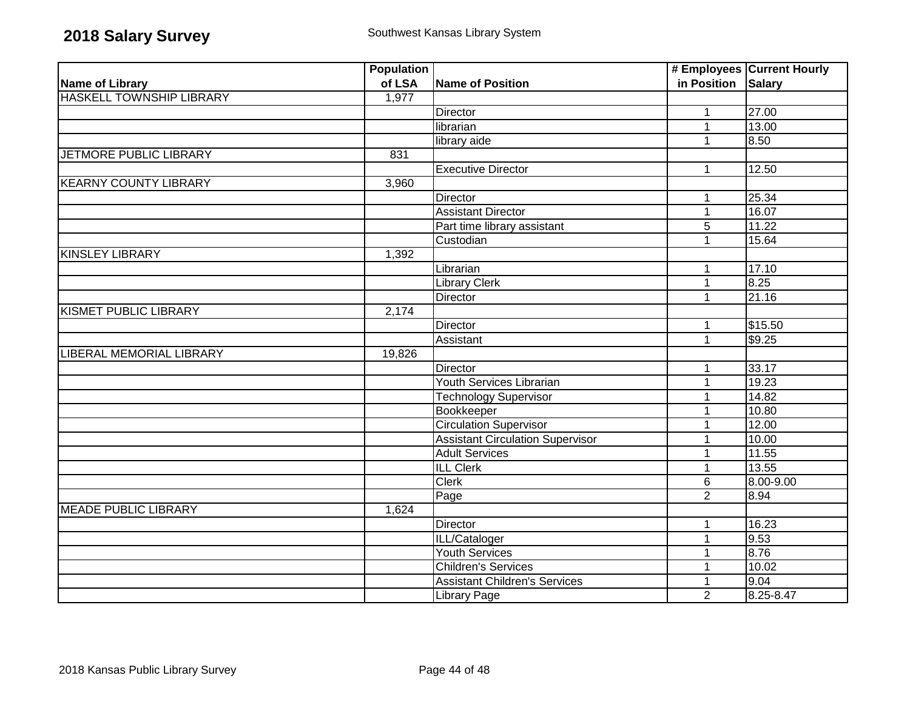# 2018 Salary Survey

Southwest Kansas Library System

| Name of Library | Population of LSA | Name of Position | # Employees in Position | Current Hourly Salary |
|---|---|---|---|---|
| HASKELL TOWNSHIP LIBRARY | 1,977 | | | |
| | | Director | 1 | 27.00 |
| | | librarian | 1 | 13.00 |
| | | library aide | 1 | 8.50 |
| JETMORE PUBLIC LIBRARY | 831 | | | |
| | | Executive Director | 1 | 12.50 |
| KEARNY COUNTY LIBRARY | 3,960 | | | |
| | | Director | 1 | 25.34 |
| | | Assistant Director | 1 | 16.07 |
| | | Part time library assistant | 5 | 11.22 |
| | | Custodian | 1 | 15.64 |
| KINSLEY LIBRARY | 1,392 | | | |
| | | Librarian | 1 | 17.10 |
| | | Library Clerk | 1 | 8.25 |
| | | Director | 1 | 21.16 |
| KISMET PUBLIC LIBRARY | 2,174 | | | |
| | | Director | 1 | $15.50 |
| | | Assistant | 1 | $9.25 |
| LIBERAL MEMORIAL LIBRARY | 19,826 | | | |
| | | Director | 1 | 33.17 |
| | | Youth Services Librarian | 1 | 19.23 |
| | | Technology Supervisor | 1 | 14.82 |
| | | Bookkeeper | 1 | 10.80 |
| | | Circulation Supervisor | 1 | 12.00 |
| | | Assistant Circulation Supervisor | 1 | 10.00 |
| | | Adult Services | 1 | 11.55 |
| | | ILL Clerk | 1 | 13.55 |
| | | Clerk | 6 | 8.00-9.00 |
| | | Page | 2 | 8.94 |
| MEADE PUBLIC LIBRARY | 1,624 | | | |
| | | Director | 1 | 16.23 |
| | | ILL/Cataloger | 1 | 9.53 |
| | | Youth Services | 1 | 8.76 |
| | | Children's Services | 1 | 10.02 |
| | | Assistant Children's Services | 1 | 9.04 |
| | | Library Page | 2 | 8.25-8.47 |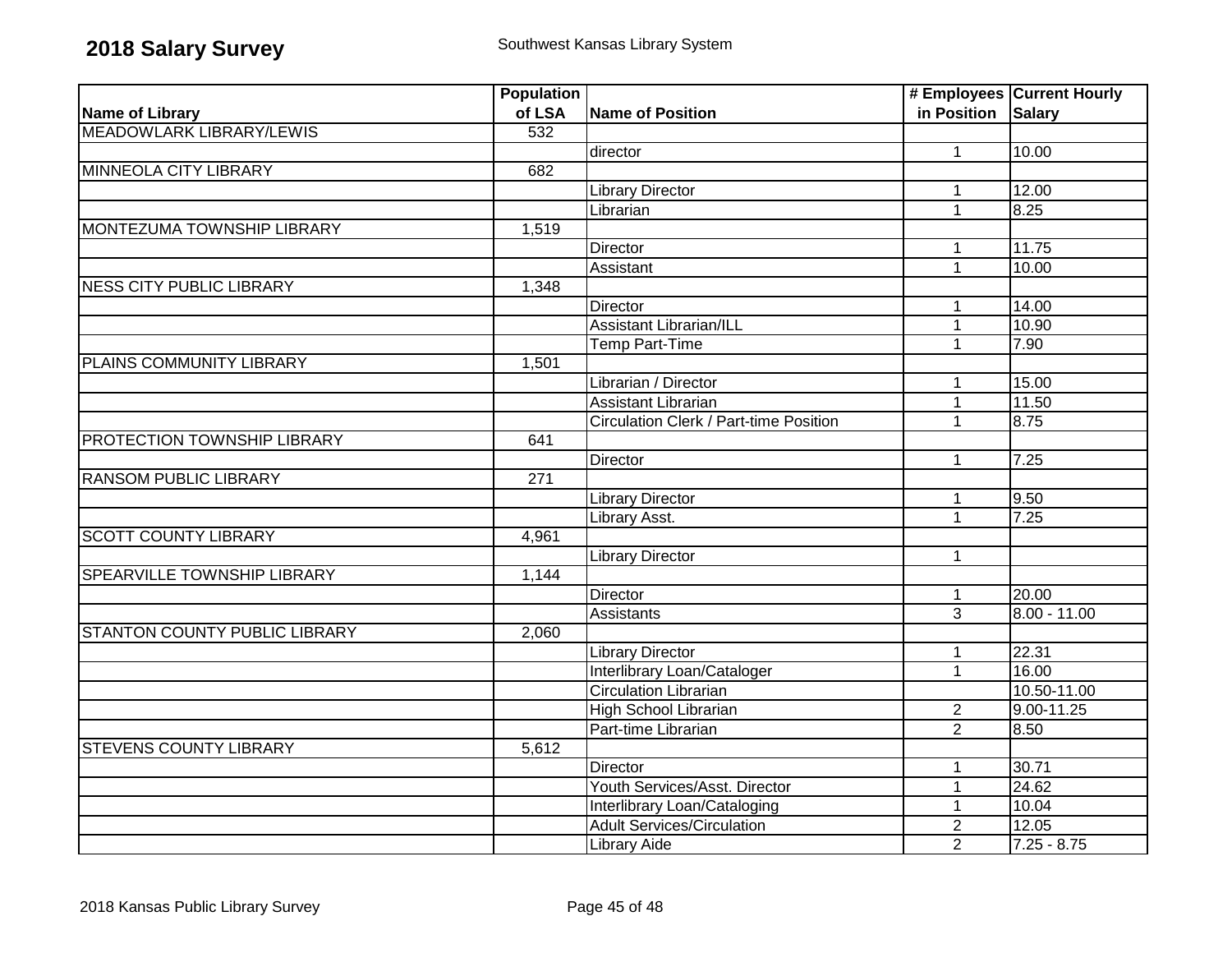# 2018 Salary Survey

Southwest Kansas Library System

| Name of Library | Population of LSA | Name of Position | # Employees in Position | Current Hourly Salary |
|---|---|---|---|---|
| MEADOWLARK LIBRARY/LEWIS | 532 | | | |
| | | director | 1 | 10.00 |
| MINNEOLA CITY LIBRARY | 682 | | | |
| | | Library Director | 1 | 12.00 |
| | | Librarian | 1 | 8.25 |
| MONTEZUMA TOWNSHIP LIBRARY | 1,519 | | | |
| | | Director | 1 | 11.75 |
| | | Assistant | 1 | 10.00 |
| NESS CITY PUBLIC LIBRARY | 1,348 | | | |
| | | Director | 1 | 14.00 |
| | | Assistant Librarian/ILL | 1 | 10.90 |
| | | Temp Part-Time | 1 | 7.90 |
| PLAINS COMMUNITY LIBRARY | 1,501 | | | |
| | | Librarian / Director | 1 | 15.00 |
| | | Assistant Librarian | 1 | 11.50 |
| | | Circulation Clerk / Part-time Position | 1 | 8.75 |
| PROTECTION TOWNSHIP LIBRARY | 641 | | | |
| | | Director | 1 | 7.25 |
| RANSOM PUBLIC LIBRARY | 271 | | | |
| | | Library Director | 1 | 9.50 |
| | | Library Asst. | 1 | 7.25 |
| SCOTT COUNTY LIBRARY | 4,961 | | | |
| | | Library Director | 1 | |
| SPEARVILLE TOWNSHIP LIBRARY | 1,144 | | | |
| | | Director | 1 | 20.00 |
| | | Assistants | 3 | 8.00 - 11.00 |
| STANTON COUNTY PUBLIC LIBRARY | 2,060 | | | |
| | | Library Director | 1 | 22.31 |
| | | Interlibrary Loan/Cataloger | 1 | 16.00 |
| | | Circulation Librarian | | 10.50-11.00 |
| | | High School Librarian | 2 | 9.00-11.25 |
| | | Part-time Librarian | 2 | 8.50 |
| STEVENS COUNTY LIBRARY | 5,612 | | | |
| | | Director | 1 | 30.71 |
| | | Youth Services/Asst. Director | 1 | 24.62 |
| | | Interlibrary Loan/Cataloging | 1 | 10.04 |
| | | Adult Services/Circulation | 2 | 12.05 |
| | | Library Aide | 2 | 7.25 - 8.75 |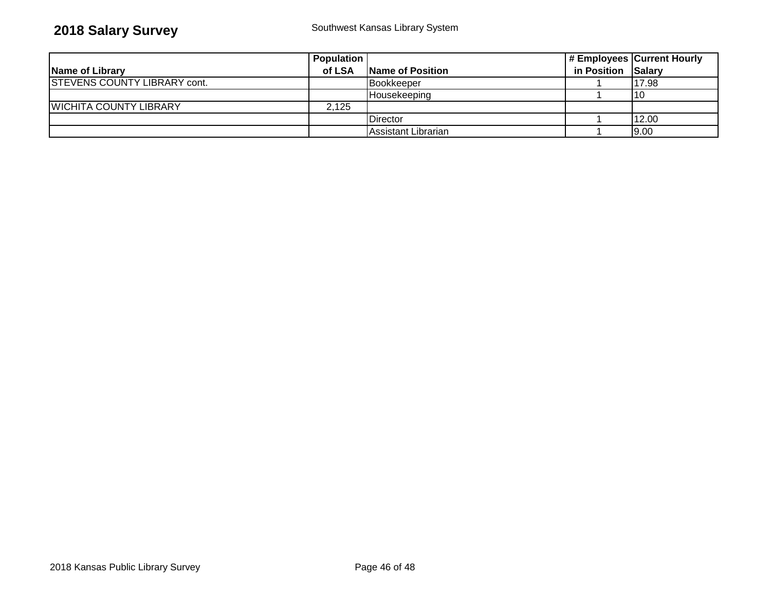**2018 Salary Survey** Southwest Kansas Library System

| Name of Library | Population of LSA | Name of Position | # Employees in Position | Current Hourly Salary |
|---|---|---|---|---|
| STEVENS COUNTY LIBRARY cont. | | Bookkeeper | 1 | 17.98 |
| | | Housekeeping | 1 | 10 |
| WICHITA COUNTY LIBRARY | 2,125 | | | |
| | | Director | 1 | 12.00 |
| | | Assistant Librarian | 1 | 9.00 |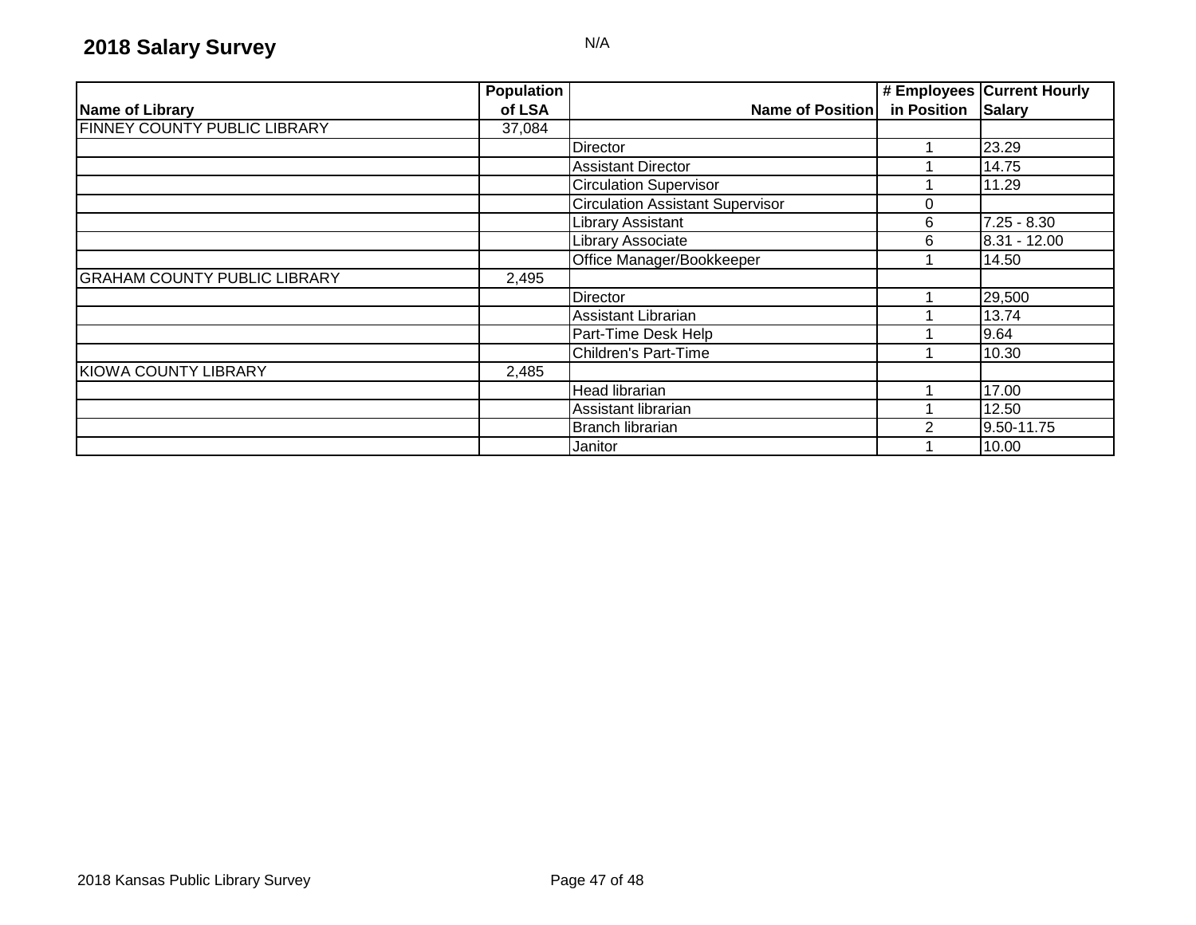## 2018 Salary Survey

N/A

| Name of Library | Population of LSA | Name of Position | # Employees in Position | Current Hourly Salary |
|---|---|---|---|---|
| FINNEY COUNTY PUBLIC LIBRARY | 37,084 | | | |
| | | Director | 1 | 23.29 |
| | | Assistant Director | 1 | 14.75 |
| | | Circulation Supervisor | 1 | 11.29 |
| | | Circulation Assistant Supervisor | 0 | |
| | | Library Assistant | 6 | 7.25 - 8.30 |
| | | Library Associate | 6 | 8.31 - 12.00 |
| | | Office Manager/Bookkeeper | 1 | 14.50 |
| GRAHAM COUNTY PUBLIC LIBRARY | 2,495 | | | |
| | | Director | 1 | 29,500 |
| | | Assistant Librarian | 1 | 13.74 |
| | | Part-Time Desk Help | 1 | 9.64 |
| | | Children's Part-Time | 1 | 10.30 |
| KIOWA COUNTY LIBRARY | 2,485 | | | |
| | | Head librarian | 1 | 17.00 |
| | | Assistant librarian | 1 | 12.50 |
| | | Branch librarian | 2 | 9.50-11.75 |
| | | Janitor | 1 | 10.00 |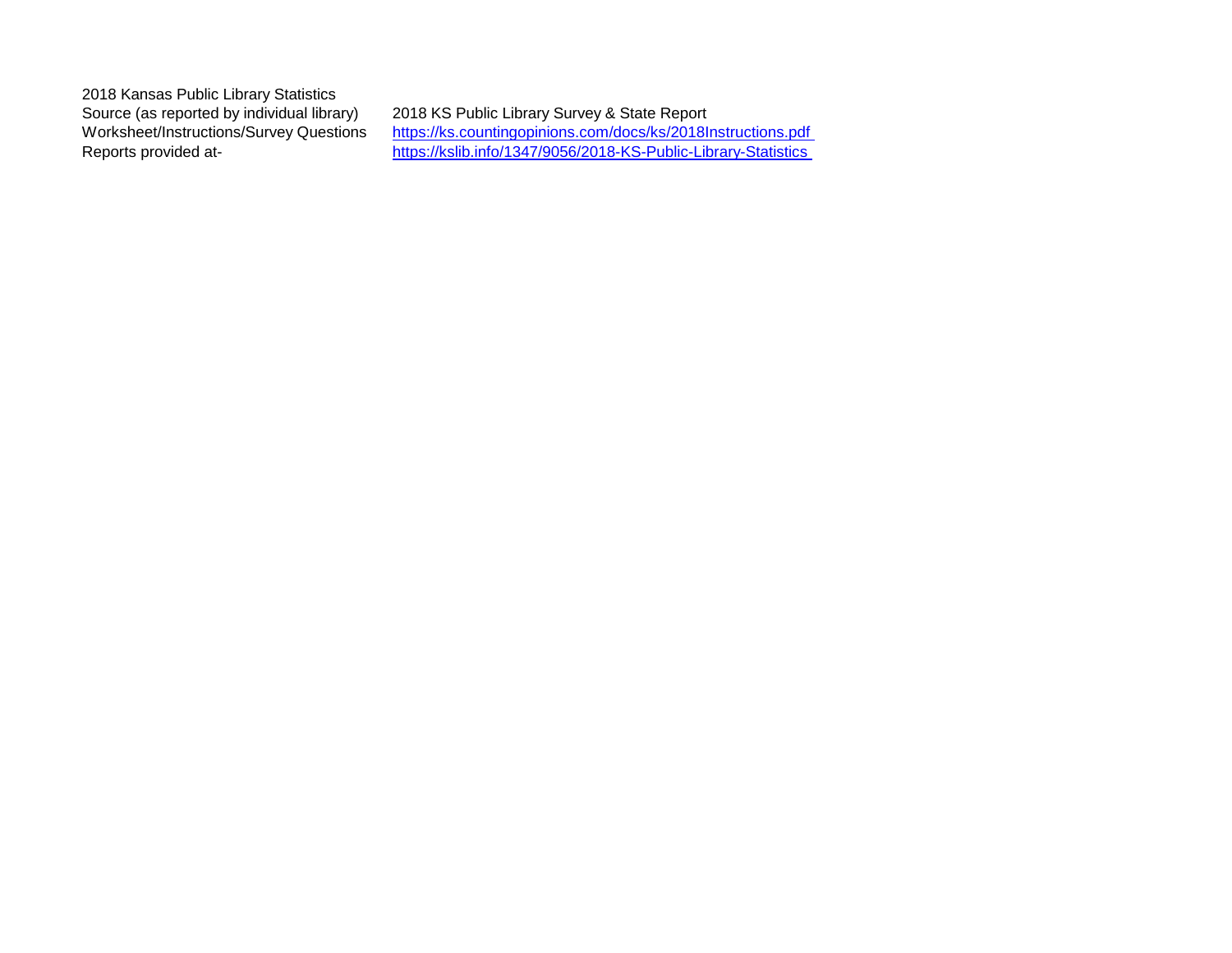| | |
|---|---|
| 2018 Kansas Public Library Statistics | |
| Source (as reported by individual library) | 2018 KS Public Library Survey & State Report |
| Worksheet/Instructions/Survey Questions | https://ks.countingopinions.com/docs/ks/2018Instructions.pdf |
| Reports provided at- | https://kslib.info/1347/9056/2018-KS-Public-Library-Statistics |